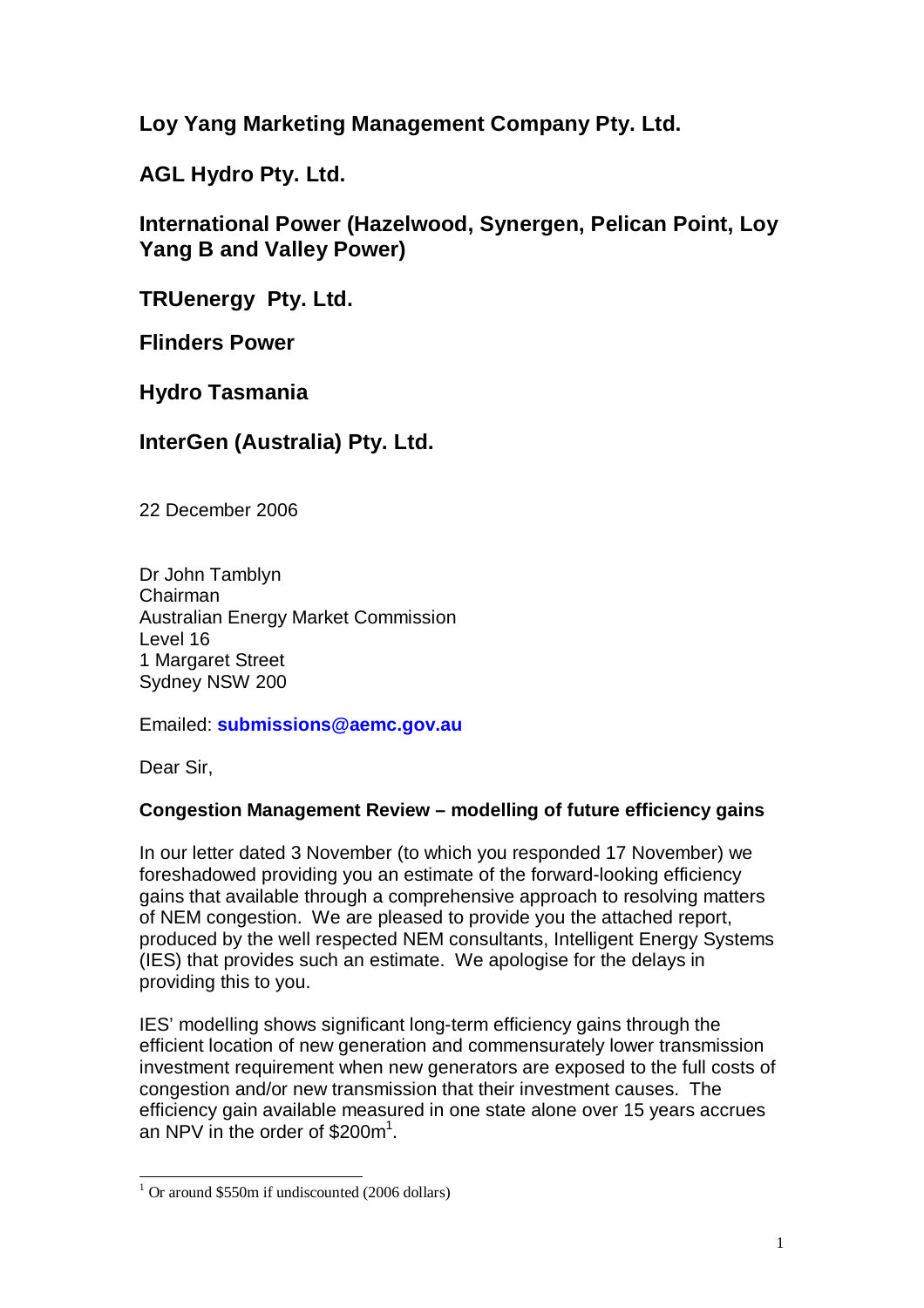**Loy Yang Marketing Management Company Pty. Ltd.**

**AGL Hydro Pty. Ltd.**

**International Power (Hazelwood, Synergen, Pelican Point, Loy Yang B and Valley Power)**

**TRUenergy Pty. Ltd.**

**Flinders Power**

**Hydro Tasmania**

**InterGen (Australia) Pty. Ltd.**

22 December 2006

Dr John Tamblyn
Chairman
Australian Energy Market Commission
Level 16
1 Margaret Street
Sydney NSW 200

Emailed: **submissions@aemc.gov.au**

Dear Sir,

**Congestion Management Review – modelling of future efficiency gains**

In our letter dated 3 November (to which you responded 17 November) we foreshadowed providing you an estimate of the forward-looking efficiency gains that available through a comprehensive approach to resolving matters of NEM congestion. We are pleased to provide you the attached report, produced by the well respected NEM consultants, Intelligent Energy Systems (IES) that provides such an estimate. We apologise for the delays in providing this to you.

IES' modelling shows significant long-term efficiency gains through the efficient location of new generation and commensurately lower transmission investment requirement when new generators are exposed to the full costs of congestion and/or new transmission that their investment causes. The efficiency gain available measured in one state alone over 15 years accrues an NPV in the order of \$200m[1].

[1] Or around \$550m if undiscounted (2006 dollars)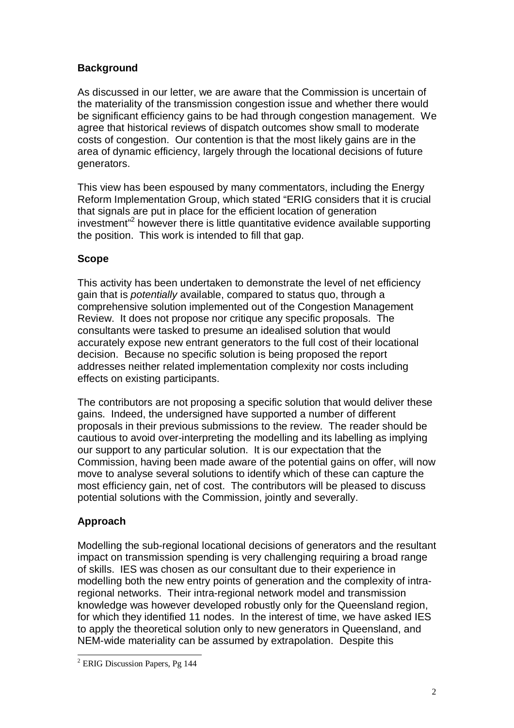## Background

As discussed in our letter, we are aware that the Commission is uncertain of the materiality of the transmission congestion issue and whether there would be significant efficiency gains to be had through congestion management. We agree that historical reviews of dispatch outcomes show small to moderate costs of congestion. Our contention is that the most likely gains are in the area of dynamic efficiency, largely through the locational decisions of future generators.

This view has been espoused by many commentators, including the Energy Reform Implementation Group, which stated "ERIG considers that it is crucial that signals are put in place for the efficient location of generation investment"[2] however there is little quantitative evidence available supporting the position. This work is intended to fill that gap.

## Scope

This activity has been undertaken to demonstrate the level of net efficiency gain that is *potentially* available, compared to status quo, through a comprehensive solution implemented out of the Congestion Management Review. It does not propose nor critique any specific proposals. The consultants were tasked to presume an idealised solution that would accurately expose new entrant generators to the full cost of their locational decision. Because no specific solution is being proposed the report addresses neither related implementation complexity nor costs including effects on existing participants.

The contributors are not proposing a specific solution that would deliver these gains. Indeed, the undersigned have supported a number of different proposals in their previous submissions to the review. The reader should be cautious to avoid over-interpreting the modelling and its labelling as implying our support to any particular solution. It is our expectation that the Commission, having been made aware of the potential gains on offer, will now move to analyse several solutions to identify which of these can capture the most efficiency gain, net of cost. The contributors will be pleased to discuss potential solutions with the Commission, jointly and severally.

## Approach

Modelling the sub-regional locational decisions of generators and the resultant impact on transmission spending is very challenging requiring a broad range of skills. IES was chosen as our consultant due to their experience in modelling both the new entry points of generation and the complexity of intra-regional networks. Their intra-regional network model and transmission knowledge was however developed robustly only for the Queensland region, for which they identified 11 nodes. In the interest of time, we have asked IES to apply the theoretical solution only to new generators in Queensland, and NEM-wide materiality can be assumed by extrapolation. Despite this

[2] ERIG Discussion Papers, Pg 144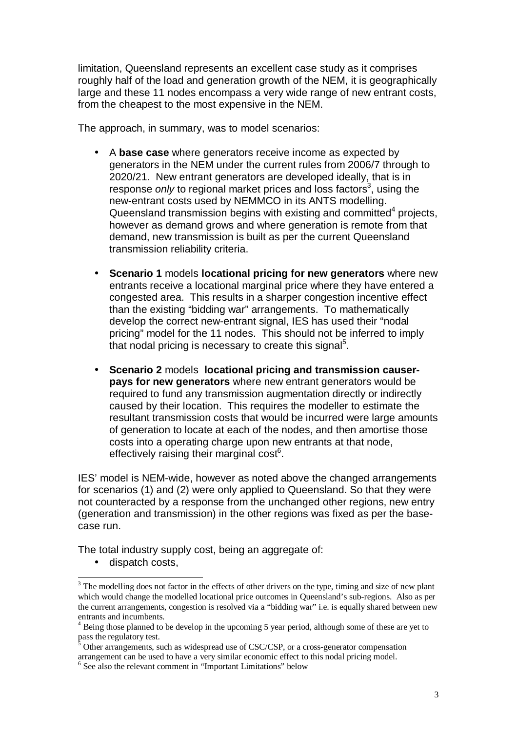limitation, Queensland represents an excellent case study as it comprises roughly half of the load and generation growth of the NEM, it is geographically large and these 11 nodes encompass a very wide range of new entrant costs, from the cheapest to the most expensive in the NEM.

The approach, in summary, was to model scenarios:

- A **base case** where generators receive income as expected by generators in the NEM under the current rules from 2006/7 through to 2020/21. New entrant generators are developed ideally, that is in response *only* to regional market prices and loss factors[3], using the new-entrant costs used by NEMMCO in its ANTS modelling. Queensland transmission begins with existing and committed[4] projects, however as demand grows and where generation is remote from that demand, new transmission is built as per the current Queensland transmission reliability criteria.

- **Scenario 1** models **locational pricing for new generators** where new entrants receive a locational marginal price where they have entered a congested area. This results in a sharper congestion incentive effect than the existing "bidding war" arrangements. To mathematically develop the correct new-entrant signal, IES has used their "nodal pricing" model for the 11 nodes. This should not be inferred to imply that nodal pricing is necessary to create this signal[5].

- **Scenario 2** models **locational pricing and transmission causer-pays for new generators** where new entrant generators would be required to fund any transmission augmentation directly or indirectly caused by their location. This requires the modeller to estimate the resultant transmission costs that would be incurred were large amounts of generation to locate at each of the nodes, and then amortise those costs into a operating charge upon new entrants at that node, effectively raising their marginal cost[6].

IES' model is NEM-wide, however as noted above the changed arrangements for scenarios (1) and (2) were only applied to Queensland. So that they were not counteracted by a response from the unchanged other regions, new entry (generation and transmission) in the other regions was fixed as per the base-case run.

The total industry supply cost, being an aggregate of:

- dispatch costs,

---

[3] The modelling does not factor in the effects of other drivers on the type, timing and size of new plant which would change the modelled locational price outcomes in Queensland's sub-regions. Also as per the current arrangements, congestion is resolved via a "bidding war" i.e. is equally shared between new entrants and incumbents.

[4] Being those planned to be develop in the upcoming 5 year period, although some of these are yet to pass the regulatory test.

[5] Other arrangements, such as widespread use of CSC/CSP, or a cross-generator compensation arrangement can be used to have a very similar economic effect to this nodal pricing model.

[6] See also the relevant comment in "Important Limitations" below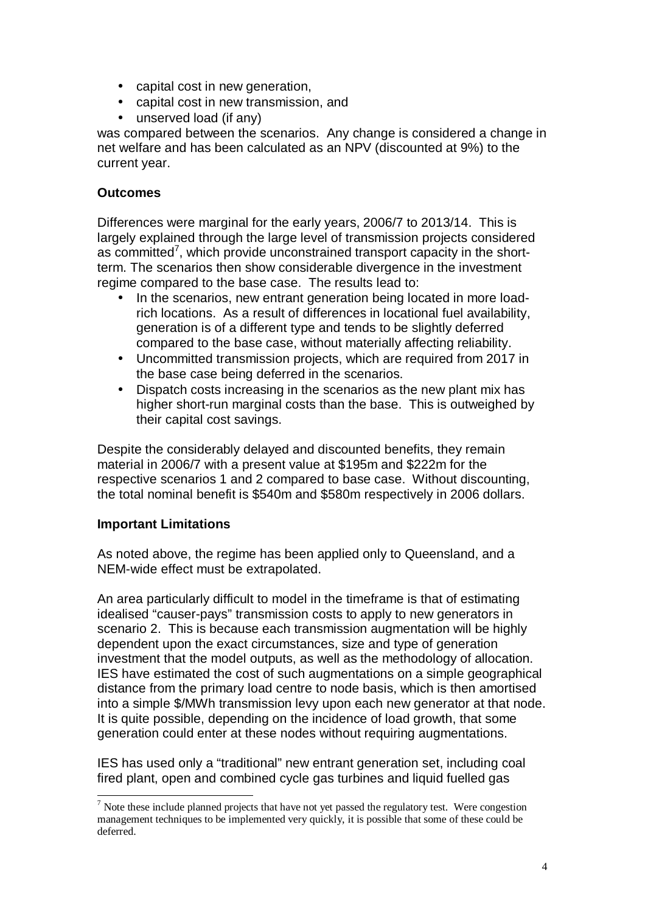- capital cost in new generation,
- capital cost in new transmission, and
- unserved load (if any)

was compared between the scenarios. Any change is considered a change in net welfare and has been calculated as an NPV (discounted at 9%) to the current year.

**Outcomes**

Differences were marginal for the early years, 2006/7 to 2013/14. This is largely explained through the large level of transmission projects considered as committed[7], which provide unconstrained transport capacity in the short-term. The scenarios then show considerable divergence in the investment regime compared to the base case. The results lead to:

- In the scenarios, new entrant generation being located in more load-rich locations. As a result of differences in locational fuel availability, generation is of a different type and tends to be slightly deferred compared to the base case, without materially affecting reliability.
- Uncommitted transmission projects, which are required from 2017 in the base case being deferred in the scenarios.
- Dispatch costs increasing in the scenarios as the new plant mix has higher short-run marginal costs than the base. This is outweighed by their capital cost savings.

Despite the considerably delayed and discounted benefits, they remain material in 2006/7 with a present value at $195m and $222m for the respective scenarios 1 and 2 compared to base case. Without discounting, the total nominal benefit is $540m and $580m respectively in 2006 dollars.

**Important Limitations**

As noted above, the regime has been applied only to Queensland, and a NEM-wide effect must be extrapolated.

An area particularly difficult to model in the timeframe is that of estimating idealised "causer-pays" transmission costs to apply to new generators in scenario 2. This is because each transmission augmentation will be highly dependent upon the exact circumstances, size and type of generation investment that the model outputs, as well as the methodology of allocation. IES have estimated the cost of such augmentations on a simple geographical distance from the primary load centre to node basis, which is then amortised into a simple $/MWh transmission levy upon each new generator at that node. It is quite possible, depending on the incidence of load growth, that some generation could enter at these nodes without requiring augmentations.

IES has used only a "traditional" new entrant generation set, including coal fired plant, open and combined cycle gas turbines and liquid fuelled gas

[7] Note these include planned projects that have not yet passed the regulatory test. Were congestion management techniques to be implemented very quickly, it is possible that some of these could be deferred.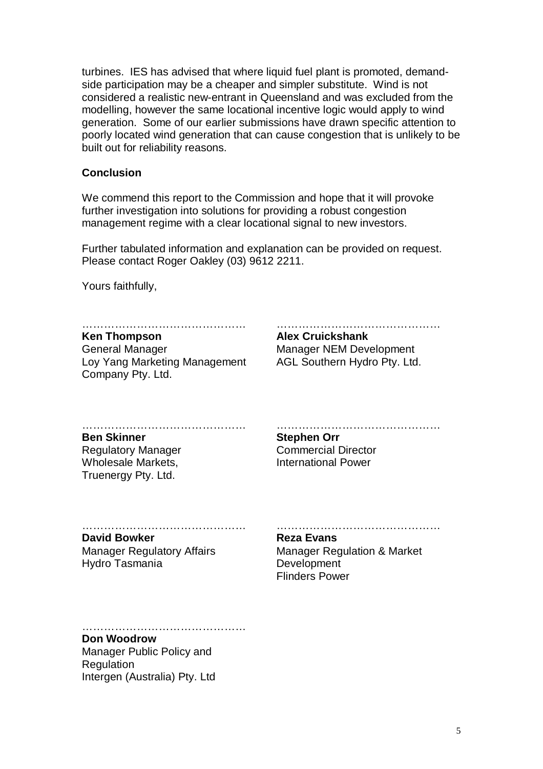turbines. IES has advised that where liquid fuel plant is promoted, demand-side participation may be a cheaper and simpler substitute. Wind is not considered a realistic new-entrant in Queensland and was excluded from the modelling, however the same locational incentive logic would apply to wind generation. Some of our earlier submissions have drawn specific attention to poorly located wind generation that can cause congestion that is unlikely to be built out for reliability reasons.

**Conclusion**

We commend this report to the Commission and hope that it will provoke further investigation into solutions for providing a robust congestion management regime with a clear locational signal to new investors.

Further tabulated information and explanation can be provided on request. Please contact Roger Oakley (03) 9612 2211.

Yours faithfully,

……………………………………
**Ken Thompson**
General Manager
Loy Yang Marketing Management Company Pty. Ltd.

……………………………………
**Alex Cruickshank**
Manager NEM Development
AGL Southern Hydro Pty. Ltd.

……………………………………
**Ben Skinner**
Regulatory Manager
Wholesale Markets,
Truenergy Pty. Ltd.

……………………………………
**Stephen Orr**
Commercial Director
International Power

……………………………………
**David Bowker**
Manager Regulatory Affairs
Hydro Tasmania

……………………………………
**Reza Evans**
Manager Regulation & Market Development
Flinders Power

……………………………………
**Don Woodrow**
Manager Public Policy and Regulation
Intergen (Australia) Pty. Ltd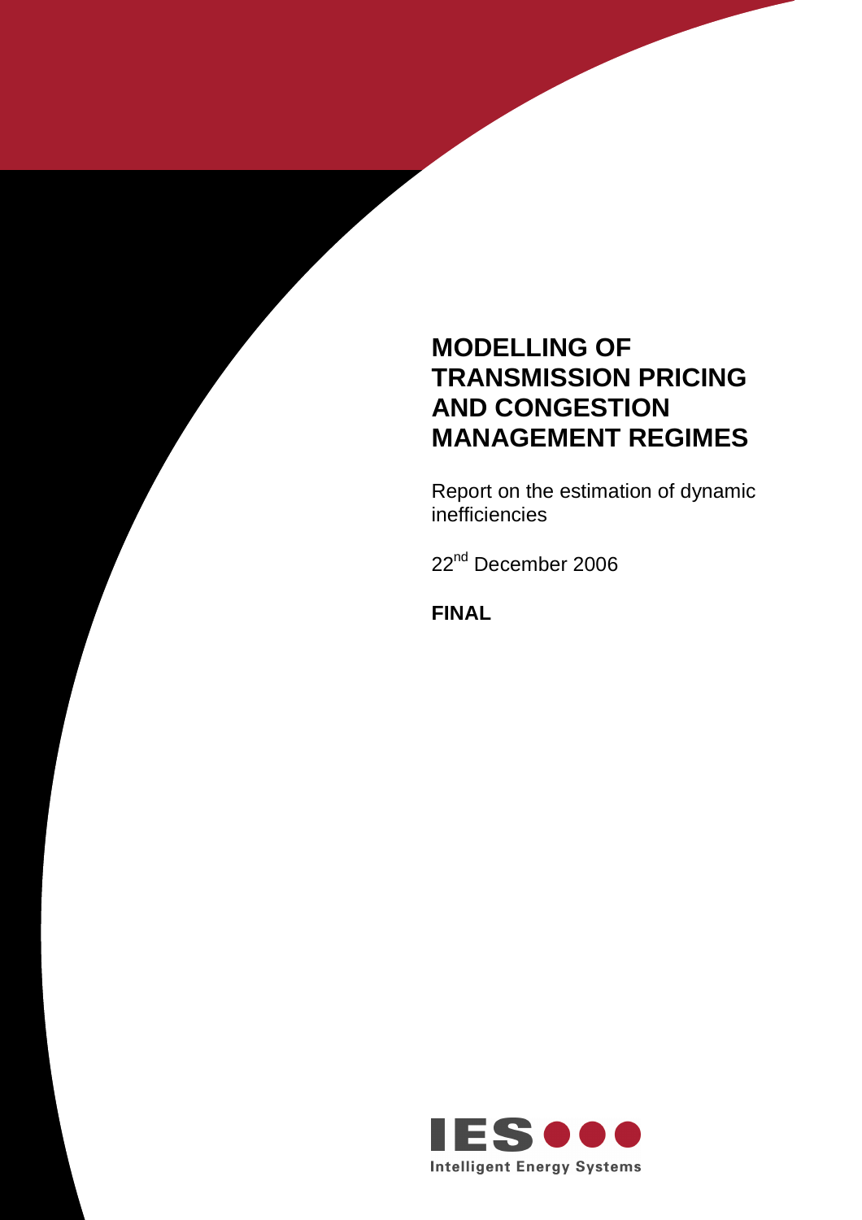# MODELLING OF TRANSMISSION PRICING AND CONGESTION MANAGEMENT REGIMES

Report on the estimation of dynamic inefficiencies

22nd December 2006

**FINAL**

IES

Intelligent Energy Systems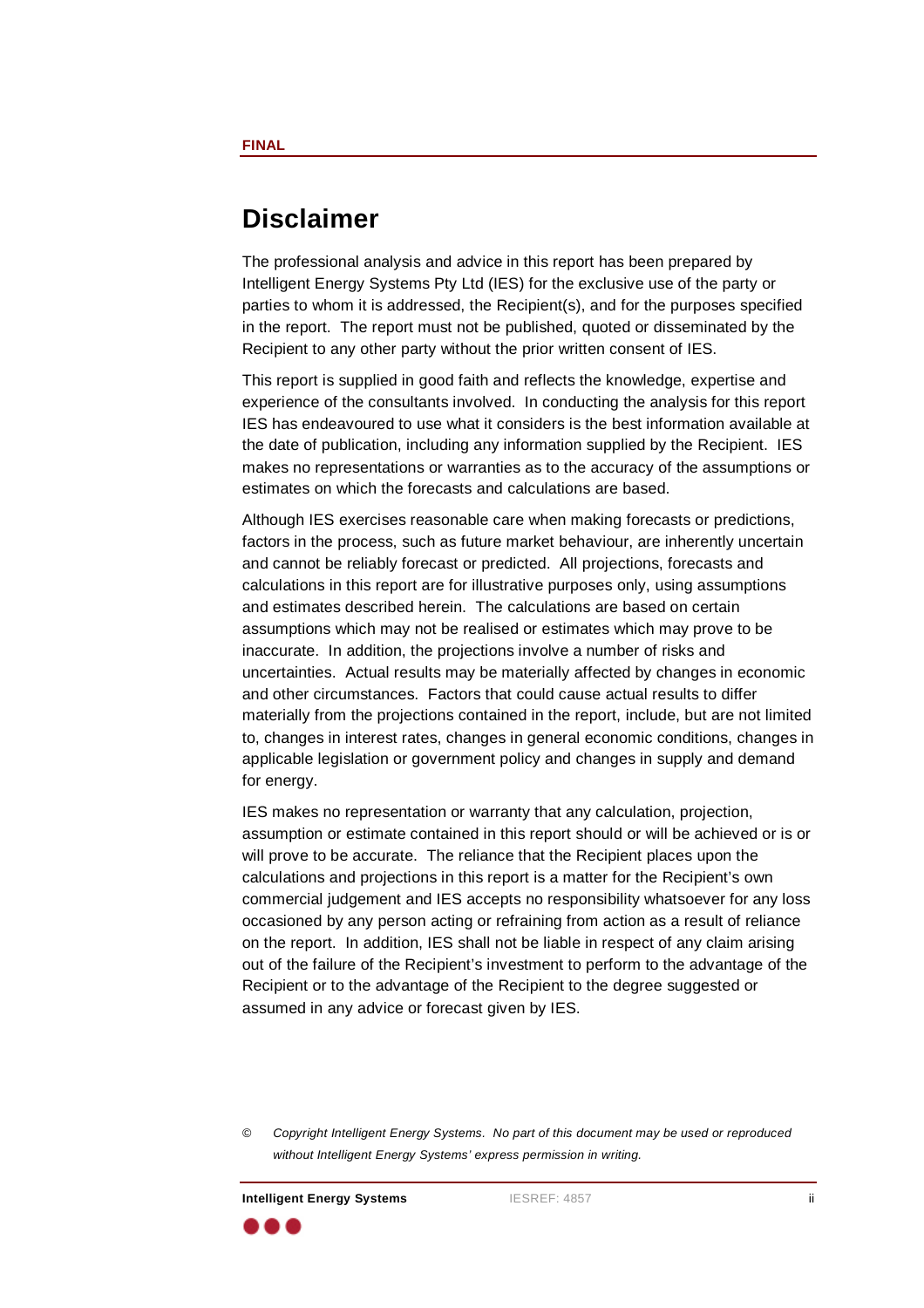# Disclaimer

The professional analysis and advice in this report has been prepared by Intelligent Energy Systems Pty Ltd (IES) for the exclusive use of the party or parties to whom it is addressed, the Recipient(s), and for the purposes specified in the report. The report must not be published, quoted or disseminated by the Recipient to any other party without the prior written consent of IES.

This report is supplied in good faith and reflects the knowledge, expertise and experience of the consultants involved. In conducting the analysis for this report IES has endeavoured to use what it considers is the best information available at the date of publication, including any information supplied by the Recipient. IES makes no representations or warranties as to the accuracy of the assumptions or estimates on which the forecasts and calculations are based.

Although IES exercises reasonable care when making forecasts or predictions, factors in the process, such as future market behaviour, are inherently uncertain and cannot be reliably forecast or predicted. All projections, forecasts and calculations in this report are for illustrative purposes only, using assumptions and estimates described herein. The calculations are based on certain assumptions which may not be realised or estimates which may prove to be inaccurate. In addition, the projections involve a number of risks and uncertainties. Actual results may be materially affected by changes in economic and other circumstances. Factors that could cause actual results to differ materially from the projections contained in the report, include, but are not limited to, changes in interest rates, changes in general economic conditions, changes in applicable legislation or government policy and changes in supply and demand for energy.

IES makes no representation or warranty that any calculation, projection, assumption or estimate contained in this report should or will be achieved or is or will prove to be accurate. The reliance that the Recipient places upon the calculations and projections in this report is a matter for the Recipient's own commercial judgement and IES accepts no responsibility whatsoever for any loss occasioned by any person acting or refraining from action as a result of reliance on the report. In addition, IES shall not be liable in respect of any claim arising out of the failure of the Recipient's investment to perform to the advantage of the Recipient or to the advantage of the Recipient to the degree suggested or assumed in any advice or forecast given by IES.

© *Copyright Intelligent Energy Systems. No part of this document may be used or reproduced without Intelligent Energy Systems' express permission in writing.*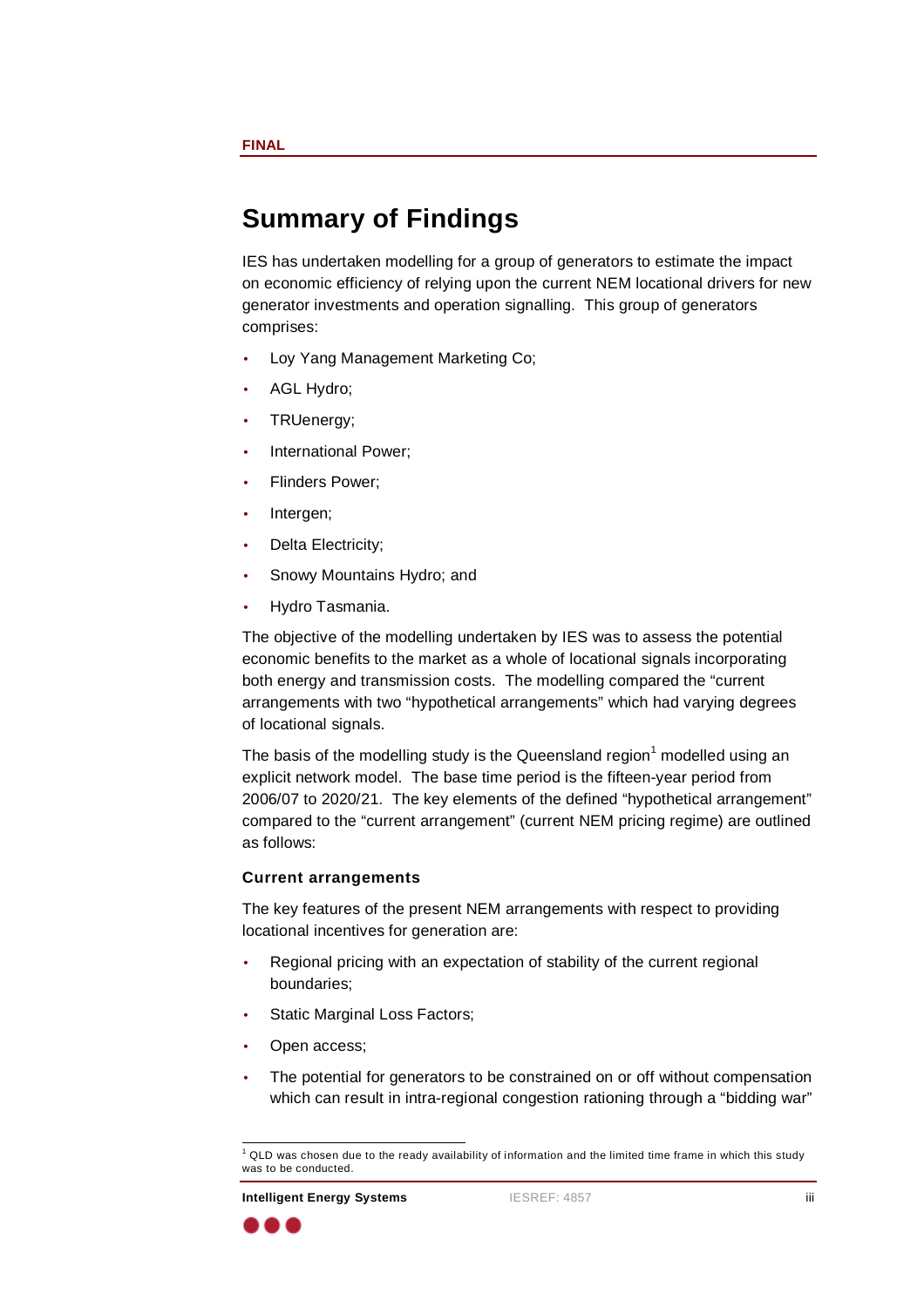# Summary of Findings

IES has undertaken modelling for a group of generators to estimate the impact on economic efficiency of relying upon the current NEM locational drivers for new generator investments and operation signalling. This group of generators comprises:

- Loy Yang Management Marketing Co;
- AGL Hydro;
- TRUenergy;
- International Power;
- Flinders Power;
- Intergen;
- Delta Electricity;
- Snowy Mountains Hydro; and
- Hydro Tasmania.

The objective of the modelling undertaken by IES was to assess the potential economic benefits to the market as a whole of locational signals incorporating both energy and transmission costs. The modelling compared the "current arrangements with two "hypothetical arrangements" which had varying degrees of locational signals.

The basis of the modelling study is the Queensland region[1] modelled using an explicit network model. The base time period is the fifteen-year period from 2006/07 to 2020/21. The key elements of the defined "hypothetical arrangement" compared to the "current arrangement" (current NEM pricing regime) are outlined as follows:

### Current arrangements

The key features of the present NEM arrangements with respect to providing locational incentives for generation are:

- Regional pricing with an expectation of stability of the current regional boundaries;
- Static Marginal Loss Factors;
- Open access;
- The potential for generators to be constrained on or off without compensation which can result in intra-regional congestion rationing through a "bidding war"

[1] QLD was chosen due to the ready availability of information and the limited time frame in which this study was to be conducted.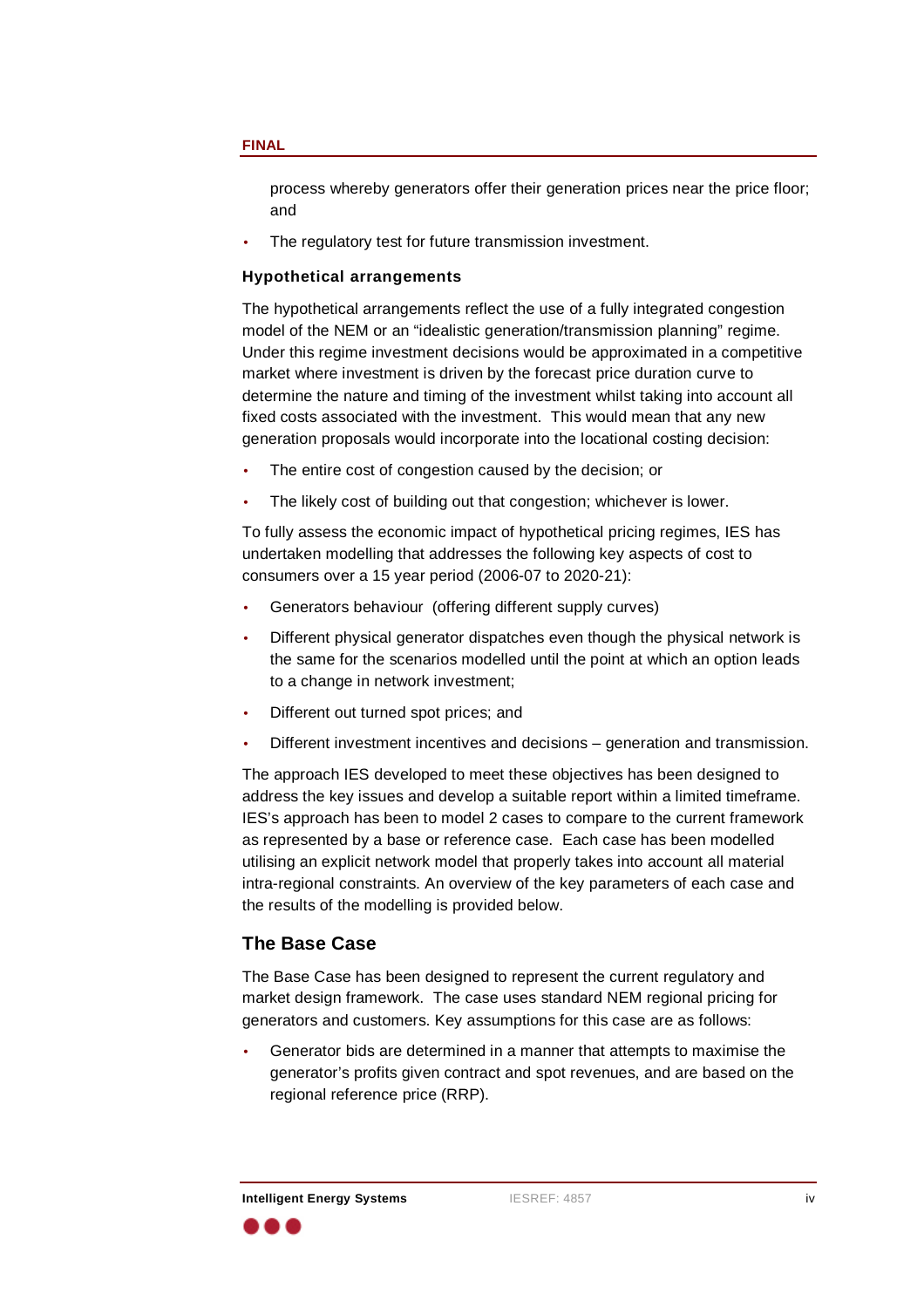process whereby generators offer their generation prices near the price floor; and

- The regulatory test for future transmission investment.

**Hypothetical arrangements**

The hypothetical arrangements reflect the use of a fully integrated congestion model of the NEM or an "idealistic generation/transmission planning" regime. Under this regime investment decisions would be approximated in a competitive market where investment is driven by the forecast price duration curve to determine the nature and timing of the investment whilst taking into account all fixed costs associated with the investment. This would mean that any new generation proposals would incorporate into the locational costing decision:

- The entire cost of congestion caused by the decision; or
- The likely cost of building out that congestion; whichever is lower.

To fully assess the economic impact of hypothetical pricing regimes, IES has undertaken modelling that addresses the following key aspects of cost to consumers over a 15 year period (2006-07 to 2020-21):

- Generators behaviour (offering different supply curves)
- Different physical generator dispatches even though the physical network is the same for the scenarios modelled until the point at which an option leads to a change in network investment;
- Different out turned spot prices; and
- Different investment incentives and decisions – generation and transmission.

The approach IES developed to meet these objectives has been designed to address the key issues and develop a suitable report within a limited timeframe. IES's approach has been to model 2 cases to compare to the current framework as represented by a base or reference case. Each case has been modelled utilising an explicit network model that properly takes into account all material intra-regional constraints. An overview of the key parameters of each case and the results of the modelling is provided below.

## The Base Case

The Base Case has been designed to represent the current regulatory and market design framework. The case uses standard NEM regional pricing for generators and customers. Key assumptions for this case are as follows:

- Generator bids are determined in a manner that attempts to maximise the generator's profits given contract and spot revenues, and are based on the regional reference price (RRP).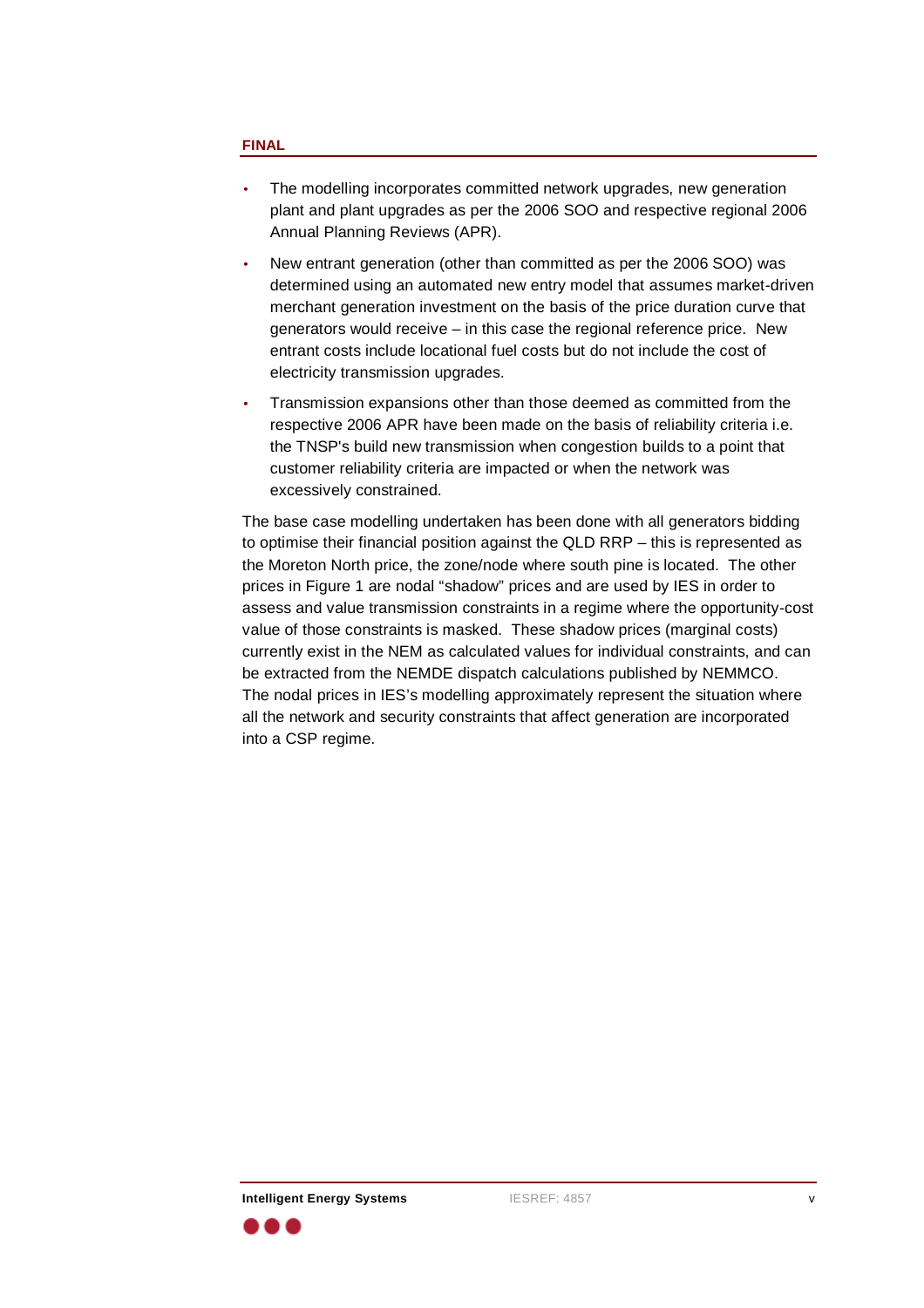- The modelling incorporates committed network upgrades, new generation plant and plant upgrades as per the 2006 SOO and respective regional 2006 Annual Planning Reviews (APR).
- New entrant generation (other than committed as per the 2006 SOO) was determined using an automated new entry model that assumes market-driven merchant generation investment on the basis of the price duration curve that generators would receive – in this case the regional reference price. New entrant costs include locational fuel costs but do not include the cost of electricity transmission upgrades.
- Transmission expansions other than those deemed as committed from the respective 2006 APR have been made on the basis of reliability criteria i.e. the TNSP's build new transmission when congestion builds to a point that customer reliability criteria are impacted or when the network was excessively constrained.

The base case modelling undertaken has been done with all generators bidding to optimise their financial position against the QLD RRP – this is represented as the Moreton North price, the zone/node where south pine is located. The other prices in Figure 1 are nodal "shadow" prices and are used by IES in order to assess and value transmission constraints in a regime where the opportunity-cost value of those constraints is masked. These shadow prices (marginal costs) currently exist in the NEM as calculated values for individual constraints, and can be extracted from the NEMDE dispatch calculations published by NEMMCO. The nodal prices in IES's modelling approximately represent the situation where all the network and security constraints that affect generation are incorporated into a CSP regime.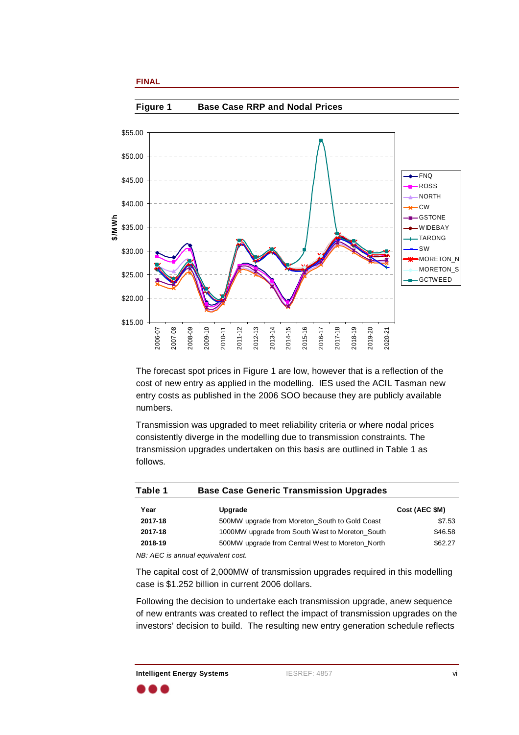FINAL

**Figure 1 Base Case RRP and Nodal Prices**

**Figure 1 Base Case RRP and Nodal Prices**

The forecast spot prices in Figure 1 are low, however that is a reflection of the cost of new entry as applied in the modelling. IES used the ACIL Tasman new entry costs as published in the 2006 SOO because they are publicly available numbers.

Transmission was upgraded to meet reliability criteria or where nodal prices consistently diverge in the modelling due to transmission constraints. The transmission upgrades undertaken on this basis are outlined in Table 1 as follows.

**Table 1 Base Case Generic Transmission Upgrades**

| Year | Upgrade | Cost (AEC $M) |
|---|---|---|
| **2017-18** | 500MW upgrade from Moreton_South to Gold Coast | $7.53 |
| **2017-18** | 1000MW upgrade from South West to Moreton_South | $46.58 |
| **2018-19** | 500MW upgrade from Central West to Moreton_North | $62.27 |

*NB: AEC is annual equivalent cost.*

The capital cost of 2,000MW of transmission upgrades required in this modelling case is $1.252 billion in current 2006 dollars.

Following the decision to undertake each transmission upgrade, anew sequence of new entrants was created to reflect the impact of transmission upgrades on the investors' decision to build. The resulting new entry generation schedule reflects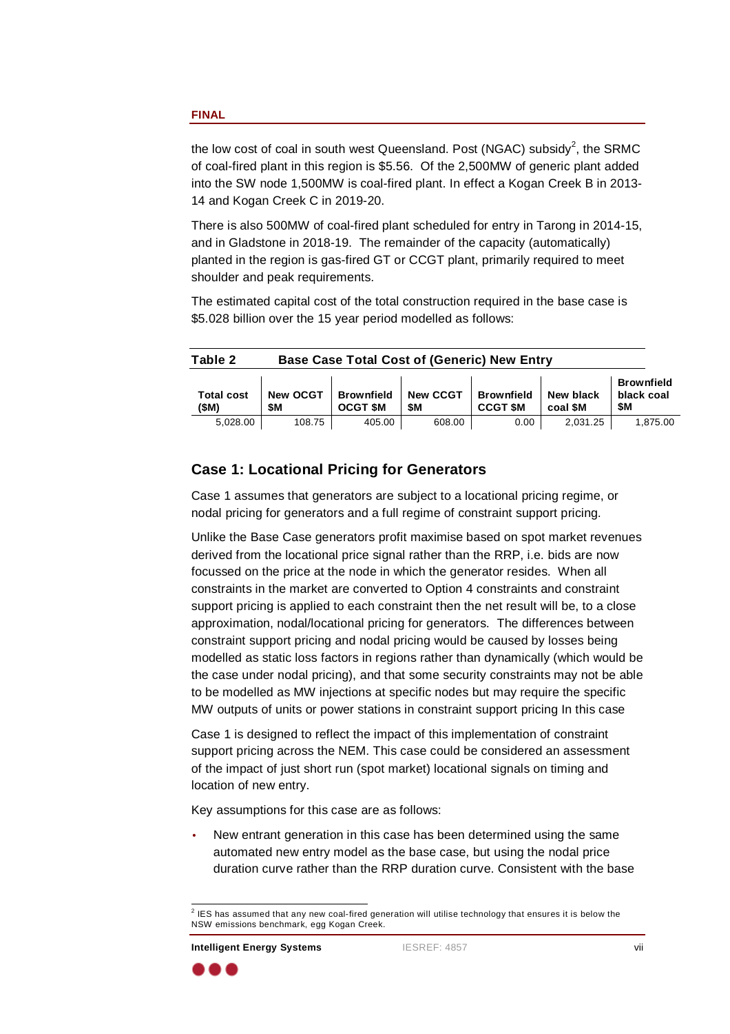the low cost of coal in south west Queensland. Post (NGAC) subsidy[2], the SRMC of coal-fired plant in this region is $5.56. Of the 2,500MW of generic plant added into the SW node 1,500MW is coal-fired plant. In effect a Kogan Creek B in 2013-14 and Kogan Creek C in 2019-20.

There is also 500MW of coal-fired plant scheduled for entry in Tarong in 2014-15, and in Gladstone in 2018-19. The remainder of the capacity (automatically) planted in the region is gas-fired GT or CCGT plant, primarily required to meet shoulder and peak requirements.

The estimated capital cost of the total construction required in the base case is $5.028 billion over the 15 year period modelled as follows:

**Table 2 Base Case Total Cost of (Generic) New Entry**

| Total cost ($M) | New OCGT $M | Brownfield OCGT $M | New CCGT $M | Brownfield CCGT $M | New black coal $M | Brownfield black coal $M |
|---|---|---|---|---|---|---|
| 5,028.00 | 108.75 | 405.00 | 608.00 | 0.00 | 2,031.25 | 1,875.00 |

## Case 1: Locational Pricing for Generators

Case 1 assumes that generators are subject to a locational pricing regime, or nodal pricing for generators and a full regime of constraint support pricing.

Unlike the Base Case generators profit maximise based on spot market revenues derived from the locational price signal rather than the RRP, i.e. bids are now focussed on the price at the node in which the generator resides. When all constraints in the market are converted to Option 4 constraints and constraint support pricing is applied to each constraint then the net result will be, to a close approximation, nodal/locational pricing for generators. The differences between constraint support pricing and nodal pricing would be caused by losses being modelled as static loss factors in regions rather than dynamically (which would be the case under nodal pricing), and that some security constraints may not be able to be modelled as MW injections at specific nodes but may require the specific MW outputs of units or power stations in constraint support pricing In this case

Case 1 is designed to reflect the impact of this implementation of constraint support pricing across the NEM. This case could be considered an assessment of the impact of just short run (spot market) locational signals on timing and location of new entry.

Key assumptions for this case are as follows:

- New entrant generation in this case has been determined using the same automated new entry model as the base case, but using the nodal price duration curve rather than the RRP duration curve. Consistent with the base

[2] IES has assumed that any new coal-fired generation will utilise technology that ensures it is below the NSW emissions benchmark, egg Kogan Creek.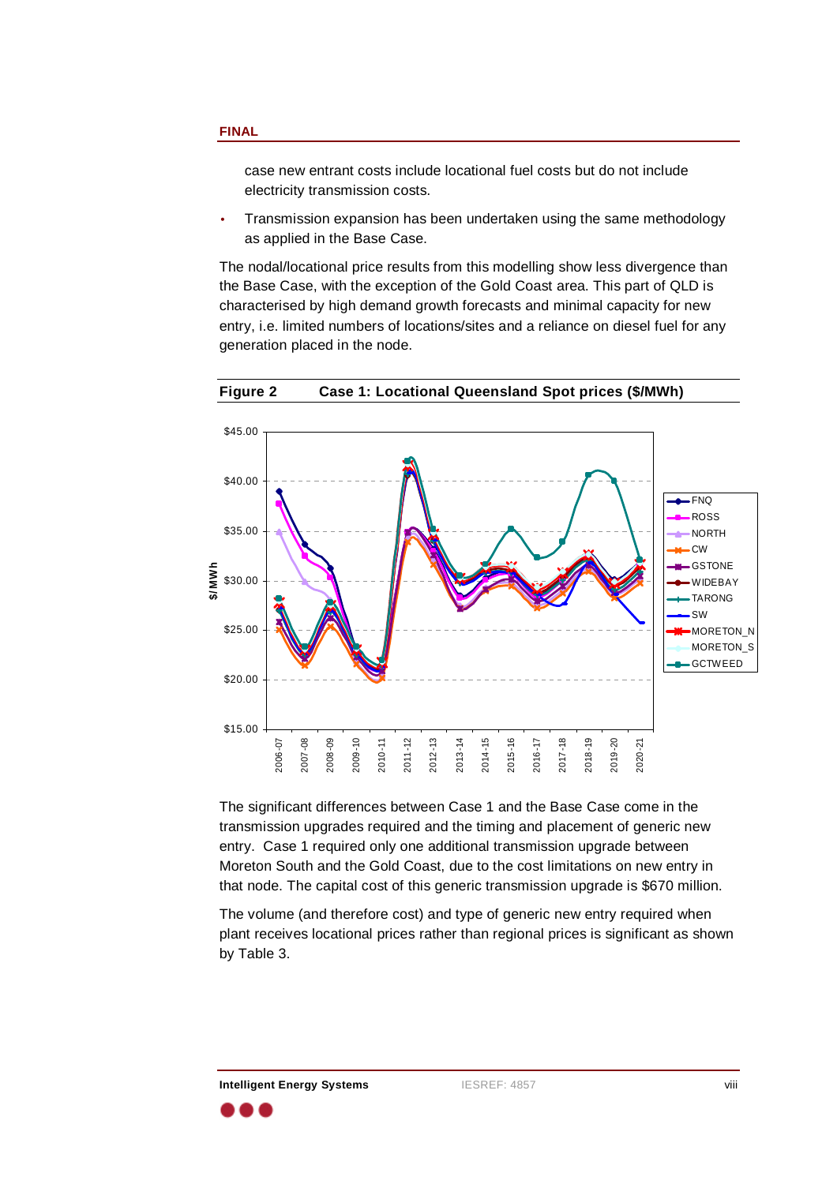case new entrant costs include locational fuel costs but do not include electricity transmission costs.

- Transmission expansion has been undertaken using the same methodology as applied in the Base Case.

The nodal/locational price results from this modelling show less divergence than the Base Case, with the exception of the Gold Coast area. This part of QLD is characterised by high demand growth forecasts and minimal capacity for new entry, i.e. limited numbers of locations/sites and a reliance on diesel fuel for any generation placed in the node.

**Figure 2 Case 1: Locational Queensland Spot prices ($/MWh)**

The significant differences between Case 1 and the Base Case come in the transmission upgrades required and the timing and placement of generic new entry. Case 1 required only one additional transmission upgrade between Moreton South and the Gold Coast, due to the cost limitations on new entry in that node. The capital cost of this generic transmission upgrade is $670 million.

The volume (and therefore cost) and type of generic new entry required when plant receives locational prices rather than regional prices is significant as shown by Table 3.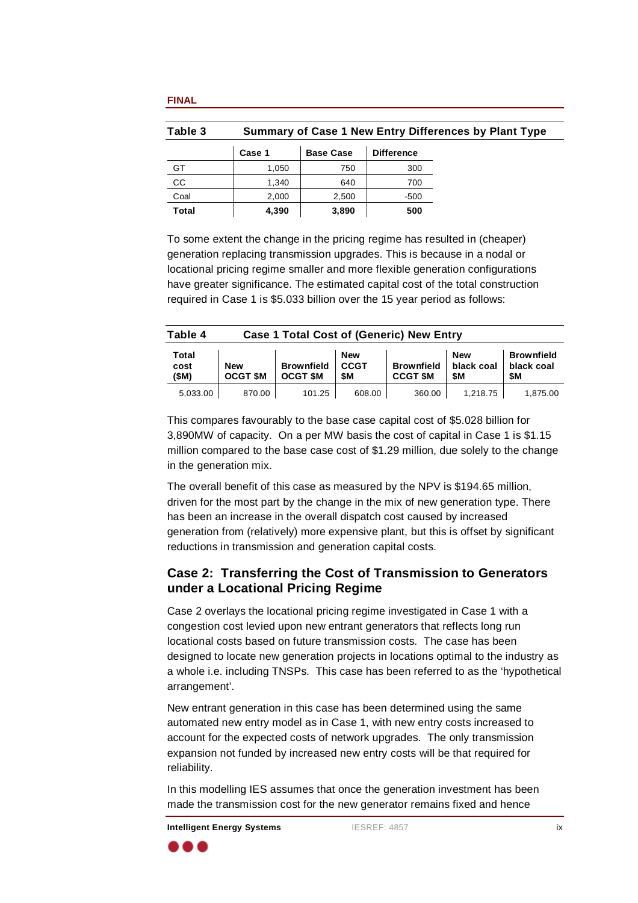FINAL

**Table 3 Summary of Case 1 New Entry Differences by Plant Type**

| | Case 1 | Base Case | Difference |
|---|---|---|---|
| GT | 1,050 | 750 | 300 |
| CC | 1,340 | 640 | 700 |
| Coal | 2,000 | 2,500 | -500 |
| **Total** | **4,390** | **3,890** | **500** |

To some extent the change in the pricing regime has resulted in (cheaper) generation replacing transmission upgrades. This is because in a nodal or locational pricing regime smaller and more flexible generation configurations have greater significance. The estimated capital cost of the total construction required in Case 1 is $5.033 billion over the 15 year period as follows:

**Table 4 Case 1 Total Cost of (Generic) New Entry**

| Total cost ($M) | New OCGT $M | Brownfield OCGT $M | New CCGT $M | Brownfield CCGT $M | New black coal $M | Brownfield black coal $M |
|---|---|---|---|---|---|---|
| 5,033.00 | 870.00 | 101.25 | 608.00 | 360.00 | 1,218.75 | 1,875.00 |

This compares favourably to the base case capital cost of $5.028 billion for 3,890MW of capacity. On a per MW basis the cost of capital in Case 1 is $1.15 million compared to the base case cost of $1.29 million, due solely to the change in the generation mix.

The overall benefit of this case as measured by the NPV is $194.65 million, driven for the most part by the change in the mix of new generation type. There has been an increase in the overall dispatch cost caused by increased generation from (relatively) more expensive plant, but this is offset by significant reductions in transmission and generation capital costs.

## Case 2: Transferring the Cost of Transmission to Generators under a Locational Pricing Regime

Case 2 overlays the locational pricing regime investigated in Case 1 with a congestion cost levied upon new entrant generators that reflects long run locational costs based on future transmission costs. The case has been designed to locate new generation projects in locations optimal to the industry as a whole i.e. including TNSPs. This case has been referred to as the ‘hypothetical arrangement’.

New entrant generation in this case has been determined using the same automated new entry model as in Case 1, with new entry costs increased to account for the expected costs of network upgrades. The only transmission expansion not funded by increased new entry costs will be that required for reliability.

In this modelling IES assumes that once the generation investment has been made the transmission cost for the new generator remains fixed and hence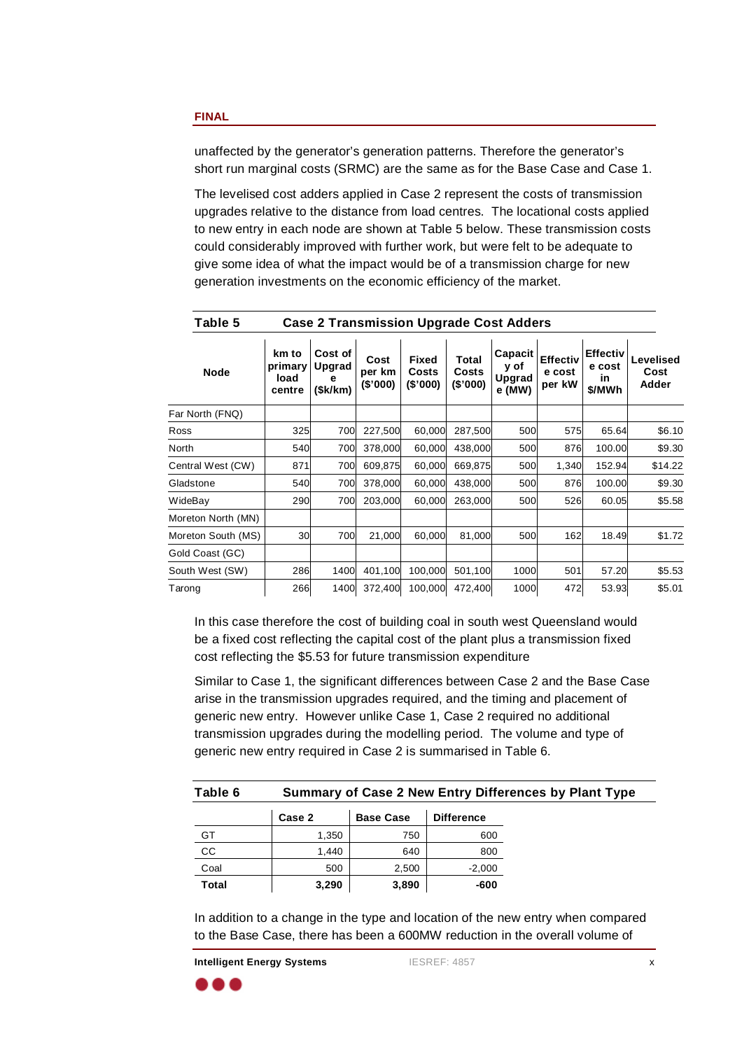unaffected by the generator's generation patterns. Therefore the generator's short run marginal costs (SRMC) are the same as for the Base Case and Case 1.

The levelised cost adders applied in Case 2 represent the costs of transmission upgrades relative to the distance from load centres. The locational costs applied to new entry in each node are shown at Table 5 below. These transmission costs could considerably improved with further work, but were felt to be adequate to give some idea of what the impact would be of a transmission charge for new generation investments on the economic efficiency of the market.

**Table 5 Case 2 Transmission Upgrade Cost Adders**

| Node | km to primary load centre | Cost of Upgrade ($k/km) | Cost per km ($'000) | Fixed Costs ($'000) | Total Costs ($'000) | Capacity of Upgrade (MW) | Effective cost per kW | Effective cost in $/MWh | Levelised Cost Adder |
|---|---|---|---|---|---|---|---|---|---|
| Far North (FNQ) | | | | | | | | | |
| Ross | 325 | 700 | 227,500 | 60,000 | 287,500 | 500 | 575 | 65.64 | $6.10 |
| North | 540 | 700 | 378,000 | 60,000 | 438,000 | 500 | 876 | 100.00 | $9.30 |
| Central West (CW) | 871 | 700 | 609,875 | 60,000 | 669,875 | 500 | 1,340 | 152.94 | $14.22 |
| Gladstone | 540 | 700 | 378,000 | 60,000 | 438,000 | 500 | 876 | 100.00 | $9.30 |
| WideBay | 290 | 700 | 203,000 | 60,000 | 263,000 | 500 | 526 | 60.05 | $5.58 |
| Moreton North (MN) | | | | | | | | | |
| Moreton South (MS) | 30 | 700 | 21,000 | 60,000 | 81,000 | 500 | 162 | 18.49 | $1.72 |
| Gold Coast (GC) | | | | | | | | | |
| South West (SW) | 286 | 1400 | 401,100 | 100,000 | 501,100 | 1000 | 501 | 57.20 | $5.53 |
| Tarong | 266 | 1400 | 372,400 | 100,000 | 472,400 | 1000 | 472 | 53.93 | $5.01 |

In this case therefore the cost of building coal in south west Queensland would be a fixed cost reflecting the capital cost of the plant plus a transmission fixed cost reflecting the $5.53 for future transmission expenditure

Similar to Case 1, the significant differences between Case 2 and the Base Case arise in the transmission upgrades required, and the timing and placement of generic new entry. However unlike Case 1, Case 2 required no additional transmission upgrades during the modelling period. The volume and type of generic new entry required in Case 2 is summarised in Table 6.

**Table 6 Summary of Case 2 New Entry Differences by Plant Type**

| | Case 2 | Base Case | Difference |
|---|---|---|---|
| GT | 1,350 | 750 | 600 |
| CC | 1,440 | 640 | 800 |
| Coal | 500 | 2,500 | -2,000 |
| **Total** | **3,290** | **3,890** | **-600** |

In addition to a change in the type and location of the new entry when compared to the Base Case, there has been a 600MW reduction in the overall volume of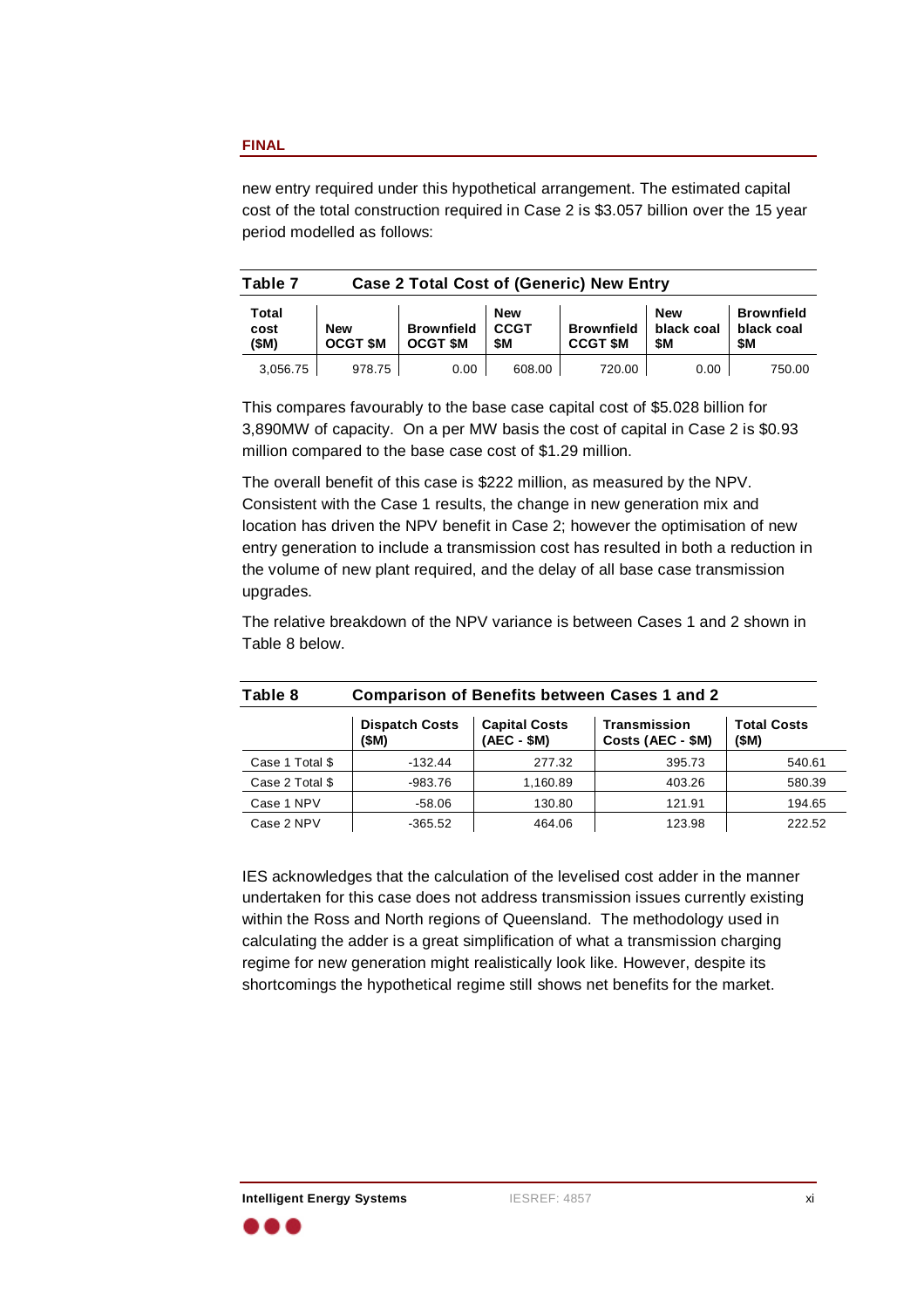new entry required under this hypothetical arrangement. The estimated capital cost of the total construction required in Case 2 is $3.057 billion over the 15 year period modelled as follows:

**Table 7 Case 2 Total Cost of (Generic) New Entry**

| Total cost ($M) | New OCGT $M | Brownfield OCGT $M | New CCGT $M | Brownfield CCGT $M | New black coal $M | Brownfield black coal $M |
|---|---|---|---|---|---|---|
| 3,056.75 | 978.75 | 0.00 | 608.00 | 720.00 | 0.00 | 750.00 |

This compares favourably to the base case capital cost of $5.028 billion for 3,890MW of capacity. On a per MW basis the cost of capital in Case 2 is $0.93 million compared to the base case cost of $1.29 million.

The overall benefit of this case is $222 million, as measured by the NPV. Consistent with the Case 1 results, the change in new generation mix and location has driven the NPV benefit in Case 2; however the optimisation of new entry generation to include a transmission cost has resulted in both a reduction in the volume of new plant required, and the delay of all base case transmission upgrades.

The relative breakdown of the NPV variance is between Cases 1 and 2 shown in Table 8 below.

**Table 8 Comparison of Benefits between Cases 1 and 2**

| | Dispatch Costs ($M) | Capital Costs (AEC - $M) | Transmission Costs (AEC - $M) | Total Costs ($M) |
|---|---|---|---|---|
| Case 1 Total $ | -132.44 | 277.32 | 395.73 | 540.61 |
| Case 2 Total $ | -983.76 | 1,160.89 | 403.26 | 580.39 |
| Case 1 NPV | -58.06 | 130.80 | 121.91 | 194.65 |
| Case 2 NPV | -365.52 | 464.06 | 123.98 | 222.52 |

IES acknowledges that the calculation of the levelised cost adder in the manner undertaken for this case does not address transmission issues currently existing within the Ross and North regions of Queensland. The methodology used in calculating the adder is a great simplification of what a transmission charging regime for new generation might realistically look like. However, despite its shortcomings the hypothetical regime still shows net benefits for the market.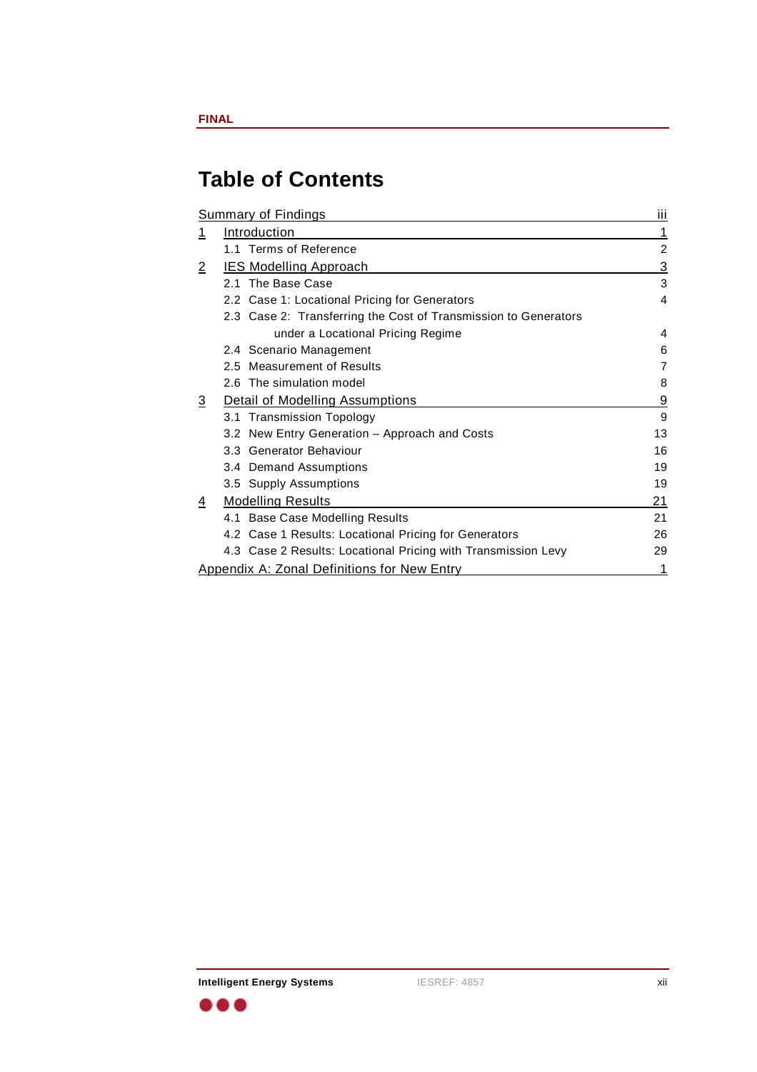# Table of Contents

| | | |
|---|---|---|
| Summary of Findings | | iii |
| 1 | Introduction | 1 |
| | 1.1 Terms of Reference | 2 |
| 2 | IES Modelling Approach | 3 |
| | 2.1 The Base Case | 3 |
| | 2.2 Case 1: Locational Pricing for Generators | 4 |
| | 2.3 Case 2: Transferring the Cost of Transmission to Generators under a Locational Pricing Regime | 4 |
| | 2.4 Scenario Management | 6 |
| | 2.5 Measurement of Results | 7 |
| | 2.6 The simulation model | 8 |
| 3 | Detail of Modelling Assumptions | 9 |
| | 3.1 Transmission Topology | 9 |
| | 3.2 New Entry Generation – Approach and Costs | 13 |
| | 3.3 Generator Behaviour | 16 |
| | 3.4 Demand Assumptions | 19 |
| | 3.5 Supply Assumptions | 19 |
| 4 | Modelling Results | 21 |
| | 4.1 Base Case Modelling Results | 21 |
| | 4.2 Case 1 Results: Locational Pricing for Generators | 26 |
| | 4.3 Case 2 Results: Locational Pricing with Transmission Levy | 29 |
| Appendix A: Zonal Definitions for New Entry | | 1 |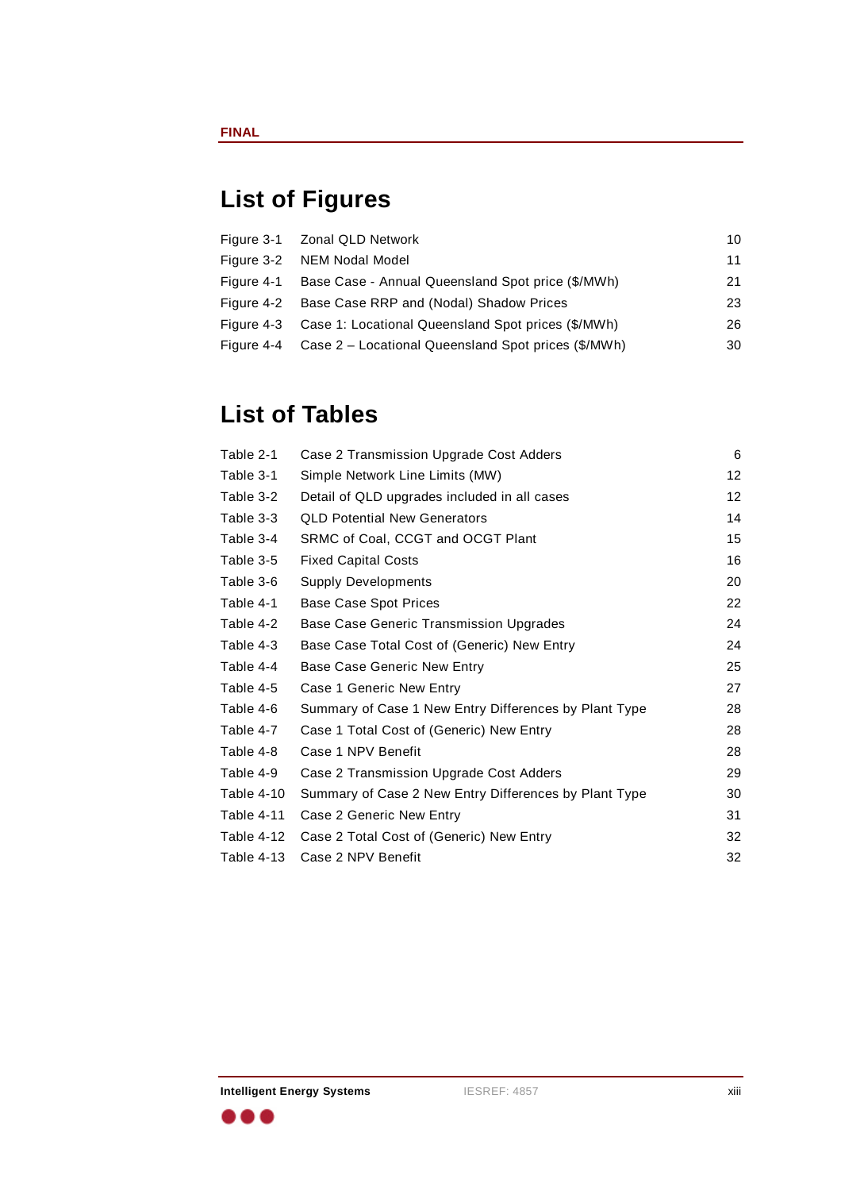# List of Figures

| | | |
|---|---|---|
| Figure 3-1 | Zonal QLD Network | 10 |
| Figure 3-2 | NEM Nodal Model | 11 |
| Figure 4-1 | Base Case - Annual Queensland Spot price ($/MWh) | 21 |
| Figure 4-2 | Base Case RRP and (Nodal) Shadow Prices | 23 |
| Figure 4-3 | Case 1: Locational Queensland Spot prices ($/MWh) | 26 |
| Figure 4-4 | Case 2 – Locational Queensland Spot prices ($/MWh) | 30 |

# List of Tables

| | | |
|---|---|---|
| Table 2-1 | Case 2 Transmission Upgrade Cost Adders | 6 |
| Table 3-1 | Simple Network Line Limits (MW) | 12 |
| Table 3-2 | Detail of QLD upgrades included in all cases | 12 |
| Table 3-3 | QLD Potential New Generators | 14 |
| Table 3-4 | SRMC of Coal, CCGT and OCGT Plant | 15 |
| Table 3-5 | Fixed Capital Costs | 16 |
| Table 3-6 | Supply Developments | 20 |
| Table 4-1 | Base Case Spot Prices | 22 |
| Table 4-2 | Base Case Generic Transmission Upgrades | 24 |
| Table 4-3 | Base Case Total Cost of (Generic) New Entry | 24 |
| Table 4-4 | Base Case Generic New Entry | 25 |
| Table 4-5 | Case 1 Generic New Entry | 27 |
| Table 4-6 | Summary of Case 1 New Entry Differences by Plant Type | 28 |
| Table 4-7 | Case 1 Total Cost of (Generic) New Entry | 28 |
| Table 4-8 | Case 1 NPV Benefit | 28 |
| Table 4-9 | Case 2 Transmission Upgrade Cost Adders | 29 |
| Table 4-10 | Summary of Case 2 New Entry Differences by Plant Type | 30 |
| Table 4-11 | Case 2 Generic New Entry | 31 |
| Table 4-12 | Case 2 Total Cost of (Generic) New Entry | 32 |
| Table 4-13 | Case 2 NPV Benefit | 32 |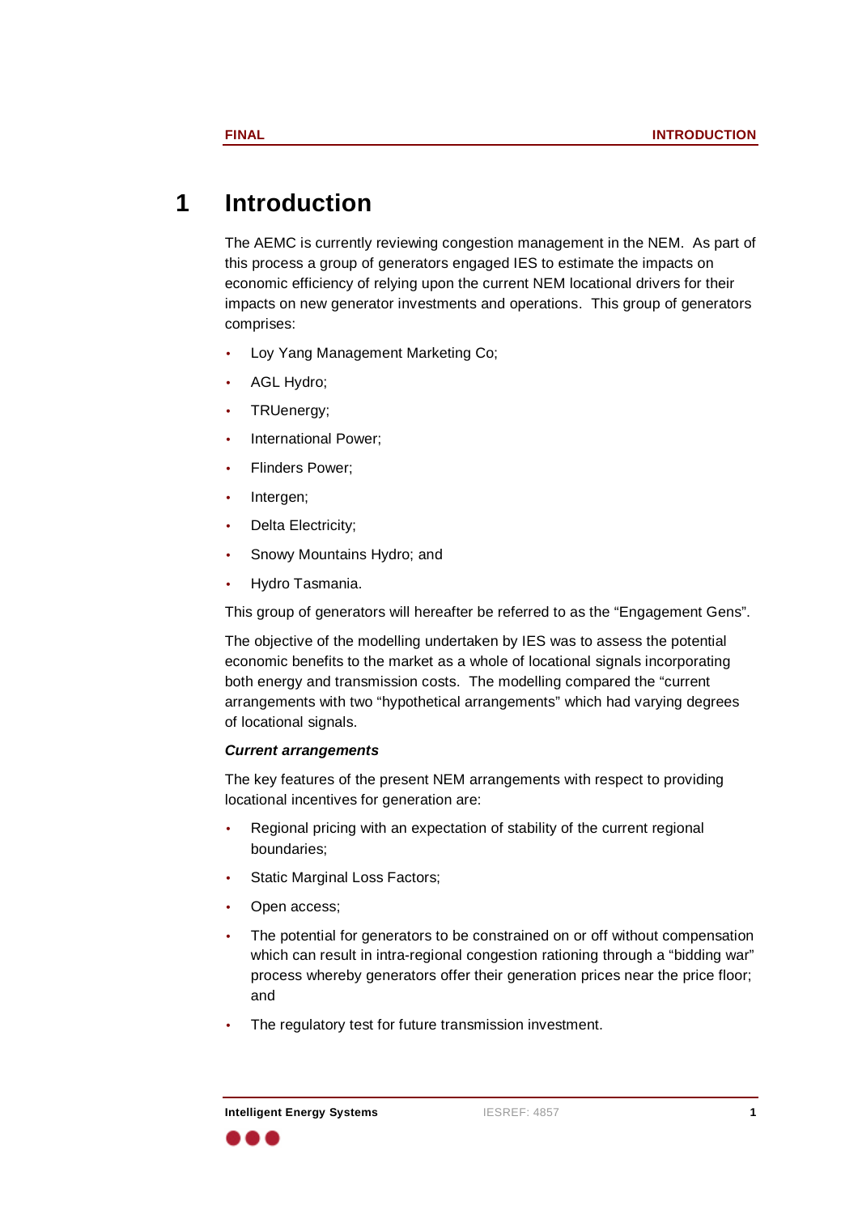# 1 Introduction

The AEMC is currently reviewing congestion management in the NEM. As part of this process a group of generators engaged IES to estimate the impacts on economic efficiency of relying upon the current NEM locational drivers for their impacts on new generator investments and operations. This group of generators comprises:

- Loy Yang Management Marketing Co;
- AGL Hydro;
- TRUenergy;
- International Power;
- Flinders Power;
- Intergen;
- Delta Electricity;
- Snowy Mountains Hydro; and
- Hydro Tasmania.

This group of generators will hereafter be referred to as the "Engagement Gens".

The objective of the modelling undertaken by IES was to assess the potential economic benefits to the market as a whole of locational signals incorporating both energy and transmission costs. The modelling compared the "current arrangements with two "hypothetical arrangements" which had varying degrees of locational signals.

***Current arrangements***

The key features of the present NEM arrangements with respect to providing locational incentives for generation are:

- Regional pricing with an expectation of stability of the current regional boundaries;
- Static Marginal Loss Factors;
- Open access;
- The potential for generators to be constrained on or off without compensation which can result in intra-regional congestion rationing through a "bidding war" process whereby generators offer their generation prices near the price floor; and
- The regulatory test for future transmission investment.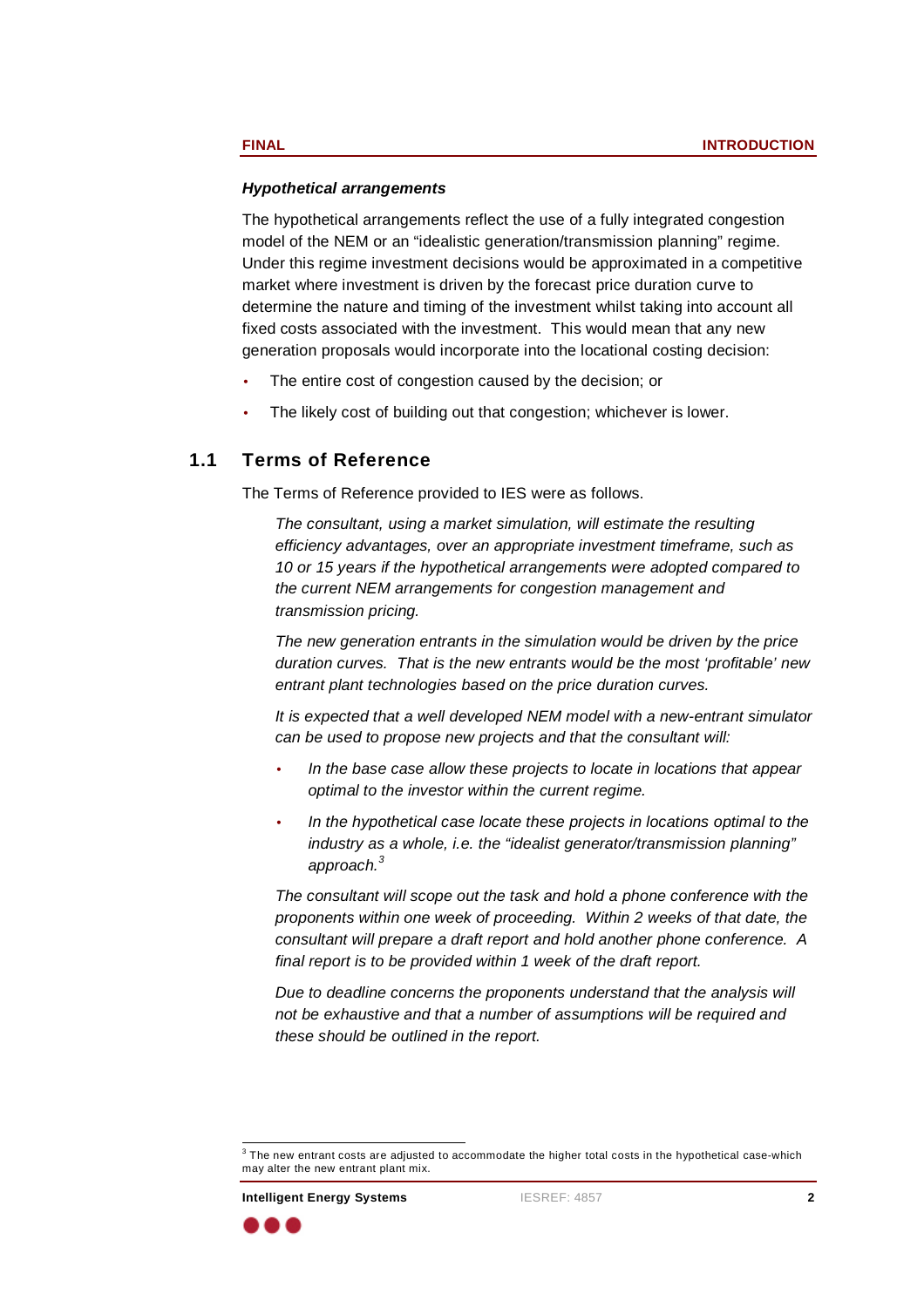***Hypothetical arrangements***

The hypothetical arrangements reflect the use of a fully integrated congestion model of the NEM or an "idealistic generation/transmission planning" regime. Under this regime investment decisions would be approximated in a competitive market where investment is driven by the forecast price duration curve to determine the nature and timing of the investment whilst taking into account all fixed costs associated with the investment. This would mean that any new generation proposals would incorporate into the locational costing decision:

- The entire cost of congestion caused by the decision; or
- The likely cost of building out that congestion; whichever is lower.

## 1.1 Terms of Reference

The Terms of Reference provided to IES were as follows.

> *The consultant, using a market simulation, will estimate the resulting efficiency advantages, over an appropriate investment timeframe, such as 10 or 15 years if the hypothetical arrangements were adopted compared to the current NEM arrangements for congestion management and transmission pricing.*
>
> *The new generation entrants in the simulation would be driven by the price duration curves. That is the new entrants would be the most 'profitable' new entrant plant technologies based on the price duration curves.*
>
> *It is expected that a well developed NEM model with a new-entrant simulator can be used to propose new projects and that the consultant will:*
>
> - *In the base case allow these projects to locate in locations that appear optimal to the investor within the current regime.*
> - *In the hypothetical case locate these projects in locations optimal to the industry as a whole, i.e. the "idealist generator/transmission planning" approach.*[3]
>
> *The consultant will scope out the task and hold a phone conference with the proponents within one week of proceeding. Within 2 weeks of that date, the consultant will prepare a draft report and hold another phone conference. A final report is to be provided within 1 week of the draft report.*
>
> *Due to deadline concerns the proponents understand that the analysis will not be exhaustive and that a number of assumptions will be required and these should be outlined in the report.*

[3] The new entrant costs are adjusted to accommodate the higher total costs in the hypothetical case-which may alter the new entrant plant mix.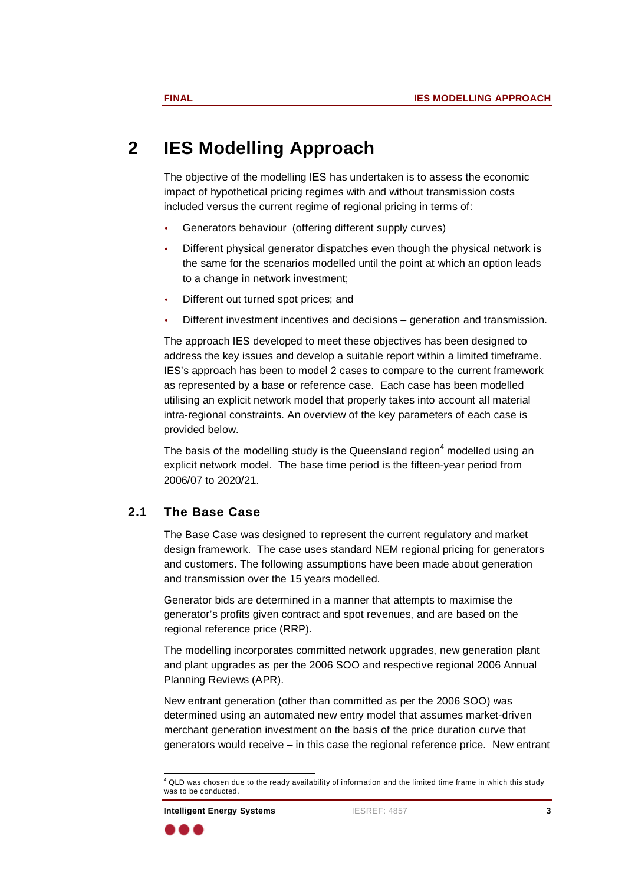# 2 IES Modelling Approach

The objective of the modelling IES has undertaken is to assess the economic impact of hypothetical pricing regimes with and without transmission costs included versus the current regime of regional pricing in terms of:

- Generators behaviour (offering different supply curves)
- Different physical generator dispatches even though the physical network is the same for the scenarios modelled until the point at which an option leads to a change in network investment;
- Different out turned spot prices; and
- Different investment incentives and decisions – generation and transmission.

The approach IES developed to meet these objectives has been designed to address the key issues and develop a suitable report within a limited timeframe. IES's approach has been to model 2 cases to compare to the current framework as represented by a base or reference case. Each case has been modelled utilising an explicit network model that properly takes into account all material intra-regional constraints. An overview of the key parameters of each case is provided below.

The basis of the modelling study is the Queensland region[4] modelled using an explicit network model. The base time period is the fifteen-year period from 2006/07 to 2020/21.

## 2.1 The Base Case

The Base Case was designed to represent the current regulatory and market design framework. The case uses standard NEM regional pricing for generators and customers. The following assumptions have been made about generation and transmission over the 15 years modelled.

Generator bids are determined in a manner that attempts to maximise the generator's profits given contract and spot revenues, and are based on the regional reference price (RRP).

The modelling incorporates committed network upgrades, new generation plant and plant upgrades as per the 2006 SOO and respective regional 2006 Annual Planning Reviews (APR).

New entrant generation (other than committed as per the 2006 SOO) was determined using an automated new entry model that assumes market-driven merchant generation investment on the basis of the price duration curve that generators would receive – in this case the regional reference price. New entrant

[4] QLD was chosen due to the ready availability of information and the limited time frame in which this study was to be conducted.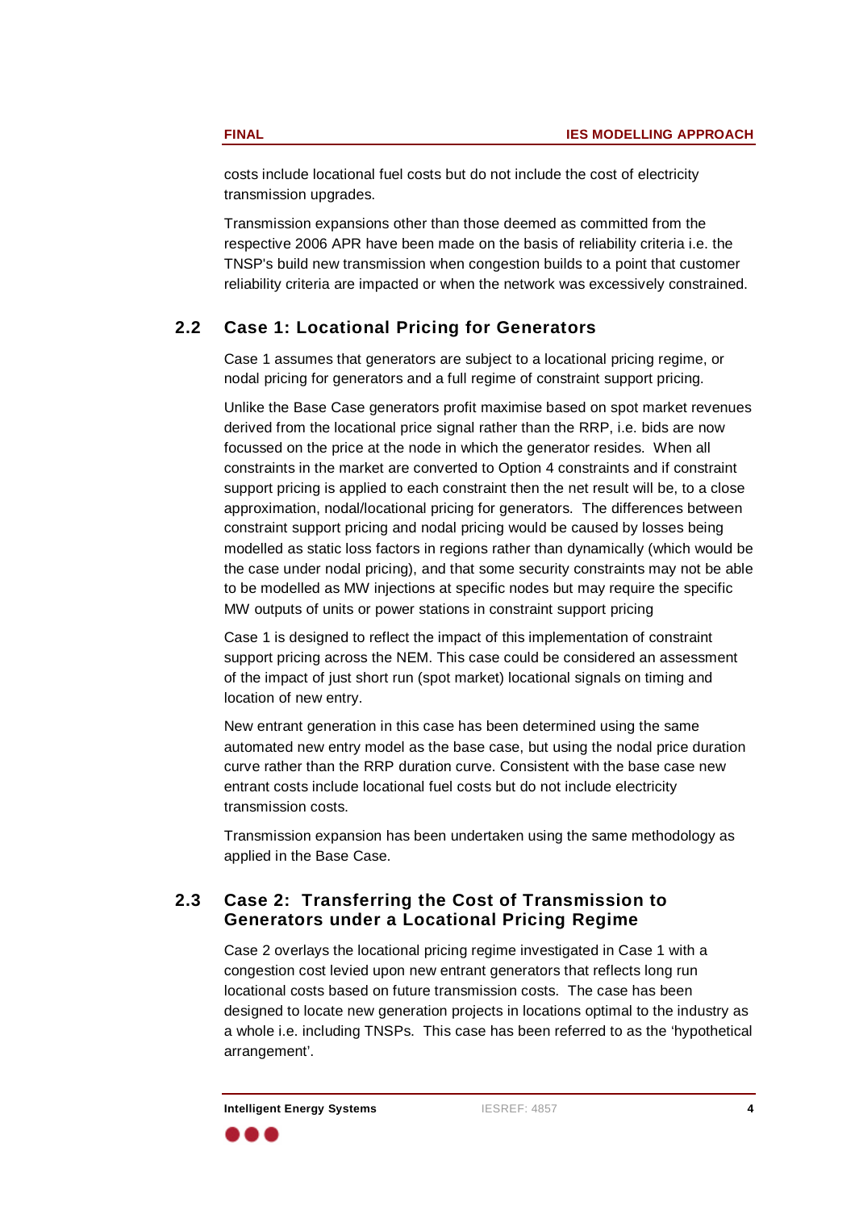costs include locational fuel costs but do not include the cost of electricity transmission upgrades.

Transmission expansions other than those deemed as committed from the respective 2006 APR have been made on the basis of reliability criteria i.e. the TNSP's build new transmission when congestion builds to a point that customer reliability criteria are impacted or when the network was excessively constrained.

## 2.2 Case 1: Locational Pricing for Generators

Case 1 assumes that generators are subject to a locational pricing regime, or nodal pricing for generators and a full regime of constraint support pricing.

Unlike the Base Case generators profit maximise based on spot market revenues derived from the locational price signal rather than the RRP, i.e. bids are now focussed on the price at the node in which the generator resides. When all constraints in the market are converted to Option 4 constraints and if constraint support pricing is applied to each constraint then the net result will be, to a close approximation, nodal/locational pricing for generators. The differences between constraint support pricing and nodal pricing would be caused by losses being modelled as static loss factors in regions rather than dynamically (which would be the case under nodal pricing), and that some security constraints may not be able to be modelled as MW injections at specific nodes but may require the specific MW outputs of units or power stations in constraint support pricing

Case 1 is designed to reflect the impact of this implementation of constraint support pricing across the NEM. This case could be considered an assessment of the impact of just short run (spot market) locational signals on timing and location of new entry.

New entrant generation in this case has been determined using the same automated new entry model as the base case, but using the nodal price duration curve rather than the RRP duration curve. Consistent with the base case new entrant costs include locational fuel costs but do not include electricity transmission costs.

Transmission expansion has been undertaken using the same methodology as applied in the Base Case.

## 2.3 Case 2: Transferring the Cost of Transmission to Generators under a Locational Pricing Regime

Case 2 overlays the locational pricing regime investigated in Case 1 with a congestion cost levied upon new entrant generators that reflects long run locational costs based on future transmission costs. The case has been designed to locate new generation projects in locations optimal to the industry as a whole i.e. including TNSPs. This case has been referred to as the 'hypothetical arrangement'.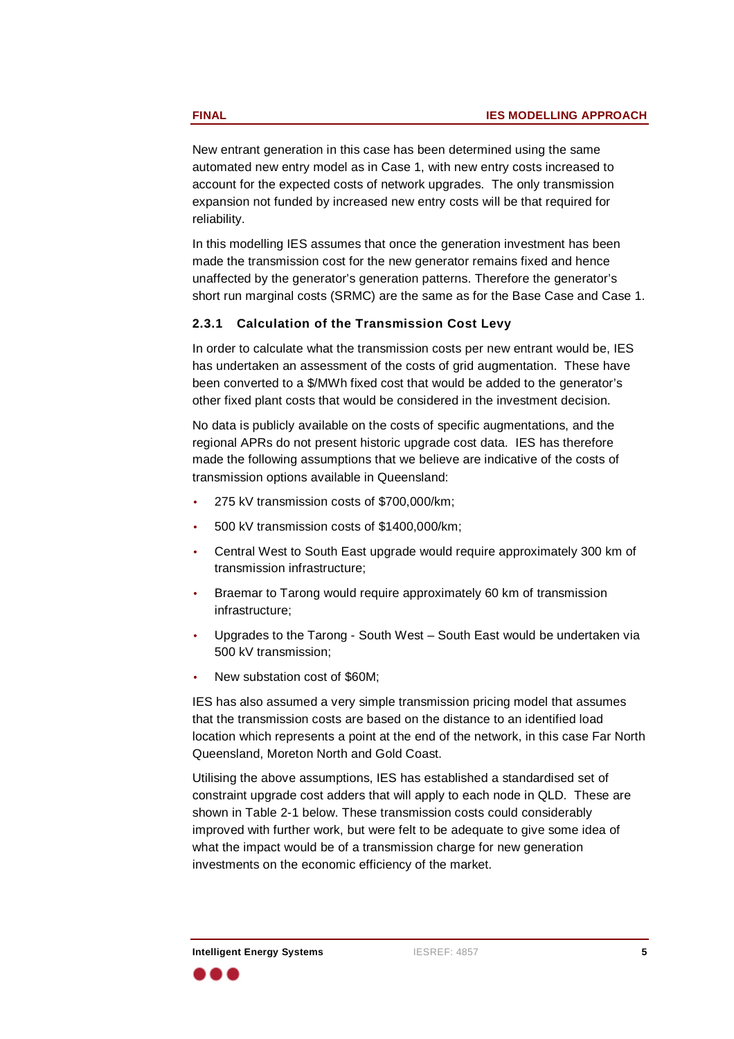New entrant generation in this case has been determined using the same automated new entry model as in Case 1, with new entry costs increased to account for the expected costs of network upgrades. The only transmission expansion not funded by increased new entry costs will be that required for reliability.

In this modelling IES assumes that once the generation investment has been made the transmission cost for the new generator remains fixed and hence unaffected by the generator's generation patterns. Therefore the generator's short run marginal costs (SRMC) are the same as for the Base Case and Case 1.

### 2.3.1 Calculation of the Transmission Cost Levy

In order to calculate what the transmission costs per new entrant would be, IES has undertaken an assessment of the costs of grid augmentation. These have been converted to a $/MWh fixed cost that would be added to the generator's other fixed plant costs that would be considered in the investment decision.

No data is publicly available on the costs of specific augmentations, and the regional APRs do not present historic upgrade cost data. IES has therefore made the following assumptions that we believe are indicative of the costs of transmission options available in Queensland:

- 275 kV transmission costs of $700,000/km;
- 500 kV transmission costs of $1400,000/km;
- Central West to South East upgrade would require approximately 300 km of transmission infrastructure;
- Braemar to Tarong would require approximately 60 km of transmission infrastructure;
- Upgrades to the Tarong - South West – South East would be undertaken via 500 kV transmission;
- New substation cost of $60M;

IES has also assumed a very simple transmission pricing model that assumes that the transmission costs are based on the distance to an identified load location which represents a point at the end of the network, in this case Far North Queensland, Moreton North and Gold Coast.

Utilising the above assumptions, IES has established a standardised set of constraint upgrade cost adders that will apply to each node in QLD. These are shown in Table 2-1 below. These transmission costs could considerably improved with further work, but were felt to be adequate to give some idea of what the impact would be of a transmission charge for new generation investments on the economic efficiency of the market.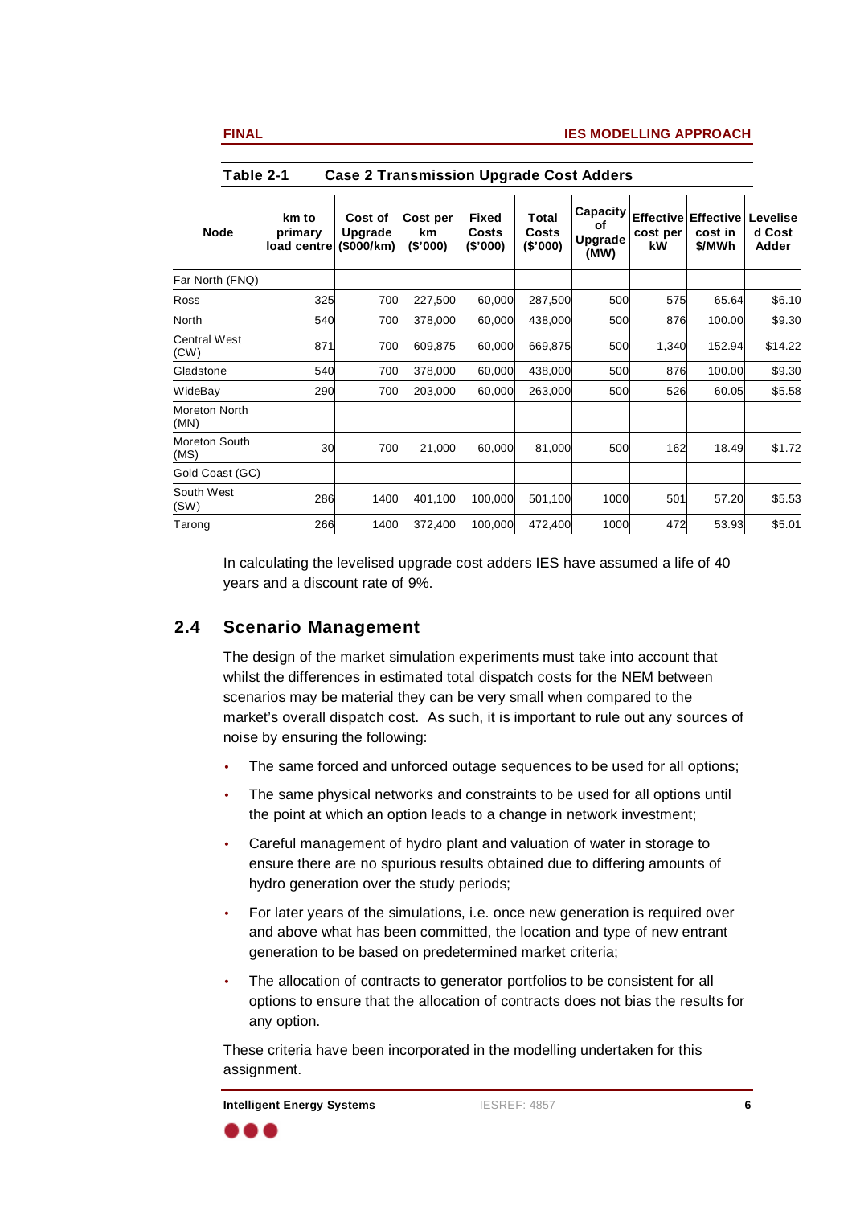**Table 2-1 Case 2 Transmission Upgrade Cost Adders**

| Node | km to primary load centre | Cost of Upgrade ($000/km) | Cost per km ($'000) | Fixed Costs ($'000) | Total Costs ($'000) | Capacity of Upgrade (MW) | Effective cost per kW | Effective cost in $/MWh | Levelised Cost Adder |
|---|---|---|---|---|---|---|---|---|---|
| Far North (FNQ) | | | | | | | | | |
| Ross | 325 | 700 | 227,500 | 60,000 | 287,500 | 500 | 575 | 65.64 | $6.10 |
| North | 540 | 700 | 378,000 | 60,000 | 438,000 | 500 | 876 | 100.00 | $9.30 |
| Central West (CW) | 871 | 700 | 609,875 | 60,000 | 669,875 | 500 | 1,340 | 152.94 | $14.22 |
| Gladstone | 540 | 700 | 378,000 | 60,000 | 438,000 | 500 | 876 | 100.00 | $9.30 |
| WideBay | 290 | 700 | 203,000 | 60,000 | 263,000 | 500 | 526 | 60.05 | $5.58 |
| Moreton North (MN) | | | | | | | | | |
| Moreton South (MS) | 30 | 700 | 21,000 | 60,000 | 81,000 | 500 | 162 | 18.49 | $1.72 |
| Gold Coast (GC) | | | | | | | | | |
| South West (SW) | 286 | 1400 | 401,100 | 100,000 | 501,100 | 1000 | 501 | 57.20 | $5.53 |
| Tarong | 266 | 1400 | 372,400 | 100,000 | 472,400 | 1000 | 472 | 53.93 | $5.01 |

In calculating the levelised upgrade cost adders IES have assumed a life of 40 years and a discount rate of 9%.

## 2.4 Scenario Management

The design of the market simulation experiments must take into account that whilst the differences in estimated total dispatch costs for the NEM between scenarios may be material they can be very small when compared to the market's overall dispatch cost. As such, it is important to rule out any sources of noise by ensuring the following:

- The same forced and unforced outage sequences to be used for all options;
- The same physical networks and constraints to be used for all options until the point at which an option leads to a change in network investment;
- Careful management of hydro plant and valuation of water in storage to ensure there are no spurious results obtained due to differing amounts of hydro generation over the study periods;
- For later years of the simulations, i.e. once new generation is required over and above what has been committed, the location and type of new entrant generation to be based on predetermined market criteria;
- The allocation of contracts to generator portfolios to be consistent for all options to ensure that the allocation of contracts does not bias the results for any option.

These criteria have been incorporated in the modelling undertaken for this assignment.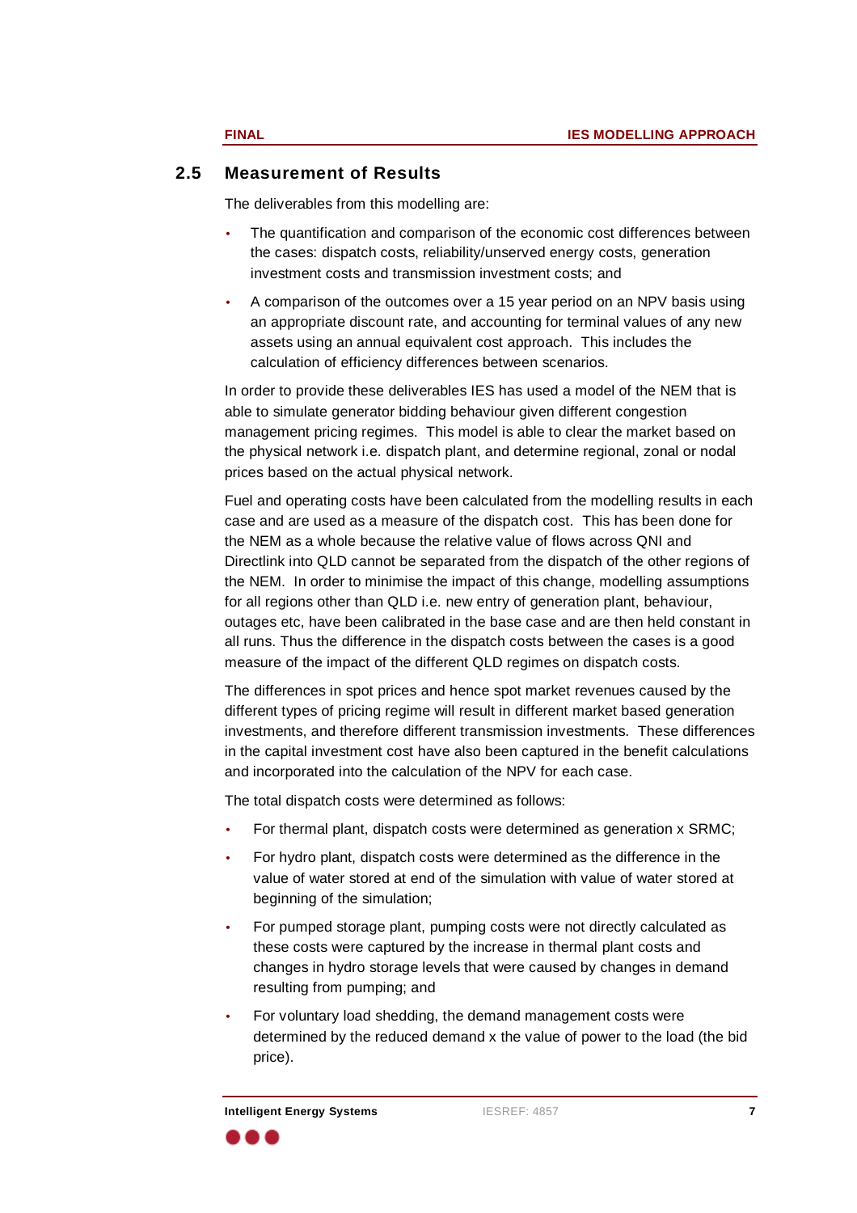## 2.5 Measurement of Results

The deliverables from this modelling are:

- The quantification and comparison of the economic cost differences between the cases: dispatch costs, reliability/unserved energy costs, generation investment costs and transmission investment costs; and
- A comparison of the outcomes over a 15 year period on an NPV basis using an appropriate discount rate, and accounting for terminal values of any new assets using an annual equivalent cost approach. This includes the calculation of efficiency differences between scenarios.

In order to provide these deliverables IES has used a model of the NEM that is able to simulate generator bidding behaviour given different congestion management pricing regimes. This model is able to clear the market based on the physical network i.e. dispatch plant, and determine regional, zonal or nodal prices based on the actual physical network.

Fuel and operating costs have been calculated from the modelling results in each case and are used as a measure of the dispatch cost. This has been done for the NEM as a whole because the relative value of flows across QNI and Directlink into QLD cannot be separated from the dispatch of the other regions of the NEM. In order to minimise the impact of this change, modelling assumptions for all regions other than QLD i.e. new entry of generation plant, behaviour, outages etc, have been calibrated in the base case and are then held constant in all runs. Thus the difference in the dispatch costs between the cases is a good measure of the impact of the different QLD regimes on dispatch costs.

The differences in spot prices and hence spot market revenues caused by the different types of pricing regime will result in different market based generation investments, and therefore different transmission investments. These differences in the capital investment cost have also been captured in the benefit calculations and incorporated into the calculation of the NPV for each case.

The total dispatch costs were determined as follows:

- For thermal plant, dispatch costs were determined as generation x SRMC;
- For hydro plant, dispatch costs were determined as the difference in the value of water stored at end of the simulation with value of water stored at beginning of the simulation;
- For pumped storage plant, pumping costs were not directly calculated as these costs were captured by the increase in thermal plant costs and changes in hydro storage levels that were caused by changes in demand resulting from pumping; and
- For voluntary load shedding, the demand management costs were determined by the reduced demand x the value of power to the load (the bid price).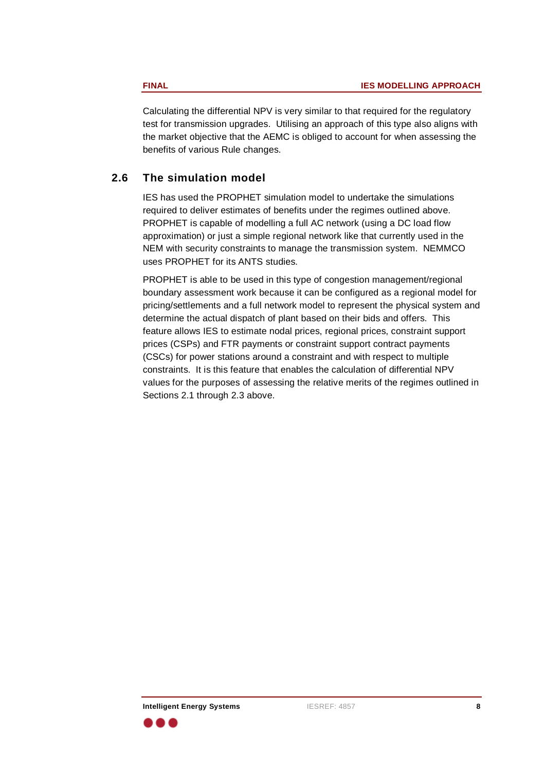Calculating the differential NPV is very similar to that required for the regulatory test for transmission upgrades. Utilising an approach of this type also aligns with the market objective that the AEMC is obliged to account for when assessing the benefits of various Rule changes.

## 2.6 The simulation model

IES has used the PROPHET simulation model to undertake the simulations required to deliver estimates of benefits under the regimes outlined above. PROPHET is capable of modelling a full AC network (using a DC load flow approximation) or just a simple regional network like that currently used in the NEM with security constraints to manage the transmission system. NEMMCO uses PROPHET for its ANTS studies.

PROPHET is able to be used in this type of congestion management/regional boundary assessment work because it can be configured as a regional model for pricing/settlements and a full network model to represent the physical system and determine the actual dispatch of plant based on their bids and offers. This feature allows IES to estimate nodal prices, regional prices, constraint support prices (CSPs) and FTR payments or constraint support contract payments (CSCs) for power stations around a constraint and with respect to multiple constraints. It is this feature that enables the calculation of differential NPV values for the purposes of assessing the relative merits of the regimes outlined in Sections 2.1 through 2.3 above.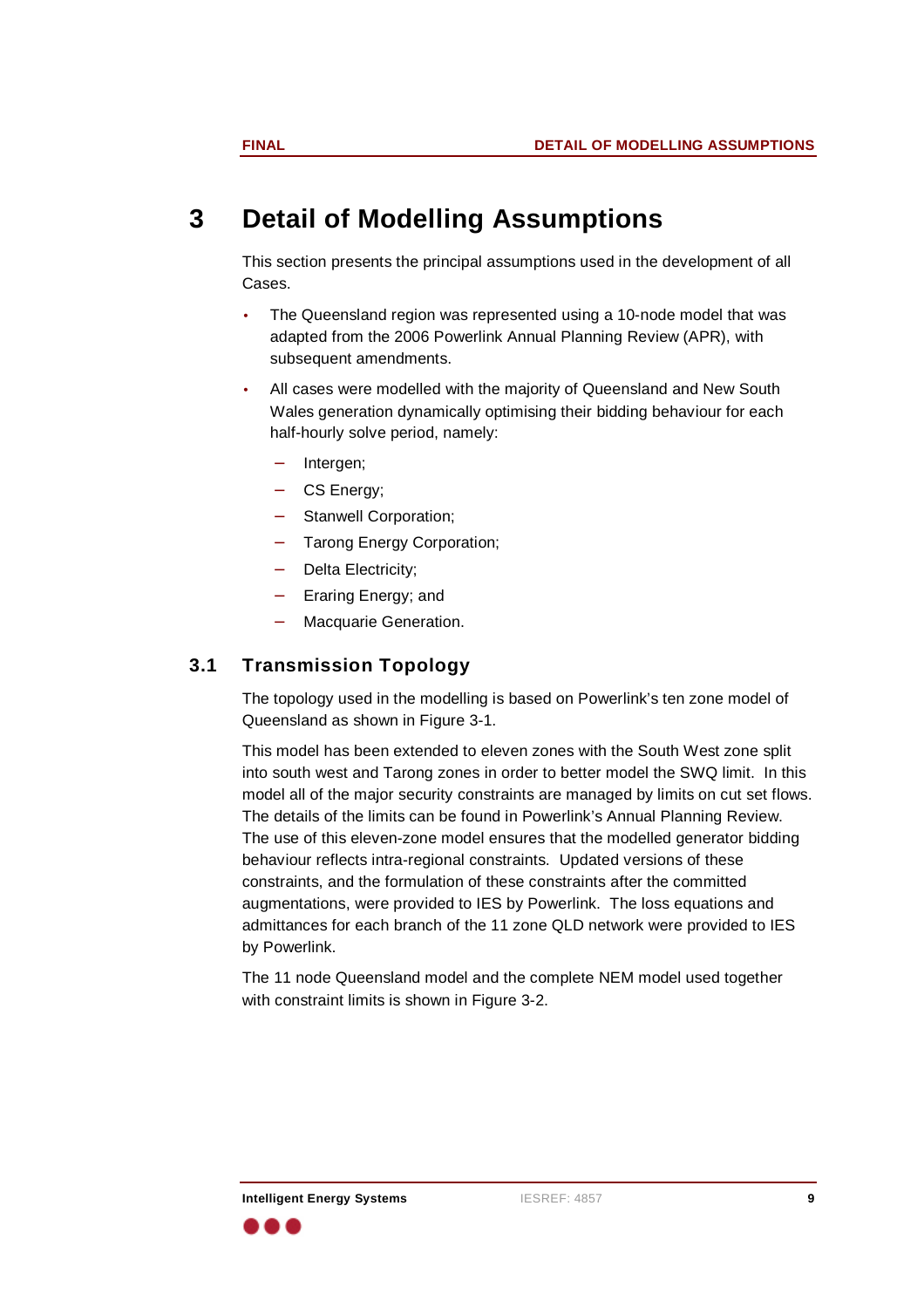# 3 Detail of Modelling Assumptions

This section presents the principal assumptions used in the development of all Cases.

- The Queensland region was represented using a 10-node model that was adapted from the 2006 Powerlink Annual Planning Review (APR), with subsequent amendments.
- All cases were modelled with the majority of Queensland and New South Wales generation dynamically optimising their bidding behaviour for each half-hourly solve period, namely:
  - Intergen;
  - CS Energy;
  - Stanwell Corporation;
  - Tarong Energy Corporation;
  - Delta Electricity;
  - Eraring Energy; and
  - Macquarie Generation.

## 3.1 Transmission Topology

The topology used in the modelling is based on Powerlink's ten zone model of Queensland as shown in Figure 3-1.

This model has been extended to eleven zones with the South West zone split into south west and Tarong zones in order to better model the SWQ limit. In this model all of the major security constraints are managed by limits on cut set flows. The details of the limits can be found in Powerlink's Annual Planning Review. The use of this eleven-zone model ensures that the modelled generator bidding behaviour reflects intra-regional constraints. Updated versions of these constraints, and the formulation of these constraints after the committed augmentations, were provided to IES by Powerlink. The loss equations and admittances for each branch of the 11 zone QLD network were provided to IES by Powerlink.

The 11 node Queensland model and the complete NEM model used together with constraint limits is shown in Figure 3-2.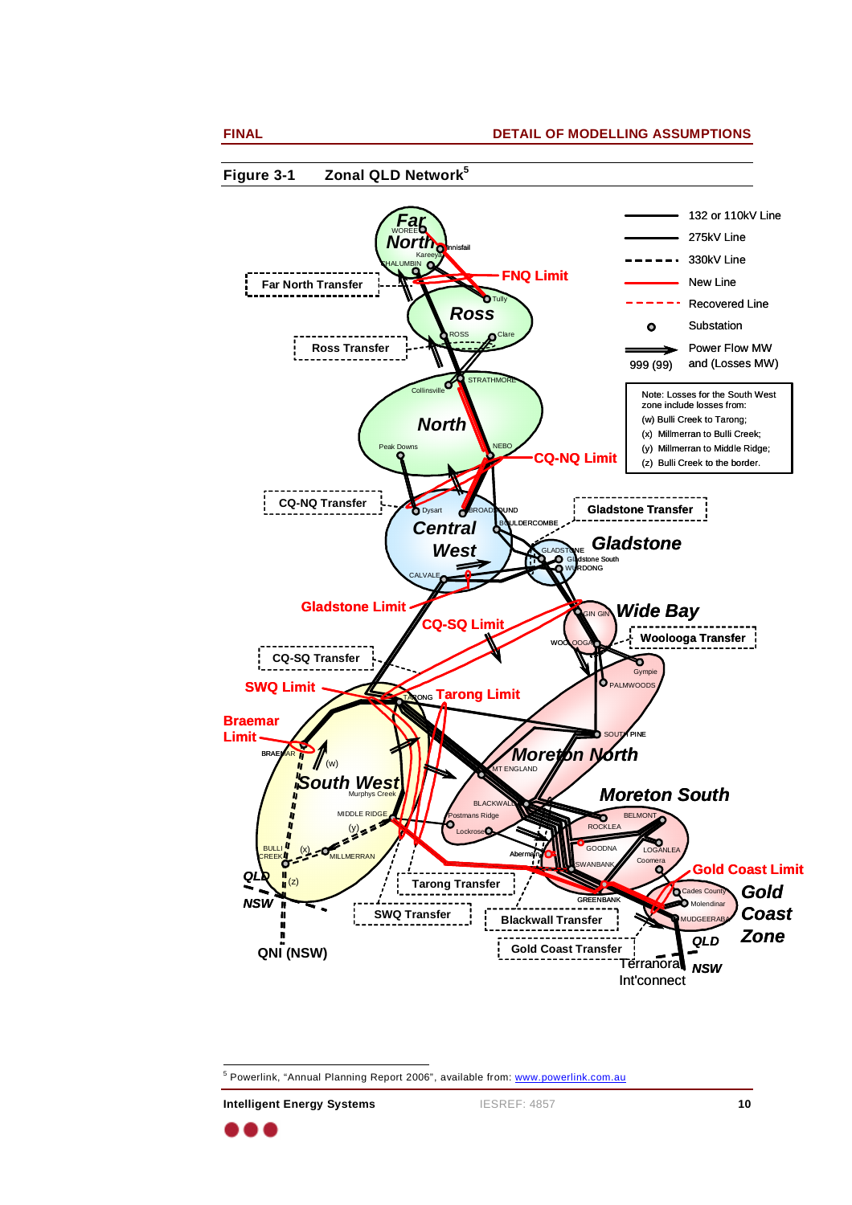**Figure 3-1 Zonal QLD Network[5]**

[5] Powerlink, "Annual Planning Report 2006", available from: www.powerlink.com.au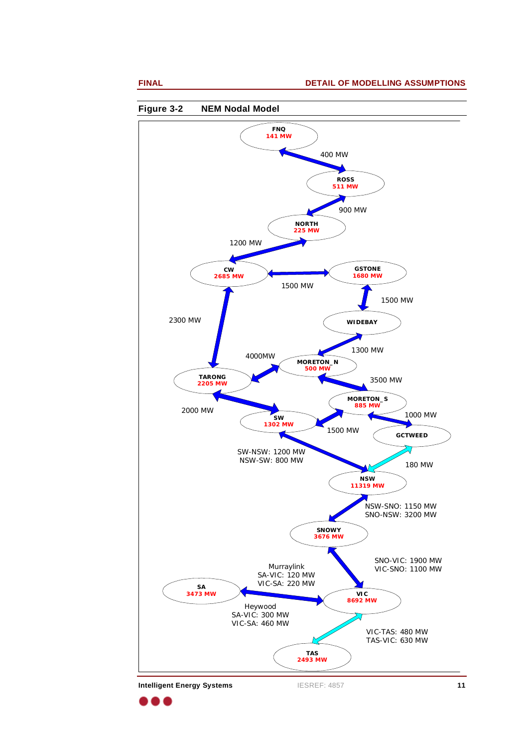**Figure 3-2 NEM Nodal Model**

FNQ
141 MW

400 MW

ROSS
511 MW

900 MW

NORTH
225 MW

1200 MW

CW
2685 MW

1500 MW

GSTONE
1680 MW

1500 MW

2300 MW

WIDEBAY

1300 MW

4000MW

MORETON_N
500 MW

TARONG
2205 MW

3500 MW

MORETON_S
885 MW

2000 MW

SW
1302 MW

1000 MW

1500 MW

GCTWEED

SW-NSW: 1200 MW
NSW-SW: 800 MW

180 MW

NSW
11319 MW

NSW-SNO: 1150 MW
SNO-NSW: 3200 MW

SNOWY
3676 MW

SNO-VIC: 1900 MW
VIC-SNO: 1100 MW

Murraylink
SA-VIC: 120 MW
VIC-SA: 220 MW

SA
3473 MW

VIC
8692 MW

Heywood
SA-VIC: 300 MW
VIC-SA: 460 MW

VIC-TAS: 480 MW
TAS-VIC: 630 MW

TAS
2493 MW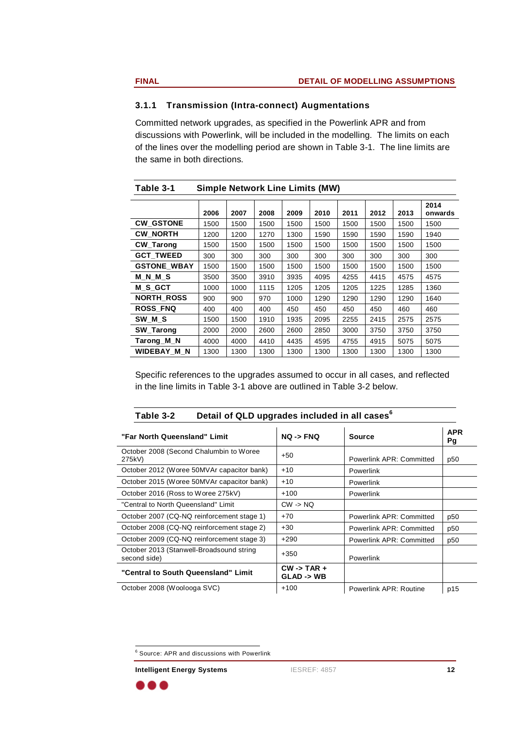### 3.1.1 Transmission (Intra-connect) Augmentations

Committed network upgrades, as specified in the Powerlink APR and from discussions with Powerlink, will be included in the modelling. The limits on each of the lines over the modelling period are shown in Table 3-1. The line limits are the same in both directions.

**Table 3-1 Simple Network Line Limits (MW)**

| | 2006 | 2007 | 2008 | 2009 | 2010 | 2011 | 2012 | 2013 | 2014 onwards |
|---|---|---|---|---|---|---|---|---|---|
| **CW_GSTONE** | 1500 | 1500 | 1500 | 1500 | 1500 | 1500 | 1500 | 1500 | 1500 |
| **CW_NORTH** | 1200 | 1200 | 1270 | 1300 | 1590 | 1590 | 1590 | 1590 | 1940 |
| **CW_Tarong** | 1500 | 1500 | 1500 | 1500 | 1500 | 1500 | 1500 | 1500 | 1500 |
| **GCT_TWEED** | 300 | 300 | 300 | 300 | 300 | 300 | 300 | 300 | 300 |
| **GSTONE_WBAY** | 1500 | 1500 | 1500 | 1500 | 1500 | 1500 | 1500 | 1500 | 1500 |
| **M_N_M_S** | 3500 | 3500 | 3910 | 3935 | 4095 | 4255 | 4415 | 4575 | 4575 |
| **M_S_GCT** | 1000 | 1000 | 1115 | 1205 | 1205 | 1205 | 1225 | 1285 | 1360 |
| **NORTH_ROSS** | 900 | 900 | 970 | 1000 | 1290 | 1290 | 1290 | 1290 | 1640 |
| **ROSS_FNQ** | 400 | 400 | 400 | 450 | 450 | 450 | 450 | 460 | 460 |
| **SW_M_S** | 1500 | 1500 | 1910 | 1935 | 2095 | 2255 | 2415 | 2575 | 2575 |
| **SW_Tarong** | 2000 | 2000 | 2600 | 2600 | 2850 | 3000 | 3750 | 3750 | 3750 |
| **Tarong_M_N** | 4000 | 4000 | 4410 | 4435 | 4595 | 4755 | 4915 | 5075 | 5075 |
| **WIDEBAY_M_N** | 1300 | 1300 | 1300 | 1300 | 1300 | 1300 | 1300 | 1300 | 1300 |

Specific references to the upgrades assumed to occur in all cases, and reflected in the line limits in Table 3-1 above are outlined in Table 3-2 below.

**Table 3-2 Detail of QLD upgrades included in all cases[6]**

| **"Far North Queensland" Limit** | **NQ -> FNQ** | **Source** | **APR Pg** |
|---|---|---|---|
| October 2008 (Second Chalumbin to Woree 275kV) | +50 | Powerlink APR: Committed | p50 |
| October 2012 (Woree 50MVAr capacitor bank) | +10 | Powerlink | |
| October 2015 (Woree 50MVAr capacitor bank) | +10 | Powerlink | |
| October 2016 (Ross to Woree 275kV) | +100 | Powerlink | |
| "Central to North Queensland" Limit | CW -> NQ | | |
| October 2007 (CQ-NQ reinforcement stage 1) | +70 | Powerlink APR: Committed | p50 |
| October 2008 (CQ-NQ reinforcement stage 2) | +30 | Powerlink APR: Committed | p50 |
| October 2009 (CQ-NQ reinforcement stage 3) | +290 | Powerlink APR: Committed | p50 |
| October 2013 (Stanwell-Broadsound string second side) | +350 | Powerlink | |
| **"Central to South Queensland" Limit** | **CW -> TAR + GLAD -> WB** | | |
| October 2008 (Woolooga SVC) | +100 | Powerlink APR: Routine | p15 |

[6] Source: APR and discussions with Powerlink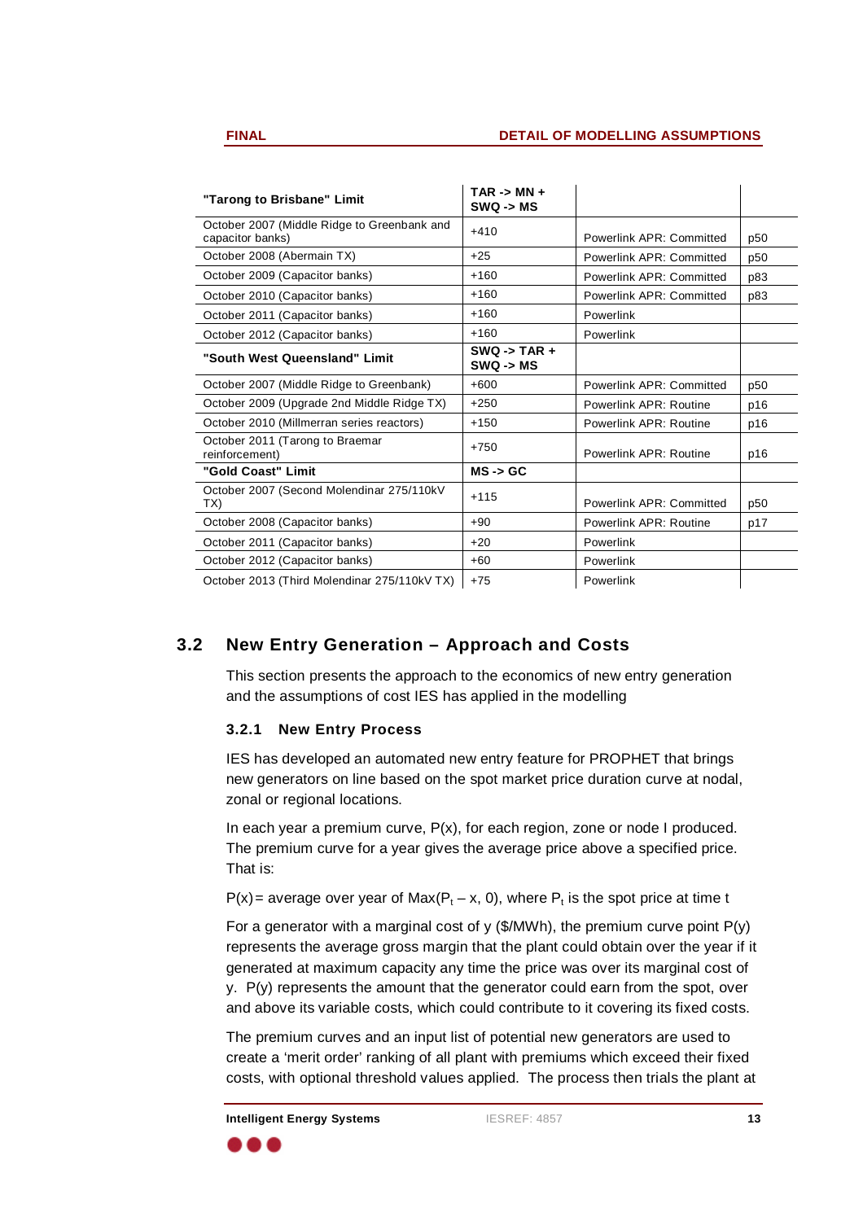| "Tarong to Brisbane" Limit | TAR -> MN + SWQ -> MS | | |
|---|---|---|---|
| October 2007 (Middle Ridge to Greenbank and capacitor banks) | +410 | Powerlink APR: Committed | p50 |
| October 2008 (Abermain TX) | +25 | Powerlink APR: Committed | p50 |
| October 2009 (Capacitor banks) | +160 | Powerlink APR: Committed | p83 |
| October 2010 (Capacitor banks) | +160 | Powerlink APR: Committed | p83 |
| October 2011 (Capacitor banks) | +160 | Powerlink | |
| October 2012 (Capacitor banks) | +160 | Powerlink | |
| **"South West Queensland" Limit** | **SWQ -> TAR + SWQ -> MS** | | |
| October 2007 (Middle Ridge to Greenbank) | +600 | Powerlink APR: Committed | p50 |
| October 2009 (Upgrade 2nd Middle Ridge TX) | +250 | Powerlink APR: Routine | p16 |
| October 2010 (Millmerran series reactors) | +150 | Powerlink APR: Routine | p16 |
| October 2011 (Tarong to Braemar reinforcement) | +750 | Powerlink APR: Routine | p16 |
| **"Gold Coast" Limit** | **MS -> GC** | | |
| October 2007 (Second Molendinar 275/110kV TX) | +115 | Powerlink APR: Committed | p50 |
| October 2008 (Capacitor banks) | +90 | Powerlink APR: Routine | p17 |
| October 2011 (Capacitor banks) | +20 | Powerlink | |
| October 2012 (Capacitor banks) | +60 | Powerlink | |
| October 2013 (Third Molendinar 275/110kV TX) | +75 | Powerlink | |

## 3.2 New Entry Generation – Approach and Costs

This section presents the approach to the economics of new entry generation and the assumptions of cost IES has applied in the modelling

### 3.2.1 New Entry Process

IES has developed an automated new entry feature for PROPHET that brings new generators on line based on the spot market price duration curve at nodal, zonal or regional locations.

In each year a premium curve, P(x), for each region, zone or node I produced. The premium curve for a year gives the average price above a specified price. That is:

P(x) = average over year of $\text{Max}(P_t - x, 0)$, where $P_t$ is the spot price at time t

For a generator with a marginal cost of y ($/MWh), the premium curve point P(y) represents the average gross margin that the plant could obtain over the year if it generated at maximum capacity any time the price was over its marginal cost of y. P(y) represents the amount that the generator could earn from the spot, over and above its variable costs, which could contribute to it covering its fixed costs.

The premium curves and an input list of potential new generators are used to create a 'merit order' ranking of all plant with premiums which exceed their fixed costs, with optional threshold values applied. The process then trials the plant at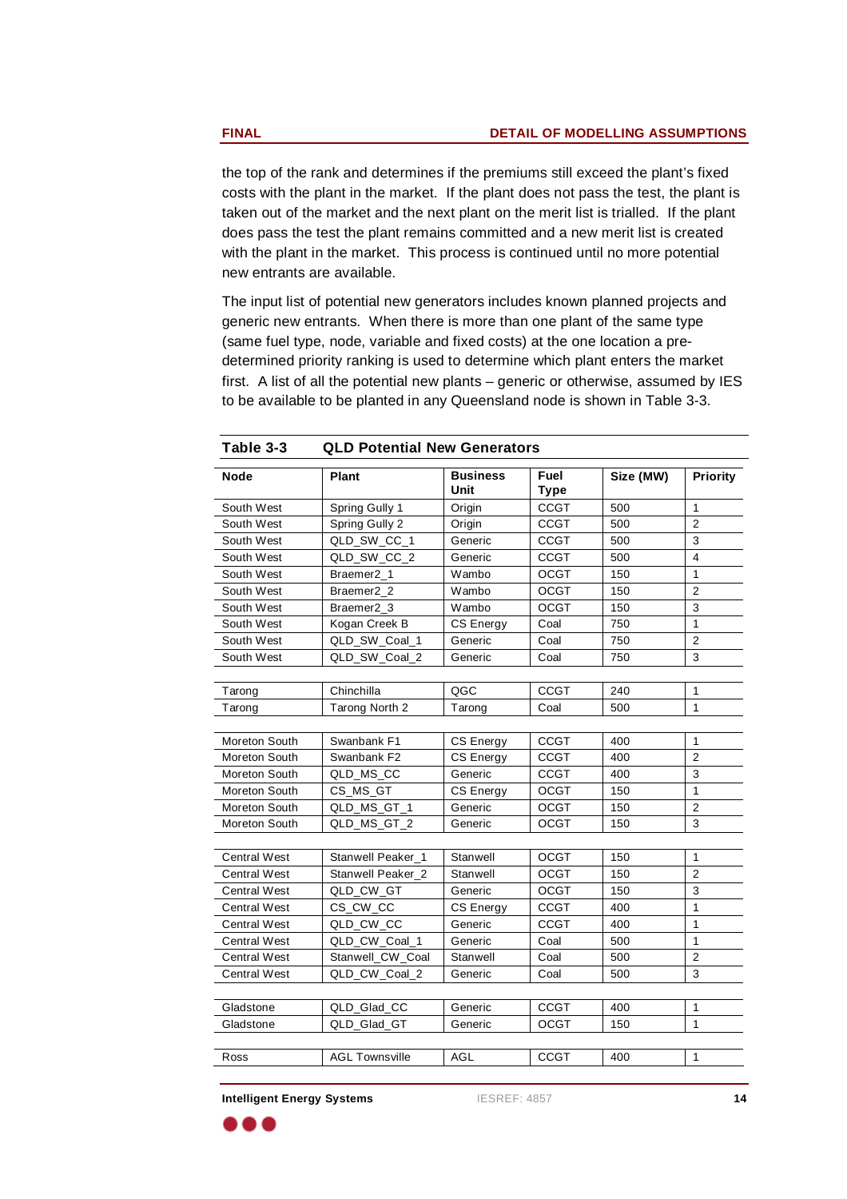the top of the rank and determines if the premiums still exceed the plant's fixed costs with the plant in the market. If the plant does not pass the test, the plant is taken out of the market and the next plant on the merit list is trialled. If the plant does pass the test the plant remains committed and a new merit list is created with the plant in the market. This process is continued until no more potential new entrants are available.

The input list of potential new generators includes known planned projects and generic new entrants. When there is more than one plant of the same type (same fuel type, node, variable and fixed costs) at the one location a pre-determined priority ranking is used to determine which plant enters the market first. A list of all the potential new plants – generic or otherwise, assumed by IES to be available to be planted in any Queensland node is shown in Table 3-3.

**Table 3-3 QLD Potential New Generators**

| Node | Plant | Business Unit | Fuel Type | Size (MW) | Priority |
|---|---|---|---|---|---|
| South West | Spring Gully 1 | Origin | CCGT | 500 | 1 |
| South West | Spring Gully 2 | Origin | CCGT | 500 | 2 |
| South West | QLD_SW_CC_1 | Generic | CCGT | 500 | 3 |
| South West | QLD_SW_CC_2 | Generic | CCGT | 500 | 4 |
| South West | Braemer2_1 | Wambo | OCGT | 150 | 1 |
| South West | Braemer2_2 | Wambo | OCGT | 150 | 2 |
| South West | Braemer2_3 | Wambo | OCGT | 150 | 3 |
| South West | Kogan Creek B | CS Energy | Coal | 750 | 1 |
| South West | QLD_SW_Coal_1 | Generic | Coal | 750 | 2 |
| South West | QLD_SW_Coal_2 | Generic | Coal | 750 | 3 |
| | | | | | |
| Tarong | Chinchilla | QGC | CCGT | 240 | 1 |
| Tarong | Tarong North 2 | Tarong | Coal | 500 | 1 |
| | | | | | |
| Moreton South | Swanbank F1 | CS Energy | CCGT | 400 | 1 |
| Moreton South | Swanbank F2 | CS Energy | CCGT | 400 | 2 |
| Moreton South | QLD_MS_CC | Generic | CCGT | 400 | 3 |
| Moreton South | CS_MS_GT | CS Energy | OCGT | 150 | 1 |
| Moreton South | QLD_MS_GT_1 | Generic | OCGT | 150 | 2 |
| Moreton South | QLD_MS_GT_2 | Generic | OCGT | 150 | 3 |
| | | | | | |
| Central West | Stanwell Peaker_1 | Stanwell | OCGT | 150 | 1 |
| Central West | Stanwell Peaker_2 | Stanwell | OCGT | 150 | 2 |
| Central West | QLD_CW_GT | Generic | OCGT | 150 | 3 |
| Central West | CS_CW_CC | CS Energy | CCGT | 400 | 1 |
| Central West | QLD_CW_CC | Generic | CCGT | 400 | 1 |
| Central West | QLD_CW_Coal_1 | Generic | Coal | 500 | 1 |
| Central West | Stanwell_CW_Coal | Stanwell | Coal | 500 | 2 |
| Central West | QLD_CW_Coal_2 | Generic | Coal | 500 | 3 |
| | | | | | |
| Gladstone | QLD_Glad_CC | Generic | CCGT | 400 | 1 |
| Gladstone | QLD_Glad_GT | Generic | OCGT | 150 | 1 |
| | | | | | |
| Ross | AGL Townsville | AGL | CCGT | 400 | 1 |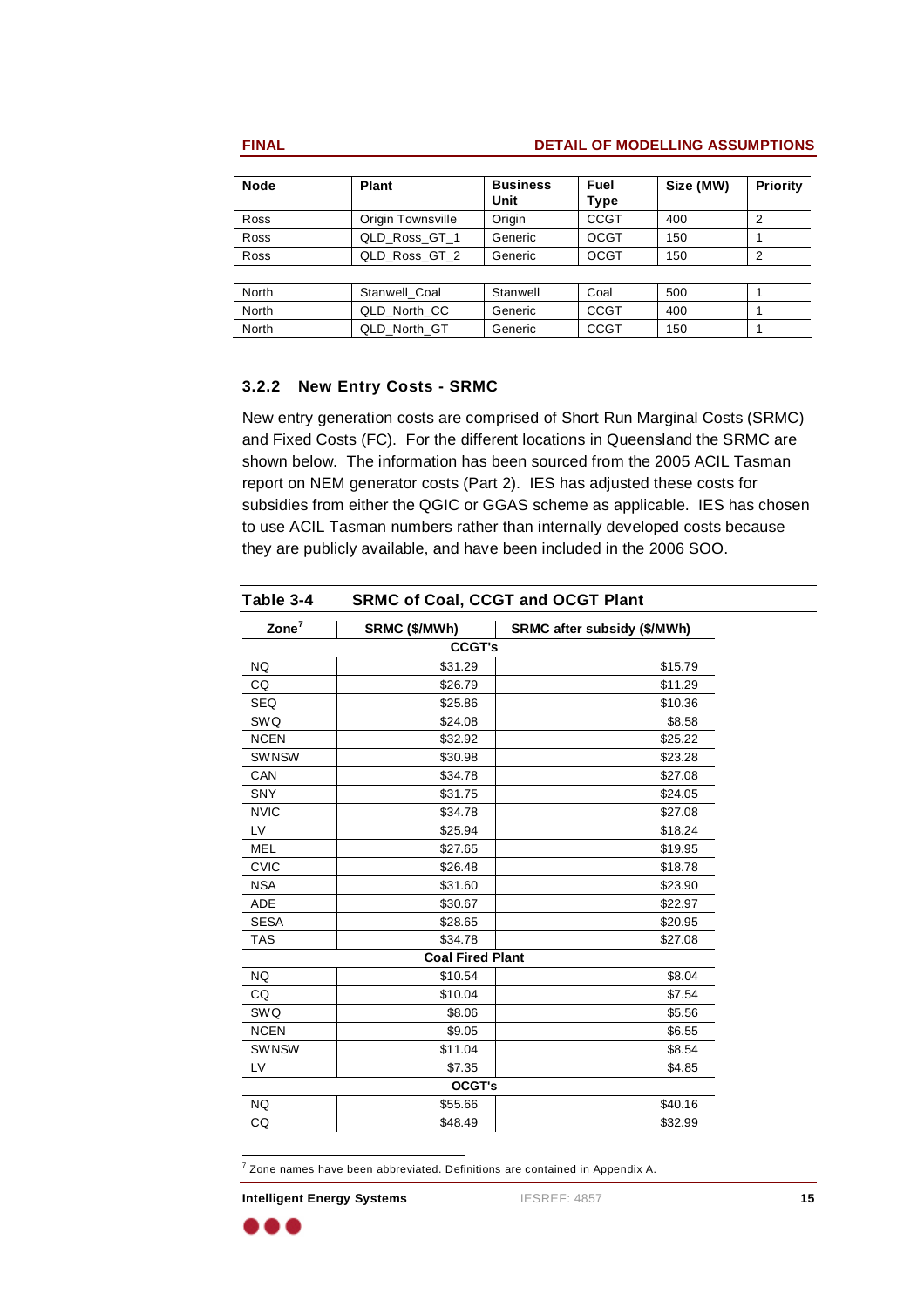| Node | Plant | Business Unit | Fuel Type | Size (MW) | Priority |
|---|---|---|---|---|---|
| Ross | Origin Townsville | Origin | CCGT | 400 | 2 |
| Ross | QLD_Ross_GT_1 | Generic | OCGT | 150 | 1 |
| Ross | QLD_Ross_GT_2 | Generic | OCGT | 150 | 2 |
| | | | | | |
| North | Stanwell_Coal | Stanwell | Coal | 500 | 1 |
| North | QLD_North_CC | Generic | CCGT | 400 | 1 |
| North | QLD_North_GT | Generic | CCGT | 150 | 1 |

### 3.2.2 New Entry Costs - SRMC

New entry generation costs are comprised of Short Run Marginal Costs (SRMC) and Fixed Costs (FC). For the different locations in Queensland the SRMC are shown below. The information has been sourced from the 2005 ACIL Tasman report on NEM generator costs (Part 2). IES has adjusted these costs for subsidies from either the QGIC or GGAS scheme as applicable. IES has chosen to use ACIL Tasman numbers rather than internally developed costs because they are publicly available, and have been included in the 2006 SOO.

**Table 3-4 SRMC of Coal, CCGT and OCGT Plant**

| Zone[7] | SRMC ($/MWh) | SRMC after subsidy ($/MWh) |
|---|---|---|
| **CCGT's** | | |
| NQ | $31.29 | $15.79 |
| CQ | $26.79 | $11.29 |
| SEQ | $25.86 | $10.36 |
| SWQ | $24.08 | $8.58 |
| NCEN | $32.92 | $25.22 |
| SWNSW | $30.98 | $23.28 |
| CAN | $34.78 | $27.08 |
| SNY | $31.75 | $24.05 |
| NVIC | $34.78 | $27.08 |
| LV | $25.94 | $18.24 |
| MEL | $27.65 | $19.95 |
| CVIC | $26.48 | $18.78 |
| NSA | $31.60 | $23.90 |
| ADE | $30.67 | $22.97 |
| SESA | $28.65 | $20.95 |
| TAS | $34.78 | $27.08 |
| **Coal Fired Plant** | | |
| NQ | $10.54 | $8.04 |
| CQ | $10.04 | $7.54 |
| SWQ | $8.06 | $5.56 |
| NCEN | $9.05 | $6.55 |
| SWNSW | $11.04 | $8.54 |
| LV | $7.35 | $4.85 |
| **OCGT's** | | |
| NQ | $55.66 | $40.16 |
| CQ | $48.49 | $32.99 |

[7] Zone names have been abbreviated. Definitions are contained in Appendix A.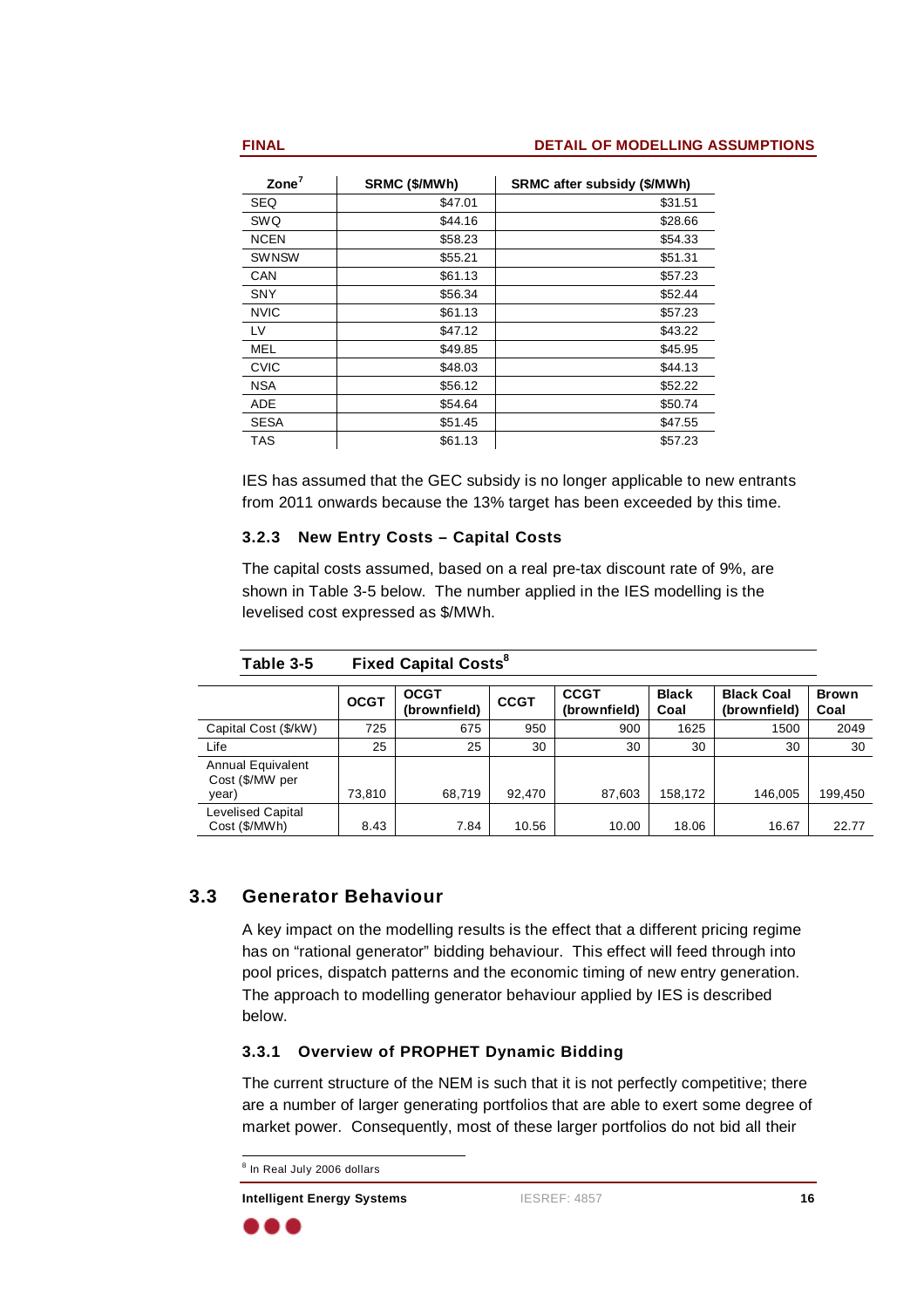| Zone[7] | SRMC ($/MWh) | SRMC after subsidy ($/MWh) |
|---|---|---|
| SEQ | $47.01 | $31.51 |
| SWQ | $44.16 | $28.66 |
| NCEN | $58.23 | $54.33 |
| SWNSW | $55.21 | $51.31 |
| CAN | $61.13 | $57.23 |
| SNY | $56.34 | $52.44 |
| NVIC | $61.13 | $57.23 |
| LV | $47.12 | $43.22 |
| MEL | $49.85 | $45.95 |
| CVIC | $48.03 | $44.13 |
| NSA | $56.12 | $52.22 |
| ADE | $54.64 | $50.74 |
| SESA | $51.45 | $47.55 |
| TAS | $61.13 | $57.23 |

IES has assumed that the GEC subsidy is no longer applicable to new entrants from 2011 onwards because the 13% target has been exceeded by this time.

### 3.2.3 New Entry Costs – Capital Costs

The capital costs assumed, based on a real pre-tax discount rate of 9%, are shown in Table 3-5 below. The number applied in the IES modelling is the levelised cost expressed as $/MWh.

**Table 3-5 Fixed Capital Costs[8]**

| | OCGT | OCGT (brownfield) | CCGT | CCGT (brownfield) | Black Coal | Black Coal (brownfield) | Brown Coal |
|---|---|---|---|---|---|---|---|
| Capital Cost ($/kW) | 725 | 675 | 950 | 900 | 1625 | 1500 | 2049 |
| Life | 25 | 25 | 30 | 30 | 30 | 30 | 30 |
| Annual Equivalent Cost ($/MW per year) | 73,810 | 68,719 | 92,470 | 87,603 | 158,172 | 146,005 | 199,450 |
| Levelised Capital Cost ($/MWh) | 8.43 | 7.84 | 10.56 | 10.00 | 18.06 | 16.67 | 22.77 |

## 3.3 Generator Behaviour

A key impact on the modelling results is the effect that a different pricing regime has on "rational generator" bidding behaviour. This effect will feed through into pool prices, dispatch patterns and the economic timing of new entry generation. The approach to modelling generator behaviour applied by IES is described below.

### 3.3.1 Overview of PROPHET Dynamic Bidding

The current structure of the NEM is such that it is not perfectly competitive; there are a number of larger generating portfolios that are able to exert some degree of market power. Consequently, most of these larger portfolios do not bid all their

[8] In Real July 2006 dollars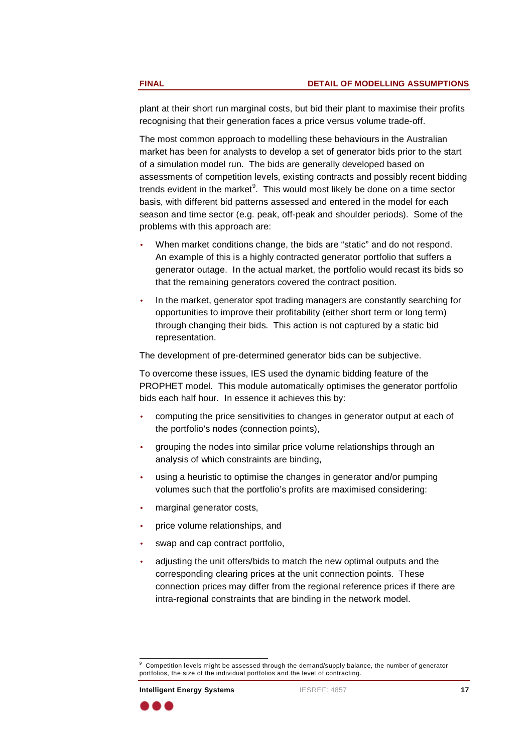plant at their short run marginal costs, but bid their plant to maximise their profits recognising that their generation faces a price versus volume trade-off.

The most common approach to modelling these behaviours in the Australian market has been for analysts to develop a set of generator bids prior to the start of a simulation model run. The bids are generally developed based on assessments of competition levels, existing contracts and possibly recent bidding trends evident in the market[9]. This would most likely be done on a time sector basis, with different bid patterns assessed and entered in the model for each season and time sector (e.g. peak, off-peak and shoulder periods). Some of the problems with this approach are:

- When market conditions change, the bids are "static" and do not respond. An example of this is a highly contracted generator portfolio that suffers a generator outage. In the actual market, the portfolio would recast its bids so that the remaining generators covered the contract position.
- In the market, generator spot trading managers are constantly searching for opportunities to improve their profitability (either short term or long term) through changing their bids. This action is not captured by a static bid representation.

The development of pre-determined generator bids can be subjective.

To overcome these issues, IES used the dynamic bidding feature of the PROPHET model. This module automatically optimises the generator portfolio bids each half hour. In essence it achieves this by:

- computing the price sensitivities to changes in generator output at each of the portfolio's nodes (connection points),
- grouping the nodes into similar price volume relationships through an analysis of which constraints are binding,
- using a heuristic to optimise the changes in generator and/or pumping volumes such that the portfolio's profits are maximised considering:
- marginal generator costs,
- price volume relationships, and
- swap and cap contract portfolio,
- adjusting the unit offers/bids to match the new optimal outputs and the corresponding clearing prices at the unit connection points. These connection prices may differ from the regional reference prices if there are intra-regional constraints that are binding in the network model.

---

[9] Competition levels might be assessed through the demand/supply balance, the number of generator portfolios, the size of the individual portfolios and the level of contracting.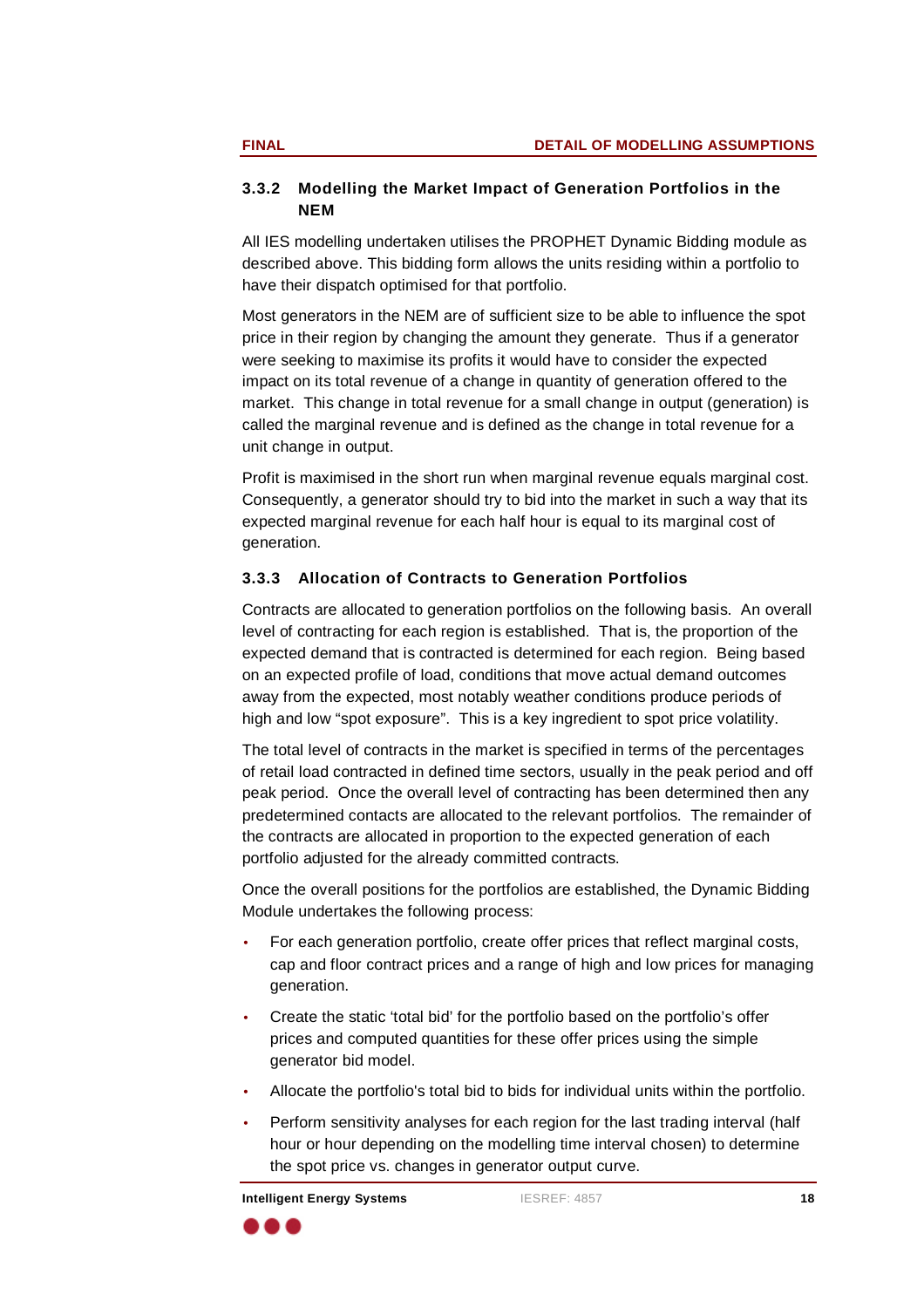### 3.3.2 Modelling the Market Impact of Generation Portfolios in the NEM

All IES modelling undertaken utilises the PROPHET Dynamic Bidding module as described above. This bidding form allows the units residing within a portfolio to have their dispatch optimised for that portfolio.

Most generators in the NEM are of sufficient size to be able to influence the spot price in their region by changing the amount they generate. Thus if a generator were seeking to maximise its profits it would have to consider the expected impact on its total revenue of a change in quantity of generation offered to the market. This change in total revenue for a small change in output (generation) is called the marginal revenue and is defined as the change in total revenue for a unit change in output.

Profit is maximised in the short run when marginal revenue equals marginal cost. Consequently, a generator should try to bid into the market in such a way that its expected marginal revenue for each half hour is equal to its marginal cost of generation.

### 3.3.3 Allocation of Contracts to Generation Portfolios

Contracts are allocated to generation portfolios on the following basis. An overall level of contracting for each region is established. That is, the proportion of the expected demand that is contracted is determined for each region. Being based on an expected profile of load, conditions that move actual demand outcomes away from the expected, most notably weather conditions produce periods of high and low "spot exposure". This is a key ingredient to spot price volatility.

The total level of contracts in the market is specified in terms of the percentages of retail load contracted in defined time sectors, usually in the peak period and off peak period. Once the overall level of contracting has been determined then any predetermined contacts are allocated to the relevant portfolios. The remainder of the contracts are allocated in proportion to the expected generation of each portfolio adjusted for the already committed contracts.

Once the overall positions for the portfolios are established, the Dynamic Bidding Module undertakes the following process:

- For each generation portfolio, create offer prices that reflect marginal costs, cap and floor contract prices and a range of high and low prices for managing generation.
- Create the static 'total bid' for the portfolio based on the portfolio's offer prices and computed quantities for these offer prices using the simple generator bid model.
- Allocate the portfolio's total bid to bids for individual units within the portfolio.
- Perform sensitivity analyses for each region for the last trading interval (half hour or hour depending on the modelling time interval chosen) to determine the spot price vs. changes in generator output curve.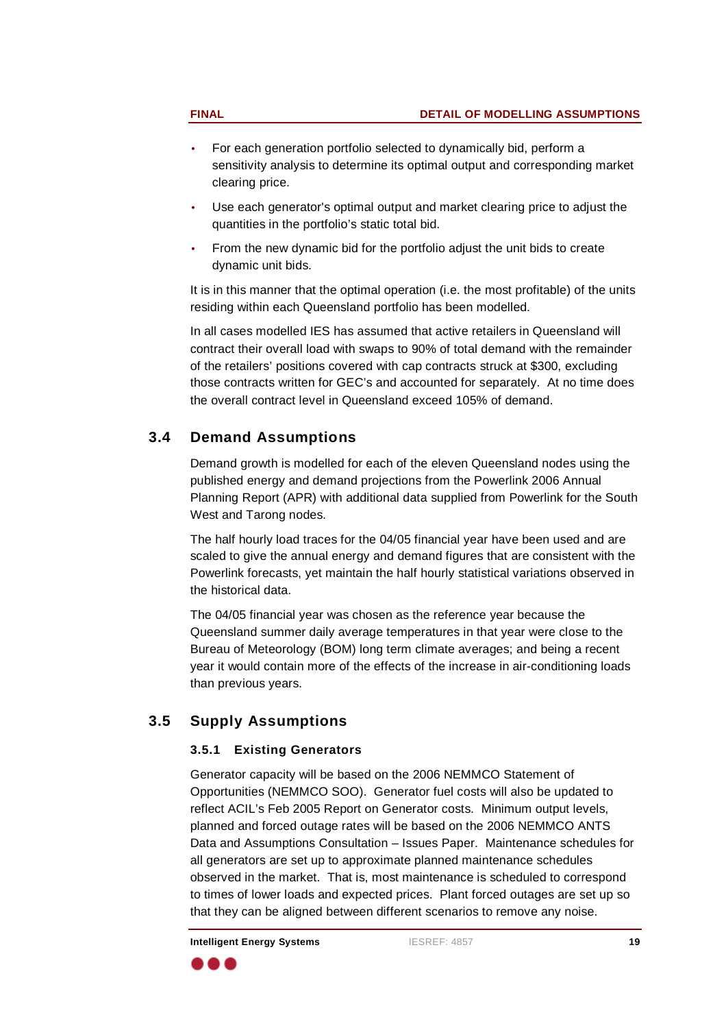- For each generation portfolio selected to dynamically bid, perform a sensitivity analysis to determine its optimal output and corresponding market clearing price.
- Use each generator's optimal output and market clearing price to adjust the quantities in the portfolio's static total bid.
- From the new dynamic bid for the portfolio adjust the unit bids to create dynamic unit bids.

It is in this manner that the optimal operation (i.e. the most profitable) of the units residing within each Queensland portfolio has been modelled.

In all cases modelled IES has assumed that active retailers in Queensland will contract their overall load with swaps to 90% of total demand with the remainder of the retailers' positions covered with cap contracts struck at $300, excluding those contracts written for GEC's and accounted for separately. At no time does the overall contract level in Queensland exceed 105% of demand.

## 3.4 Demand Assumptions

Demand growth is modelled for each of the eleven Queensland nodes using the published energy and demand projections from the Powerlink 2006 Annual Planning Report (APR) with additional data supplied from Powerlink for the South West and Tarong nodes.

The half hourly load traces for the 04/05 financial year have been used and are scaled to give the annual energy and demand figures that are consistent with the Powerlink forecasts, yet maintain the half hourly statistical variations observed in the historical data.

The 04/05 financial year was chosen as the reference year because the Queensland summer daily average temperatures in that year were close to the Bureau of Meteorology (BOM) long term climate averages; and being a recent year it would contain more of the effects of the increase in air-conditioning loads than previous years.

## 3.5 Supply Assumptions

### 3.5.1 Existing Generators

Generator capacity will be based on the 2006 NEMMCO Statement of Opportunities (NEMMCO SOO). Generator fuel costs will also be updated to reflect ACIL's Feb 2005 Report on Generator costs. Minimum output levels, planned and forced outage rates will be based on the 2006 NEMMCO ANTS Data and Assumptions Consultation – Issues Paper. Maintenance schedules for all generators are set up to approximate planned maintenance schedules observed in the market. That is, most maintenance is scheduled to correspond to times of lower loads and expected prices. Plant forced outages are set up so that they can be aligned between different scenarios to remove any noise.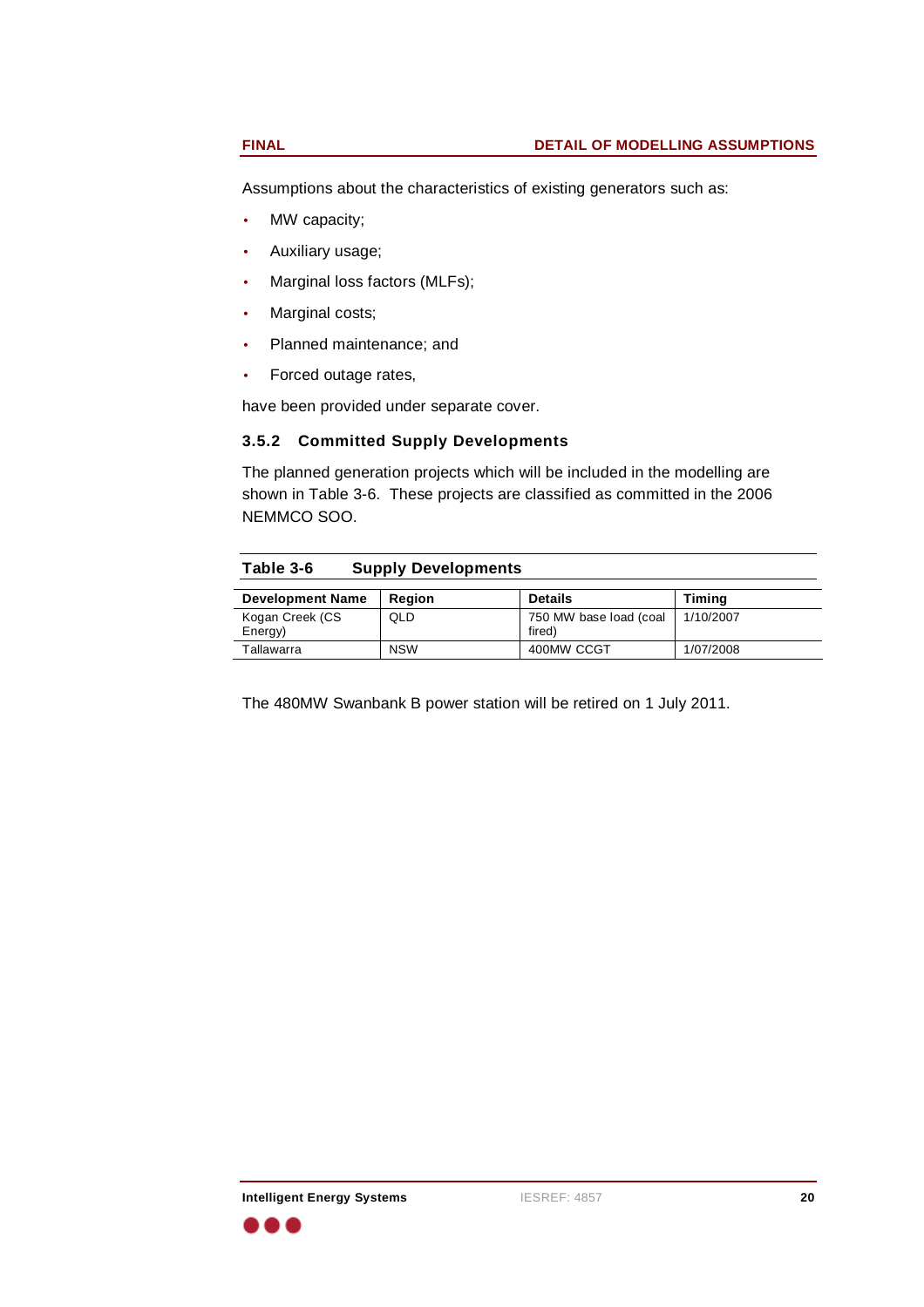Assumptions about the characteristics of existing generators such as:

- MW capacity;
- Auxiliary usage;
- Marginal loss factors (MLFs);
- Marginal costs;
- Planned maintenance; and
- Forced outage rates,

have been provided under separate cover.

### 3.5.2 Committed Supply Developments

The planned generation projects which will be included in the modelling are shown in Table 3-6. These projects are classified as committed in the 2006 NEMMCO SOO.

**Table 3-6 Supply Developments**

| Development Name | Region | Details | Timing |
|---|---|---|---|
| Kogan Creek (CS Energy) | QLD | 750 MW base load (coal fired) | 1/10/2007 |
| Tallawarra | NSW | 400MW CCGT | 1/07/2008 |

The 480MW Swanbank B power station will be retired on 1 July 2011.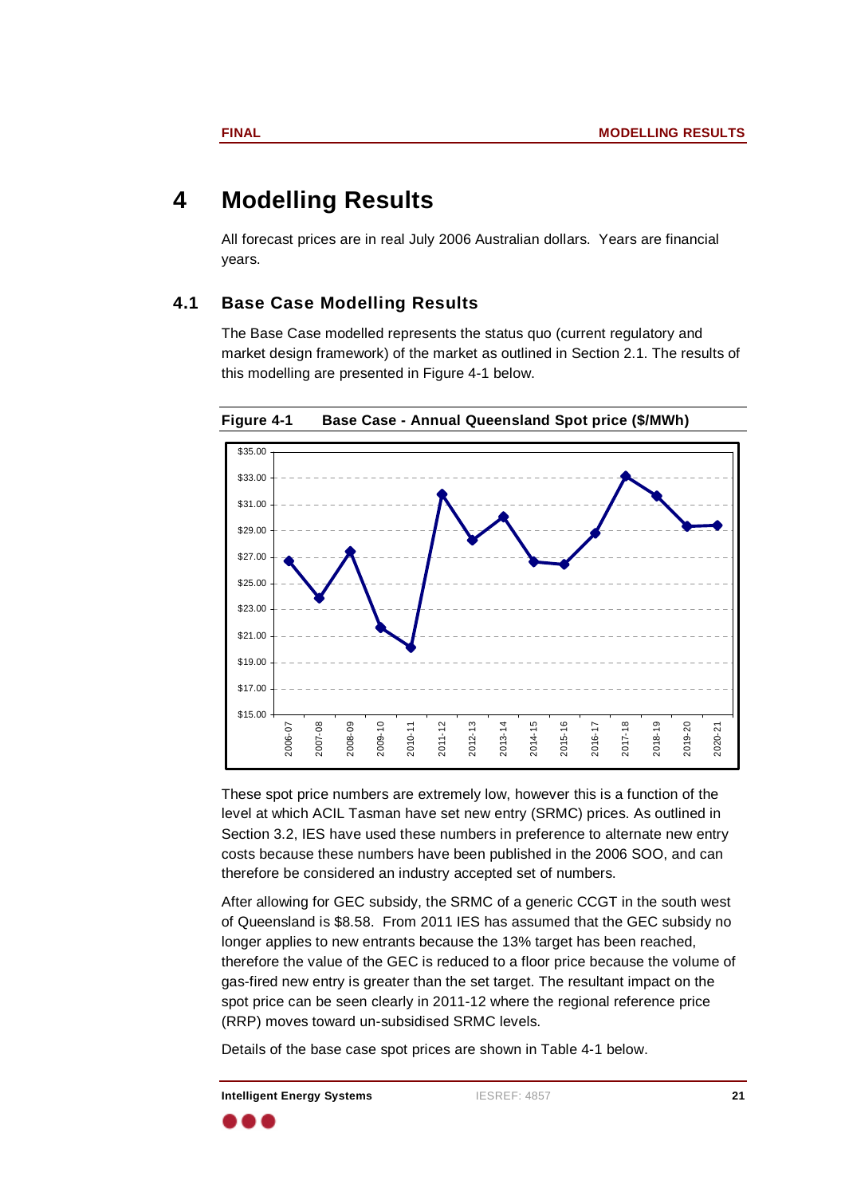# 4 Modelling Results

All forecast prices are in real July 2006 Australian dollars. Years are financial years.

## 4.1 Base Case Modelling Results

The Base Case modelled represents the status quo (current regulatory and market design framework) of the market as outlined in Section 2.1. The results of this modelling are presented in Figure 4-1 below.

**Figure 4-1 Base Case - Annual Queensland Spot price ($/MWh)**

These spot price numbers are extremely low, however this is a function of the level at which ACIL Tasman have set new entry (SRMC) prices. As outlined in Section 3.2, IES have used these numbers in preference to alternate new entry costs because these numbers have been published in the 2006 SOO, and can therefore be considered an industry accepted set of numbers.

After allowing for GEC subsidy, the SRMC of a generic CCGT in the south west of Queensland is $8.58. From 2011 IES has assumed that the GEC subsidy no longer applies to new entrants because the 13% target has been reached, therefore the value of the GEC is reduced to a floor price because the volume of gas-fired new entry is greater than the set target. The resultant impact on the spot price can be seen clearly in 2011-12 where the regional reference price (RRP) moves toward un-subsidised SRMC levels.

Details of the base case spot prices are shown in Table 4-1 below.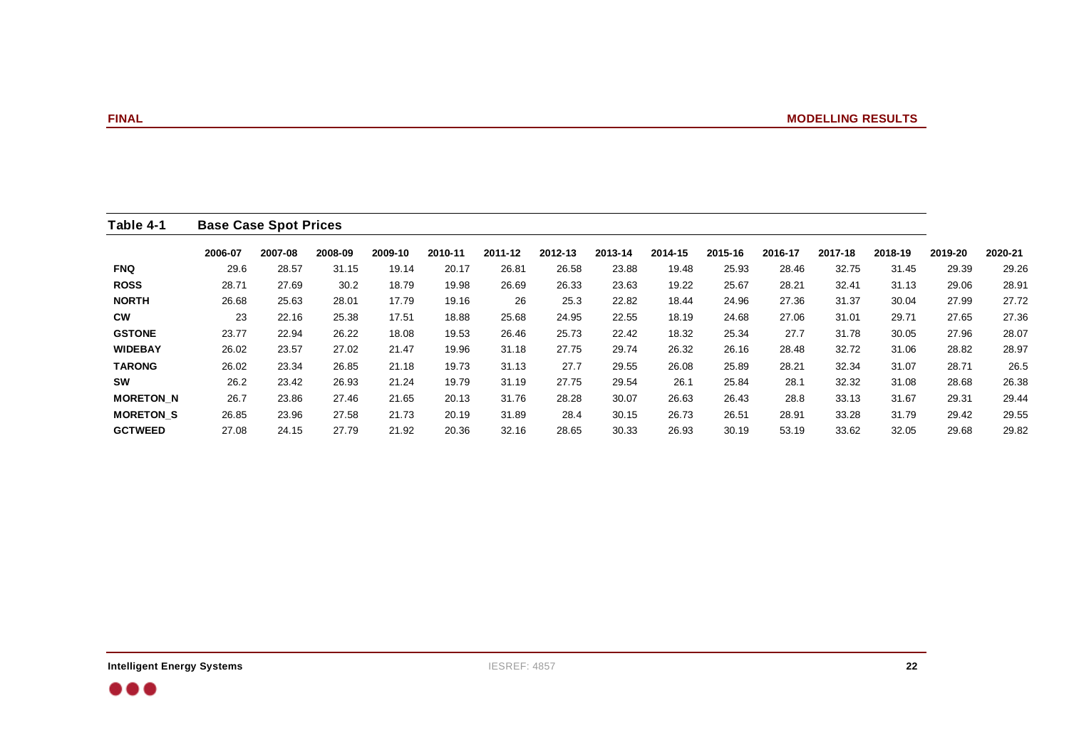**Table 4-1 Base Case Spot Prices**

| | 2006-07 | 2007-08 | 2008-09 | 2009-10 | 2010-11 | 2011-12 | 2012-13 | 2013-14 | 2014-15 | 2015-16 | 2016-17 | 2017-18 | 2018-19 | 2019-20 | 2020-21 |
|---|---|---|---|---|---|---|---|---|---|---|---|---|---|---|---|
| **FNQ** | 29.6 | 28.57 | 31.15 | 19.14 | 20.17 | 26.81 | 26.58 | 23.88 | 19.48 | 25.93 | 28.46 | 32.75 | 31.45 | 29.39 | 29.26 |
| **ROSS** | 28.71 | 27.69 | 30.2 | 18.79 | 19.98 | 26.69 | 26.33 | 23.63 | 19.22 | 25.67 | 28.21 | 32.41 | 31.13 | 29.06 | 28.91 |
| **NORTH** | 26.68 | 25.63 | 28.01 | 17.79 | 19.16 | 26 | 25.3 | 22.82 | 18.44 | 24.96 | 27.36 | 31.37 | 30.04 | 27.99 | 27.72 |
| **CW** | 23 | 22.16 | 25.38 | 17.51 | 18.88 | 25.68 | 24.95 | 22.55 | 18.19 | 24.68 | 27.06 | 31.01 | 29.71 | 27.65 | 27.36 |
| **GSTONE** | 23.77 | 22.94 | 26.22 | 18.08 | 19.53 | 26.46 | 25.73 | 22.42 | 18.32 | 25.34 | 27.7 | 31.78 | 30.05 | 27.96 | 28.07 |
| **WIDEBAY** | 26.02 | 23.57 | 27.02 | 21.47 | 19.96 | 31.18 | 27.75 | 29.74 | 26.32 | 26.16 | 28.48 | 32.72 | 31.06 | 28.82 | 28.97 |
| **TARONG** | 26.02 | 23.34 | 26.85 | 21.18 | 19.73 | 31.13 | 27.7 | 29.55 | 26.08 | 25.89 | 28.21 | 32.34 | 31.07 | 28.71 | 26.5 |
| **SW** | 26.2 | 23.42 | 26.93 | 21.24 | 19.79 | 31.19 | 27.75 | 29.54 | 26.1 | 25.84 | 28.1 | 32.32 | 31.08 | 28.68 | 26.38 |
| **MORETON_N** | 26.7 | 23.86 | 27.46 | 21.65 | 20.13 | 31.76 | 28.28 | 30.07 | 26.63 | 26.43 | 28.8 | 33.13 | 31.67 | 29.31 | 29.44 |
| **MORETON_S** | 26.85 | 23.96 | 27.58 | 21.73 | 20.19 | 31.89 | 28.4 | 30.15 | 26.73 | 26.51 | 28.91 | 33.28 | 31.79 | 29.42 | 29.55 |
| **GCTWEED** | 27.08 | 24.15 | 27.79 | 21.92 | 20.36 | 32.16 | 28.65 | 30.33 | 26.93 | 30.19 | 53.19 | 33.62 | 32.05 | 29.68 | 29.82 |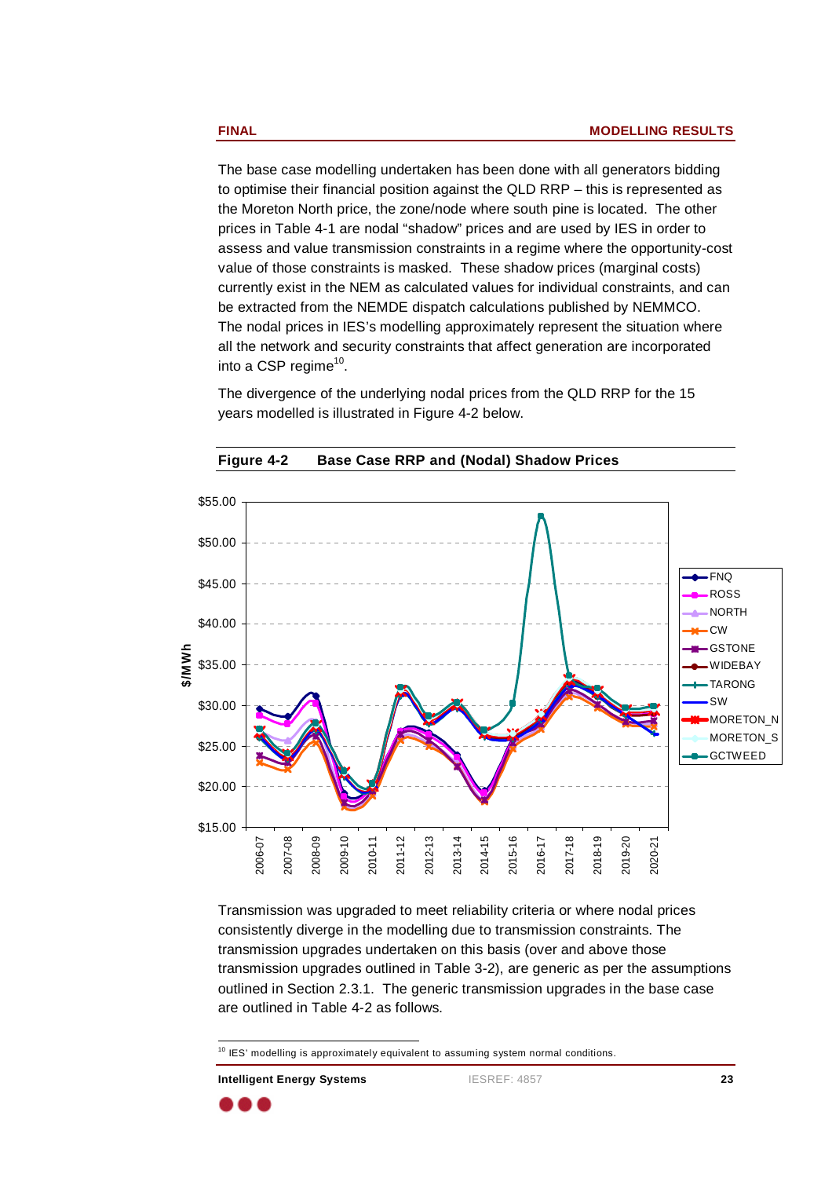The base case modelling undertaken has been done with all generators bidding to optimise their financial position against the QLD RRP – this is represented as the Moreton North price, the zone/node where south pine is located. The other prices in Table 4-1 are nodal "shadow" prices and are used by IES in order to assess and value transmission constraints in a regime where the opportunity-cost value of those constraints is masked. These shadow prices (marginal costs) currently exist in the NEM as calculated values for individual constraints, and can be extracted from the NEMDE dispatch calculations published by NEMMCO. The nodal prices in IES's modelling approximately represent the situation where all the network and security constraints that affect generation are incorporated into a CSP regime[10].

The divergence of the underlying nodal prices from the QLD RRP for the 15 years modelled is illustrated in Figure 4-2 below.

**Figure 4-2 Base Case RRP and (Nodal) Shadow Prices**

Transmission was upgraded to meet reliability criteria or where nodal prices consistently diverge in the modelling due to transmission constraints. The transmission upgrades undertaken on this basis (over and above those transmission upgrades outlined in Table 3-2), are generic as per the assumptions outlined in Section 2.3.1. The generic transmission upgrades in the base case are outlined in Table 4-2 as follows.

[10] IES' modelling is approximately equivalent to assuming system normal conditions.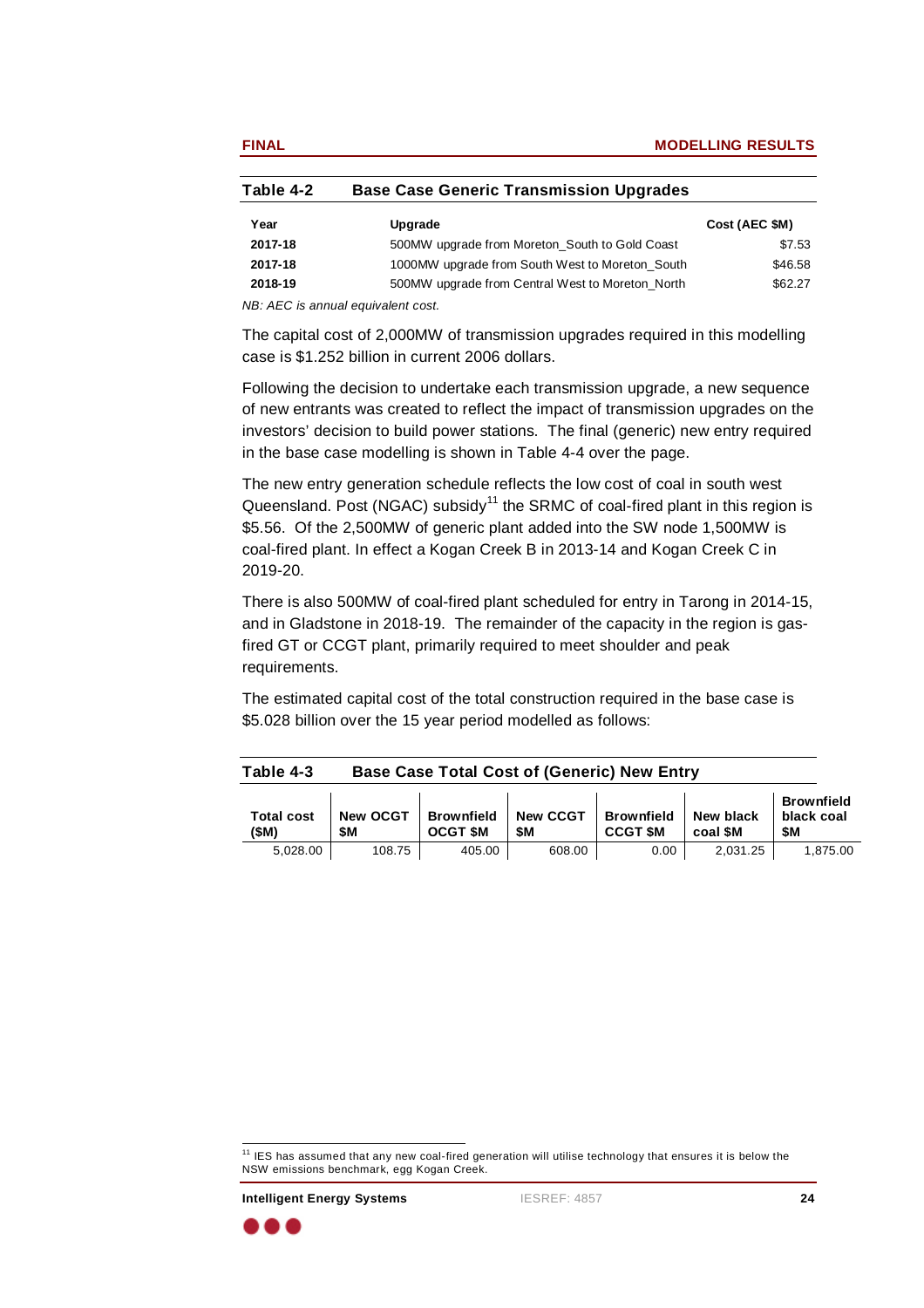**Table 4-2 Base Case Generic Transmission Upgrades**

| Year | Upgrade | Cost (AEC $M) |
|---|---|---|
| **2017-18** | 500MW upgrade from Moreton_South to Gold Coast | $7.53 |
| **2017-18** | 1000MW upgrade from South West to Moreton_South | $46.58 |
| **2018-19** | 500MW upgrade from Central West to Moreton_North | $62.27 |

*NB: AEC is annual equivalent cost.*

The capital cost of 2,000MW of transmission upgrades required in this modelling case is $1.252 billion in current 2006 dollars.

Following the decision to undertake each transmission upgrade, a new sequence of new entrants was created to reflect the impact of transmission upgrades on the investors' decision to build power stations. The final (generic) new entry required in the base case modelling is shown in Table 4-4 over the page.

The new entry generation schedule reflects the low cost of coal in south west Queensland. Post (NGAC) subsidy[11] the SRMC of coal-fired plant in this region is $5.56. Of the 2,500MW of generic plant added into the SW node 1,500MW is coal-fired plant. In effect a Kogan Creek B in 2013-14 and Kogan Creek C in 2019-20.

There is also 500MW of coal-fired plant scheduled for entry in Tarong in 2014-15, and in Gladstone in 2018-19. The remainder of the capacity in the region is gas-fired GT or CCGT plant, primarily required to meet shoulder and peak requirements.

The estimated capital cost of the total construction required in the base case is $5.028 billion over the 15 year period modelled as follows:

**Table 4-3 Base Case Total Cost of (Generic) New Entry**

| Total cost ($M) | New OCGT $M | Brownfield OCGT $M | New CCGT $M | Brownfield CCGT $M | New black coal $M | Brownfield black coal $M |
|---|---|---|---|---|---|---|
| 5,028.00 | 108.75 | 405.00 | 608.00 | 0.00 | 2,031.25 | 1,875.00 |

[11] IES has assumed that any new coal-fired generation will utilise technology that ensures it is below the NSW emissions benchmark, egg Kogan Creek.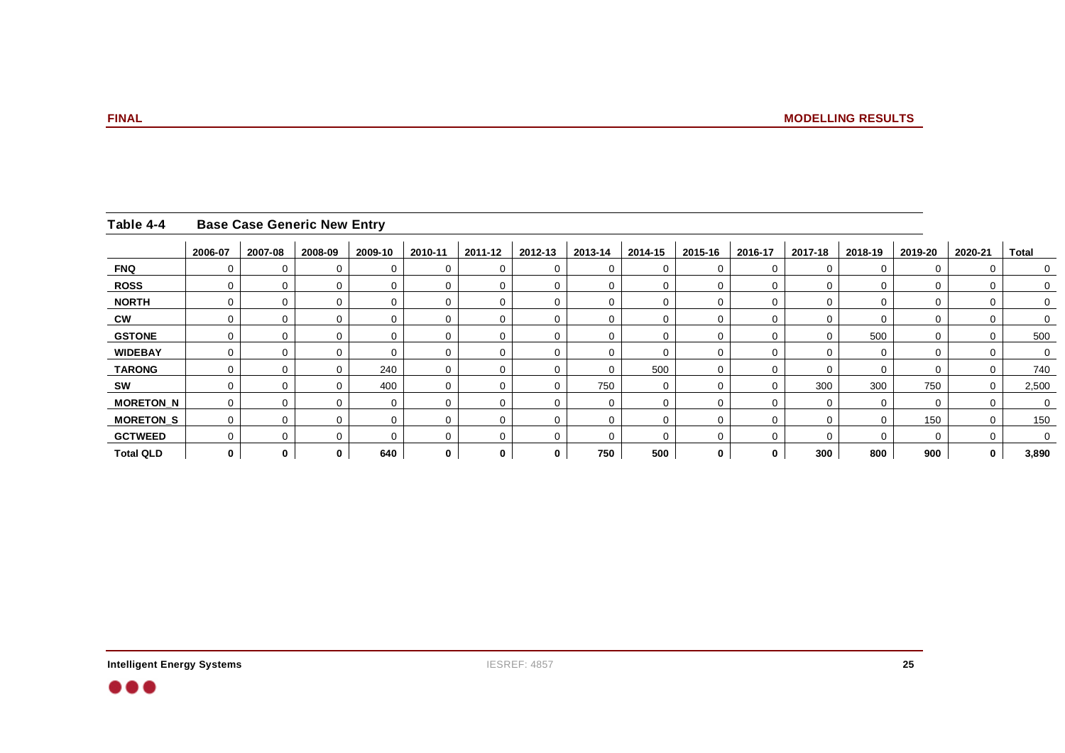**Table 4-4 Base Case Generic New Entry**

| | 2006-07 | 2007-08 | 2008-09 | 2009-10 | 2010-11 | 2011-12 | 2012-13 | 2013-14 | 2014-15 | 2015-16 | 2016-17 | 2017-18 | 2018-19 | 2019-20 | 2020-21 | Total |
|---|---|---|---|---|---|---|---|---|---|---|---|---|---|---|---|---|
| **FNQ** | 0 | 0 | 0 | 0 | 0 | 0 | 0 | 0 | 0 | 0 | 0 | 0 | 0 | 0 | 0 | 0 |
| **ROSS** | 0 | 0 | 0 | 0 | 0 | 0 | 0 | 0 | 0 | 0 | 0 | 0 | 0 | 0 | 0 | 0 |
| **NORTH** | 0 | 0 | 0 | 0 | 0 | 0 | 0 | 0 | 0 | 0 | 0 | 0 | 0 | 0 | 0 | 0 |
| **CW** | 0 | 0 | 0 | 0 | 0 | 0 | 0 | 0 | 0 | 0 | 0 | 0 | 0 | 0 | 0 | 0 |
| **GSTONE** | 0 | 0 | 0 | 0 | 0 | 0 | 0 | 0 | 0 | 0 | 0 | 0 | 500 | 0 | 0 | 500 |
| **WIDEBAY** | 0 | 0 | 0 | 0 | 0 | 0 | 0 | 0 | 0 | 0 | 0 | 0 | 0 | 0 | 0 | 0 |
| **TARONG** | 0 | 0 | 0 | 240 | 0 | 0 | 0 | 0 | 500 | 0 | 0 | 0 | 0 | 0 | 0 | 740 |
| **SW** | 0 | 0 | 0 | 400 | 0 | 0 | 0 | 750 | 0 | 0 | 0 | 300 | 300 | 750 | 0 | 2,500 |
| **MORETON_N** | 0 | 0 | 0 | 0 | 0 | 0 | 0 | 0 | 0 | 0 | 0 | 0 | 0 | 0 | 0 | 0 |
| **MORETON_S** | 0 | 0 | 0 | 0 | 0 | 0 | 0 | 0 | 0 | 0 | 0 | 0 | 0 | 150 | 0 | 150 |
| **GCTWEED** | 0 | 0 | 0 | 0 | 0 | 0 | 0 | 0 | 0 | 0 | 0 | 0 | 0 | 0 | 0 | 0 |
| **Total QLD** | **0** | **0** | **0** | **640** | **0** | **0** | **0** | **750** | **500** | **0** | **0** | **300** | **800** | **900** | **0** | **3,890** |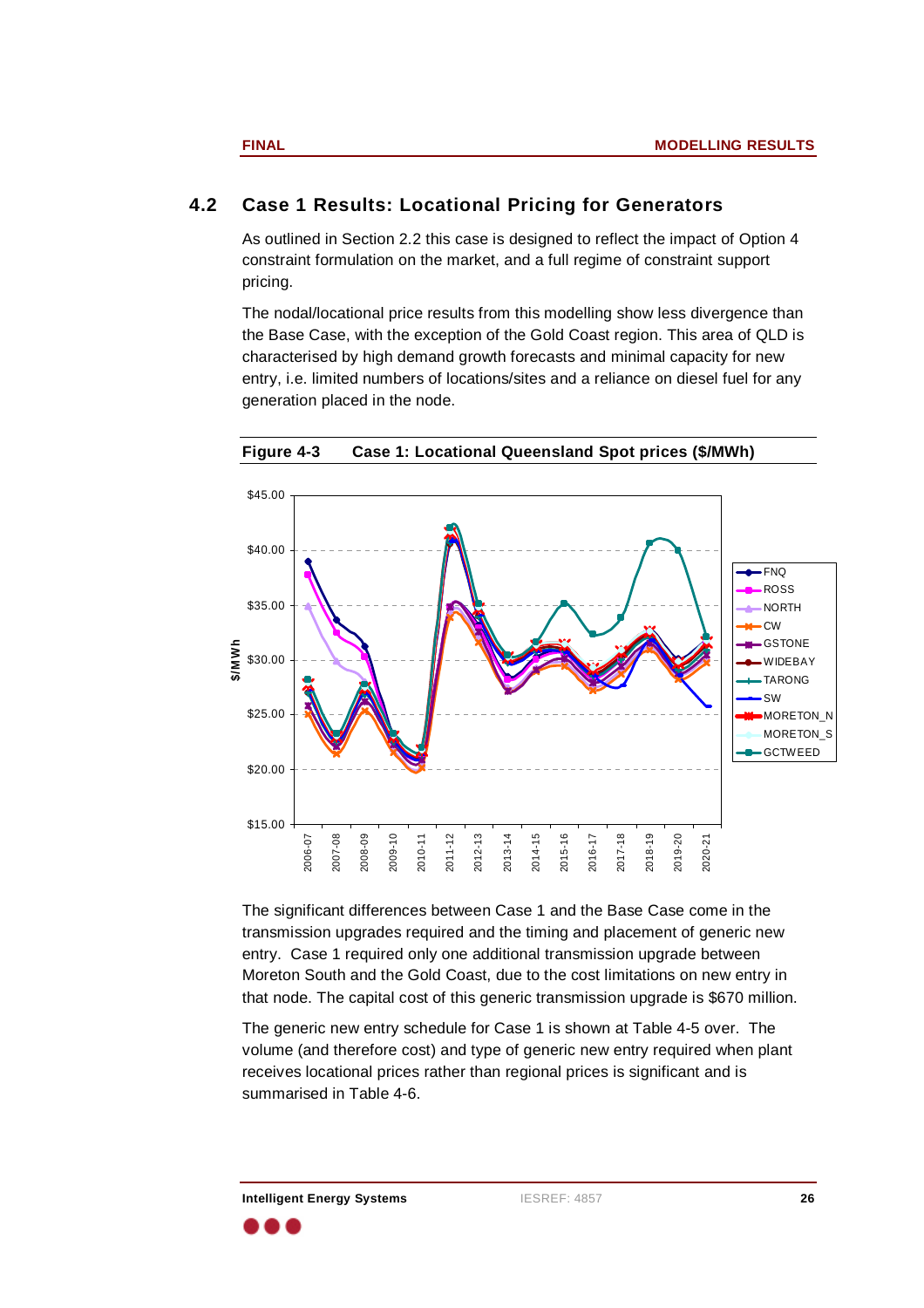## 4.2 Case 1 Results: Locational Pricing for Generators

As outlined in Section 2.2 this case is designed to reflect the impact of Option 4 constraint formulation on the market, and a full regime of constraint support pricing.

The nodal/locational price results from this modelling show less divergence than the Base Case, with the exception of the Gold Coast region. This area of QLD is characterised by high demand growth forecasts and minimal capacity for new entry, i.e. limited numbers of locations/sites and a reliance on diesel fuel for any generation placed in the node.

**Figure 4-3 Case 1: Locational Queensland Spot prices ($/MWh)**

The significant differences between Case 1 and the Base Case come in the transmission upgrades required and the timing and placement of generic new entry. Case 1 required only one additional transmission upgrade between Moreton South and the Gold Coast, due to the cost limitations on new entry in that node. The capital cost of this generic transmission upgrade is $670 million.

The generic new entry schedule for Case 1 is shown at Table 4-5 over. The volume (and therefore cost) and type of generic new entry required when plant receives locational prices rather than regional prices is significant and is summarised in Table 4-6.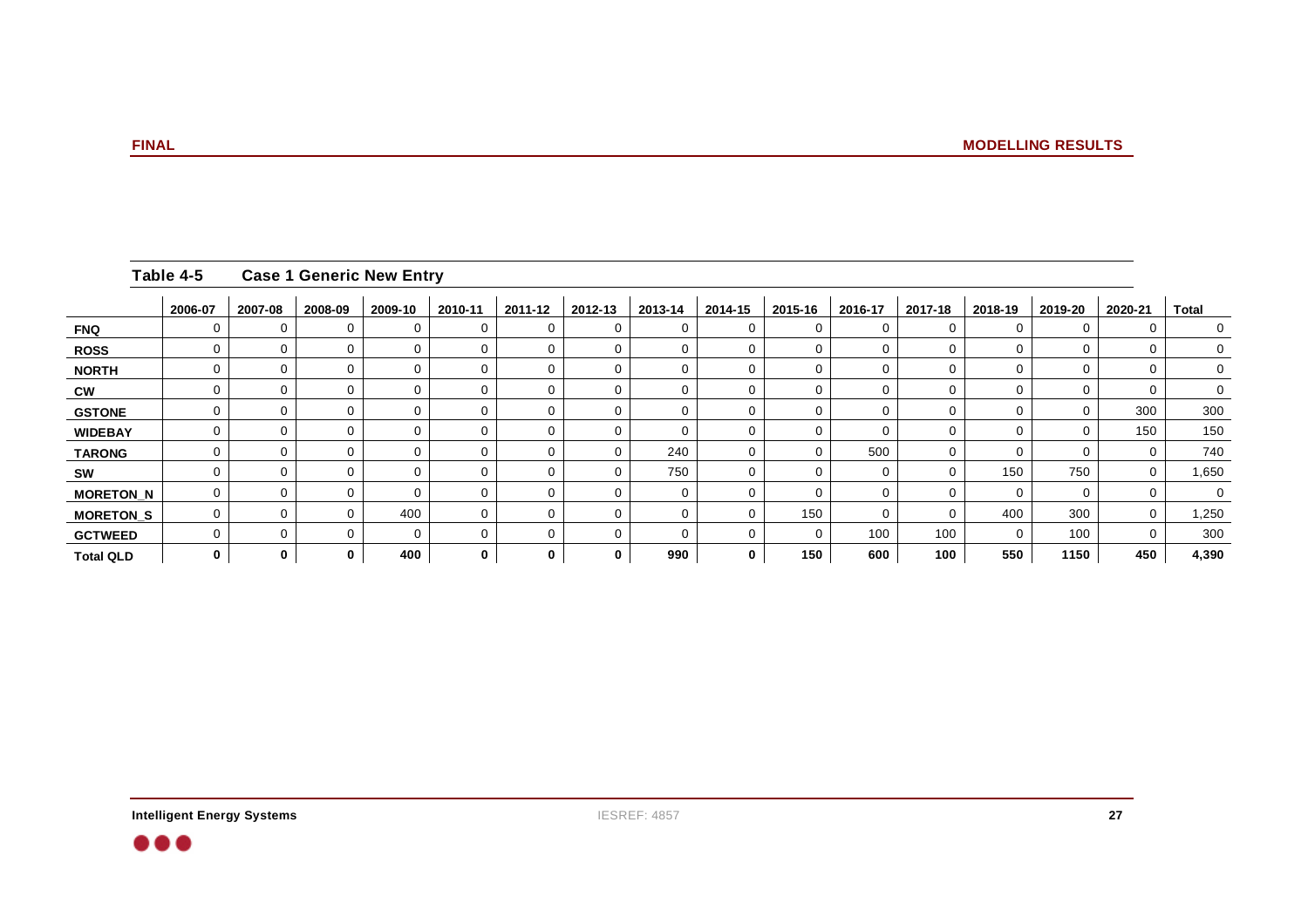**Table 4-5 Case 1 Generic New Entry**

| | 2006-07 | 2007-08 | 2008-09 | 2009-10 | 2010-11 | 2011-12 | 2012-13 | 2013-14 | 2014-15 | 2015-16 | 2016-17 | 2017-18 | 2018-19 | 2019-20 | 2020-21 | Total |
|---|---|---|---|---|---|---|---|---|---|---|---|---|---|---|---|---|
| **FNQ** | 0 | 0 | 0 | 0 | 0 | 0 | 0 | 0 | 0 | 0 | 0 | 0 | 0 | 0 | 0 | 0 |
| **ROSS** | 0 | 0 | 0 | 0 | 0 | 0 | 0 | 0 | 0 | 0 | 0 | 0 | 0 | 0 | 0 | 0 |
| **NORTH** | 0 | 0 | 0 | 0 | 0 | 0 | 0 | 0 | 0 | 0 | 0 | 0 | 0 | 0 | 0 | 0 |
| **CW** | 0 | 0 | 0 | 0 | 0 | 0 | 0 | 0 | 0 | 0 | 0 | 0 | 0 | 0 | 0 | 0 |
| **GSTONE** | 0 | 0 | 0 | 0 | 0 | 0 | 0 | 0 | 0 | 0 | 0 | 0 | 0 | 0 | 300 | 300 |
| **WIDEBAY** | 0 | 0 | 0 | 0 | 0 | 0 | 0 | 0 | 0 | 0 | 0 | 0 | 0 | 0 | 150 | 150 |
| **TARONG** | 0 | 0 | 0 | 0 | 0 | 0 | 0 | 240 | 0 | 0 | 500 | 0 | 0 | 0 | 0 | 740 |
| **SW** | 0 | 0 | 0 | 0 | 0 | 0 | 0 | 750 | 0 | 0 | 0 | 0 | 150 | 750 | 0 | 1,650 |
| **MORETON_N** | 0 | 0 | 0 | 0 | 0 | 0 | 0 | 0 | 0 | 0 | 0 | 0 | 0 | 0 | 0 | 0 |
| **MORETON_S** | 0 | 0 | 0 | 400 | 0 | 0 | 0 | 0 | 0 | 150 | 0 | 0 | 400 | 300 | 0 | 1,250 |
| **GCTWEED** | 0 | 0 | 0 | 0 | 0 | 0 | 0 | 0 | 0 | 0 | 100 | 100 | 0 | 100 | 0 | 300 |
| **Total QLD** | **0** | **0** | **0** | **400** | **0** | **0** | **0** | **990** | **0** | **150** | **600** | **100** | **550** | **1150** | **450** | **4,390** |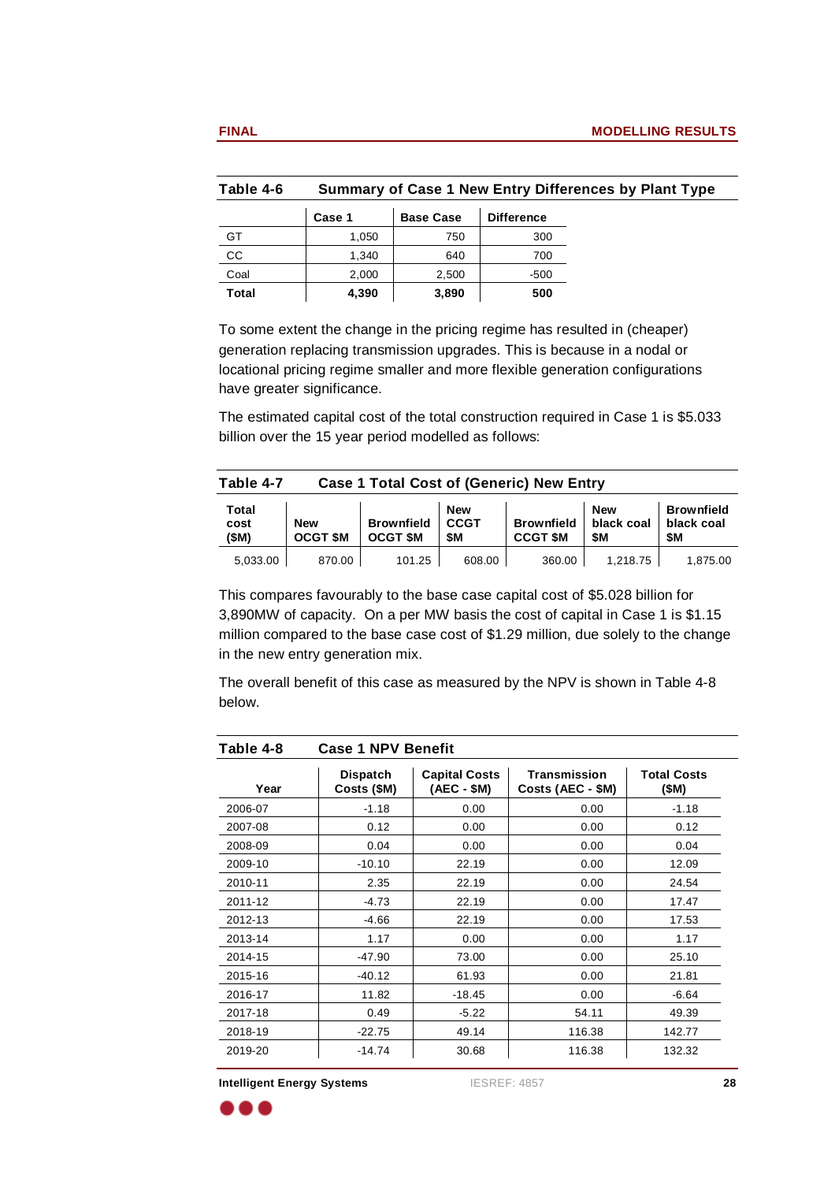**Table 4-6 Summary of Case 1 New Entry Differences by Plant Type**

| | Case 1 | Base Case | Difference |
|---|---|---|---|
| GT | 1,050 | 750 | 300 |
| CC | 1,340 | 640 | 700 |
| Coal | 2,000 | 2,500 | -500 |
| **Total** | **4,390** | **3,890** | **500** |

To some extent the change in the pricing regime has resulted in (cheaper) generation replacing transmission upgrades. This is because in a nodal or locational pricing regime smaller and more flexible generation configurations have greater significance.

The estimated capital cost of the total construction required in Case 1 is $5.033 billion over the 15 year period modelled as follows:

**Table 4-7 Case 1 Total Cost of (Generic) New Entry**

| Total cost ($M) | New OCGT $M | Brownfield OCGT $M | New CCGT $M | Brownfield CCGT $M | New black coal $M | Brownfield black coal $M |
|---|---|---|---|---|---|---|
| 5,033.00 | 870.00 | 101.25 | 608.00 | 360.00 | 1,218.75 | 1,875.00 |

This compares favourably to the base case capital cost of $5.028 billion for 3,890MW of capacity. On a per MW basis the cost of capital in Case 1 is $1.15 million compared to the base case cost of $1.29 million, due solely to the change in the new entry generation mix.

The overall benefit of this case as measured by the NPV is shown in Table 4-8 below.

**Table 4-8 Case 1 NPV Benefit**

| Year | Dispatch Costs ($M) | Capital Costs (AEC - $M) | Transmission Costs (AEC - $M) | Total Costs ($M) |
|---|---|---|---|---|
| 2006-07 | -1.18 | 0.00 | 0.00 | -1.18 |
| 2007-08 | 0.12 | 0.00 | 0.00 | 0.12 |
| 2008-09 | 0.04 | 0.00 | 0.00 | 0.04 |
| 2009-10 | -10.10 | 22.19 | 0.00 | 12.09 |
| 2010-11 | 2.35 | 22.19 | 0.00 | 24.54 |
| 2011-12 | -4.73 | 22.19 | 0.00 | 17.47 |
| 2012-13 | -4.66 | 22.19 | 0.00 | 17.53 |
| 2013-14 | 1.17 | 0.00 | 0.00 | 1.17 |
| 2014-15 | -47.90 | 73.00 | 0.00 | 25.10 |
| 2015-16 | -40.12 | 61.93 | 0.00 | 21.81 |
| 2016-17 | 11.82 | -18.45 | 0.00 | -6.64 |
| 2017-18 | 0.49 | -5.22 | 54.11 | 49.39 |
| 2018-19 | -22.75 | 49.14 | 116.38 | 142.77 |
| 2019-20 | -14.74 | 30.68 | 116.38 | 132.32 |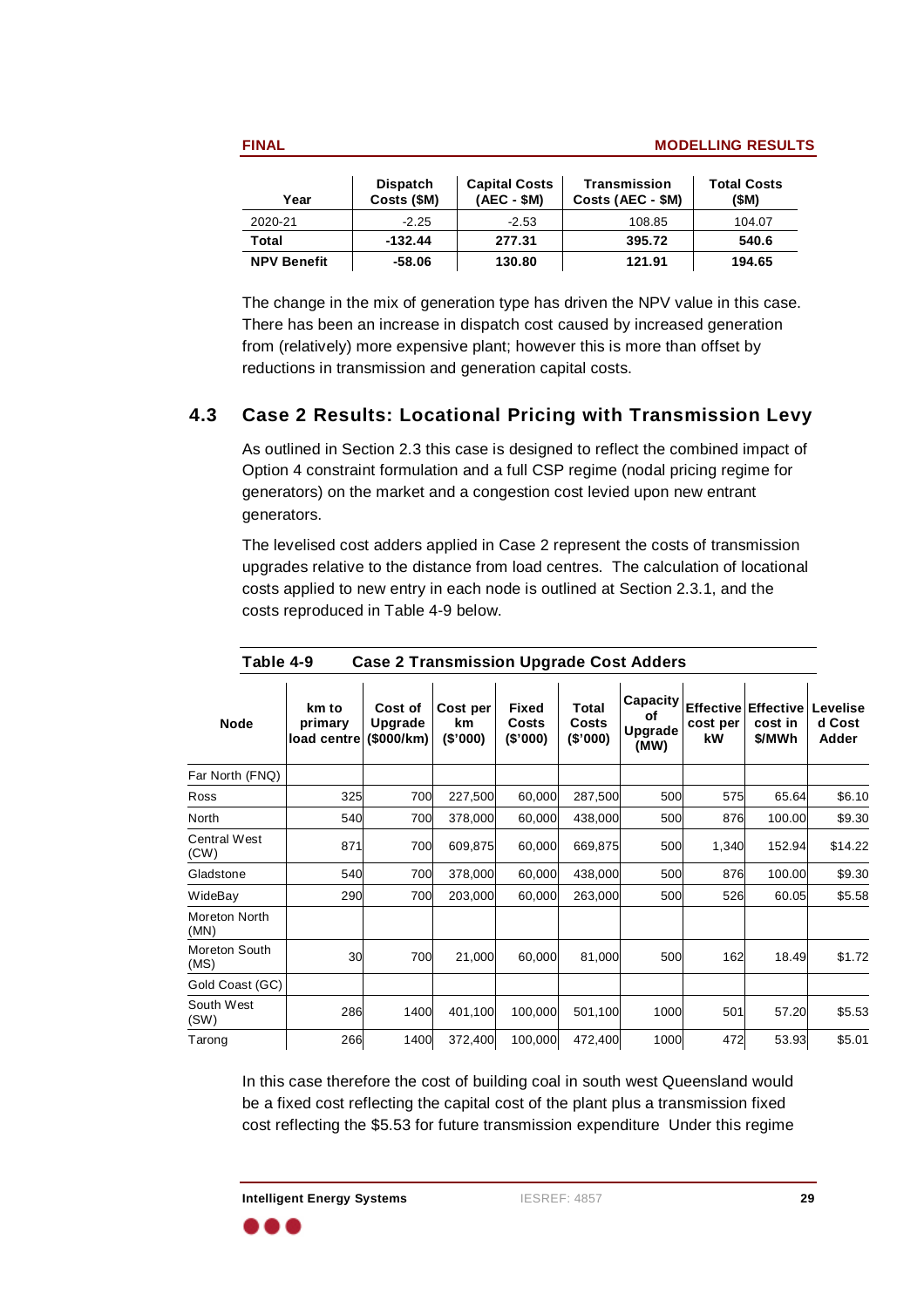| Year | Dispatch Costs ($M) | Capital Costs (AEC - $M) | Transmission Costs (AEC - $M) | Total Costs ($M) |
|---|---|---|---|---|
| 2020-21 | -2.25 | -2.53 | 108.85 | 104.07 |
| **Total** | **-132.44** | **277.31** | **395.72** | **540.6** |
| **NPV Benefit** | **-58.06** | **130.80** | **121.91** | **194.65** |

The change in the mix of generation type has driven the NPV value in this case. There has been an increase in dispatch cost caused by increased generation from (relatively) more expensive plant; however this is more than offset by reductions in transmission and generation capital costs.

## 4.3 Case 2 Results: Locational Pricing with Transmission Levy

As outlined in Section 2.3 this case is designed to reflect the combined impact of Option 4 constraint formulation and a full CSP regime (nodal pricing regime for generators) on the market and a congestion cost levied upon new entrant generators.

The levelised cost adders applied in Case 2 represent the costs of transmission upgrades relative to the distance from load centres. The calculation of locational costs applied to new entry in each node is outlined at Section 2.3.1, and the costs reproduced in Table 4-9 below.

**Table 4-9 Case 2 Transmission Upgrade Cost Adders**

| Node | km to primary load centre | Cost of Upgrade ($000/km) | Cost per km ($'000) | Fixed Costs ($'000) | Total Costs ($'000) | Capacity of Upgrade (MW) | Effective cost per kW | Effective cost in $/MWh | Levelised Cost Adder |
|---|---|---|---|---|---|---|---|---|---|
| Far North (FNQ) | | | | | | | | | |
| Ross | 325 | 700 | 227,500 | 60,000 | 287,500 | 500 | 575 | 65.64 | $6.10 |
| North | 540 | 700 | 378,000 | 60,000 | 438,000 | 500 | 876 | 100.00 | $9.30 |
| Central West (CW) | 871 | 700 | 609,875 | 60,000 | 669,875 | 500 | 1,340 | 152.94 | $14.22 |
| Gladstone | 540 | 700 | 378,000 | 60,000 | 438,000 | 500 | 876 | 100.00 | $9.30 |
| WideBay | 290 | 700 | 203,000 | 60,000 | 263,000 | 500 | 526 | 60.05 | $5.58 |
| Moreton North (MN) | | | | | | | | | |
| Moreton South (MS) | 30 | 700 | 21,000 | 60,000 | 81,000 | 500 | 162 | 18.49 | $1.72 |
| Gold Coast (GC) | | | | | | | | | |
| South West (SW) | 286 | 1400 | 401,100 | 100,000 | 501,100 | 1000 | 501 | 57.20 | $5.53 |
| Tarong | 266 | 1400 | 372,400 | 100,000 | 472,400 | 1000 | 472 | 53.93 | $5.01 |

In this case therefore the cost of building coal in south west Queensland would be a fixed cost reflecting the capital cost of the plant plus a transmission fixed cost reflecting the $5.53 for future transmission expenditure Under this regime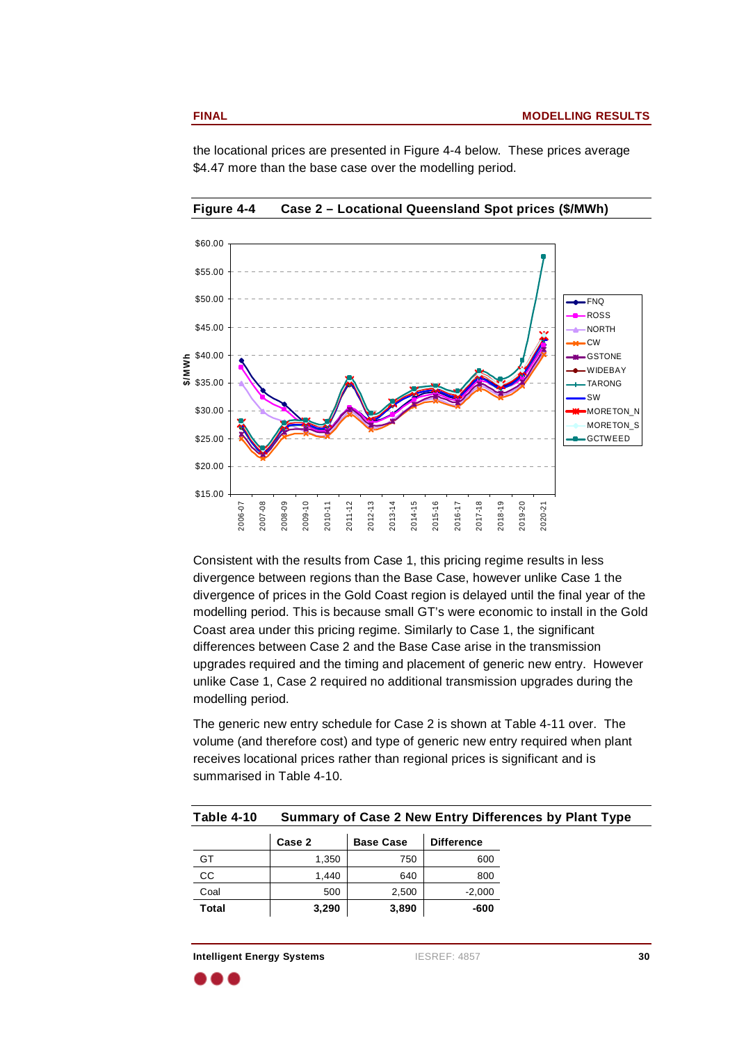the locational prices are presented in Figure 4-4 below. These prices average $4.47 more than the base case over the modelling period.

**Figure 4-4 Case 2 – Locational Queensland Spot prices ($/MWh)**

Consistent with the results from Case 1, this pricing regime results in less divergence between regions than the Base Case, however unlike Case 1 the divergence of prices in the Gold Coast region is delayed until the final year of the modelling period. This is because small GT's were economic to install in the Gold Coast area under this pricing regime. Similarly to Case 1, the significant differences between Case 2 and the Base Case arise in the transmission upgrades required and the timing and placement of generic new entry. However unlike Case 1, Case 2 required no additional transmission upgrades during the modelling period.

The generic new entry schedule for Case 2 is shown at Table 4-11 over. The volume (and therefore cost) and type of generic new entry required when plant receives locational prices rather than regional prices is significant and is summarised in Table 4-10.

**Table 4-10 Summary of Case 2 New Entry Differences by Plant Type**

| | Case 2 | Base Case | Difference |
|---|---|---|---|
| GT | 1,350 | 750 | 600 |
| CC | 1,440 | 640 | 800 |
| Coal | 500 | 2,500 | -2,000 |
| **Total** | **3,290** | **3,890** | **-600** |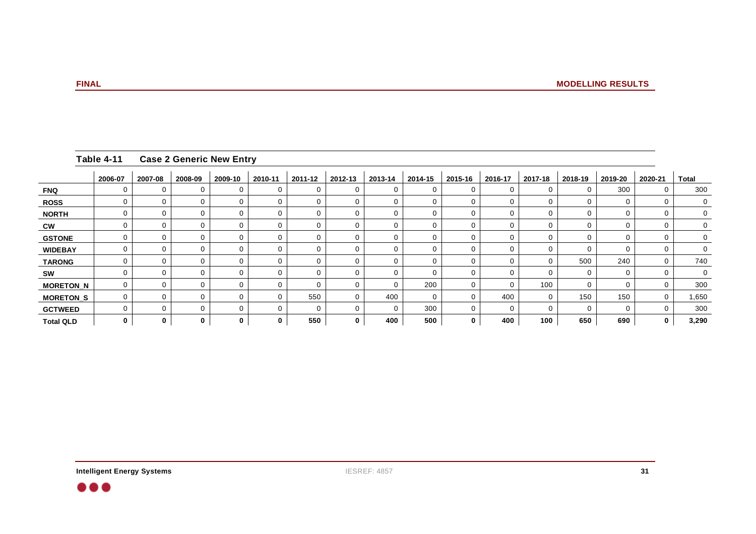**Table 4-11 Case 2 Generic New Entry**

| | 2006-07 | 2007-08 | 2008-09 | 2009-10 | 2010-11 | 2011-12 | 2012-13 | 2013-14 | 2014-15 | 2015-16 | 2016-17 | 2017-18 | 2018-19 | 2019-20 | 2020-21 | Total |
|---|---|---|---|---|---|---|---|---|---|---|---|---|---|---|---|---|
| **FNQ** | 0 | 0 | 0 | 0 | 0 | 0 | 0 | 0 | 0 | 0 | 0 | 0 | 0 | 300 | 0 | 300 |
| **ROSS** | 0 | 0 | 0 | 0 | 0 | 0 | 0 | 0 | 0 | 0 | 0 | 0 | 0 | 0 | 0 | 0 |
| **NORTH** | 0 | 0 | 0 | 0 | 0 | 0 | 0 | 0 | 0 | 0 | 0 | 0 | 0 | 0 | 0 | 0 |
| **CW** | 0 | 0 | 0 | 0 | 0 | 0 | 0 | 0 | 0 | 0 | 0 | 0 | 0 | 0 | 0 | 0 |
| **GSTONE** | 0 | 0 | 0 | 0 | 0 | 0 | 0 | 0 | 0 | 0 | 0 | 0 | 0 | 0 | 0 | 0 |
| **WIDEBAY** | 0 | 0 | 0 | 0 | 0 | 0 | 0 | 0 | 0 | 0 | 0 | 0 | 0 | 0 | 0 | 0 |
| **TARONG** | 0 | 0 | 0 | 0 | 0 | 0 | 0 | 0 | 0 | 0 | 0 | 0 | 500 | 240 | 0 | 740 |
| **SW** | 0 | 0 | 0 | 0 | 0 | 0 | 0 | 0 | 0 | 0 | 0 | 0 | 0 | 0 | 0 | 0 |
| **MORETON_N** | 0 | 0 | 0 | 0 | 0 | 0 | 0 | 0 | 200 | 0 | 0 | 100 | 0 | 0 | 0 | 300 |
| **MORETON_S** | 0 | 0 | 0 | 0 | 0 | 550 | 0 | 400 | 0 | 0 | 400 | 0 | 150 | 150 | 0 | 1,650 |
| **GCTWEED** | 0 | 0 | 0 | 0 | 0 | 0 | 0 | 0 | 300 | 0 | 0 | 0 | 0 | 0 | 0 | 300 |
| **Total QLD** | **0** | **0** | **0** | **0** | **0** | **550** | **0** | **400** | **500** | **0** | **400** | **100** | **650** | **690** | **0** | **3,290** |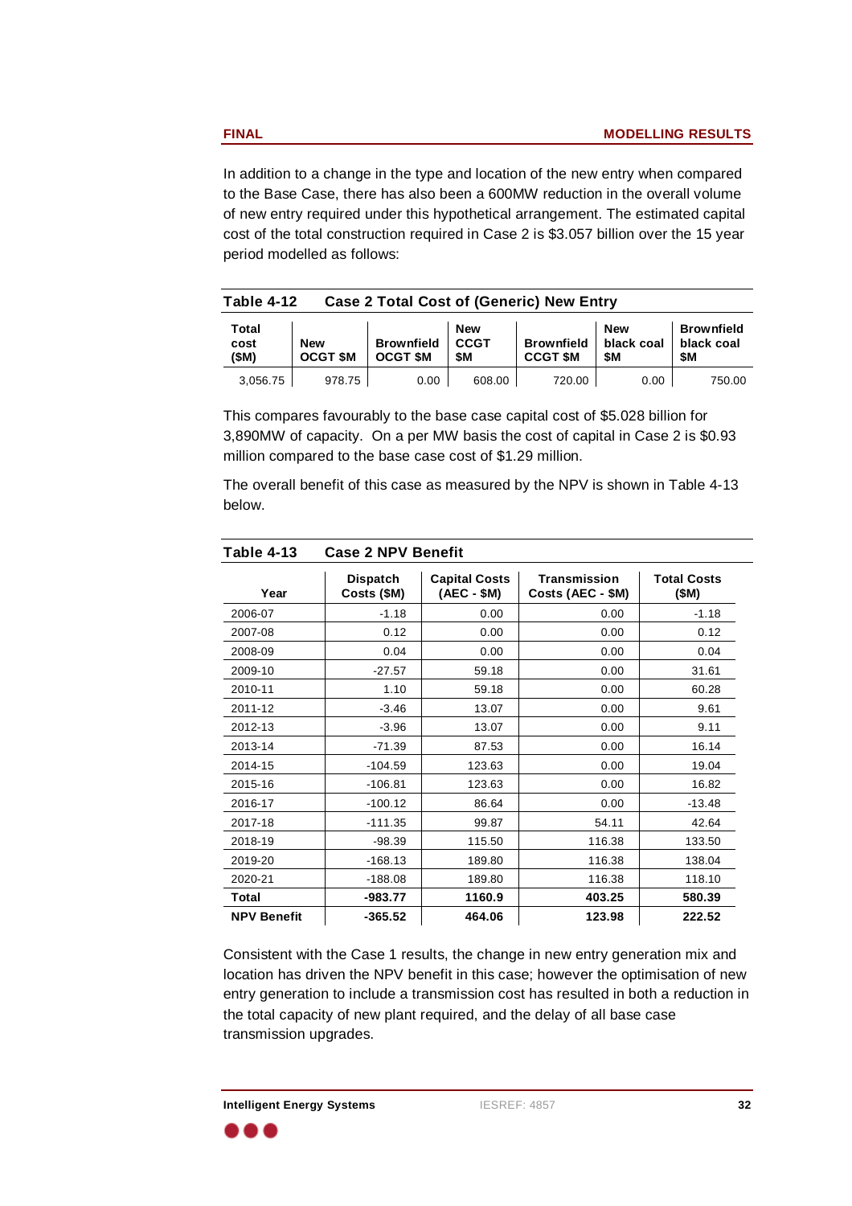In addition to a change in the type and location of the new entry when compared to the Base Case, there has also been a 600MW reduction in the overall volume of new entry required under this hypothetical arrangement. The estimated capital cost of the total construction required in Case 2 is $3.057 billion over the 15 year period modelled as follows:

**Table 4-12 Case 2 Total Cost of (Generic) New Entry**

| Total cost ($M) | New OCGT $M | Brownfield OCGT $M | New CCGT $M | Brownfield CCGT $M | New black coal $M | Brownfield black coal $M |
|---|---|---|---|---|---|---|
| 3,056.75 | 978.75 | 0.00 | 608.00 | 720.00 | 0.00 | 750.00 |

This compares favourably to the base case capital cost of $5.028 billion for 3,890MW of capacity. On a per MW basis the cost of capital in Case 2 is $0.93 million compared to the base case cost of $1.29 million.

The overall benefit of this case as measured by the NPV is shown in Table 4-13 below.

**Table 4-13 Case 2 NPV Benefit**

| Year | Dispatch Costs ($M) | Capital Costs (AEC - $M) | Transmission Costs (AEC - $M) | Total Costs ($M) |
|---|---|---|---|---|
| 2006-07 | -1.18 | 0.00 | 0.00 | -1.18 |
| 2007-08 | 0.12 | 0.00 | 0.00 | 0.12 |
| 2008-09 | 0.04 | 0.00 | 0.00 | 0.04 |
| 2009-10 | -27.57 | 59.18 | 0.00 | 31.61 |
| 2010-11 | 1.10 | 59.18 | 0.00 | 60.28 |
| 2011-12 | -3.46 | 13.07 | 0.00 | 9.61 |
| 2012-13 | -3.96 | 13.07 | 0.00 | 9.11 |
| 2013-14 | -71.39 | 87.53 | 0.00 | 16.14 |
| 2014-15 | -104.59 | 123.63 | 0.00 | 19.04 |
| 2015-16 | -106.81 | 123.63 | 0.00 | 16.82 |
| 2016-17 | -100.12 | 86.64 | 0.00 | -13.48 |
| 2017-18 | -111.35 | 99.87 | 54.11 | 42.64 |
| 2018-19 | -98.39 | 115.50 | 116.38 | 133.50 |
| 2019-20 | -168.13 | 189.80 | 116.38 | 138.04 |
| 2020-21 | -188.08 | 189.80 | 116.38 | 118.10 |
| **Total** | **-983.77** | **1160.9** | **403.25** | **580.39** |
| **NPV Benefit** | **-365.52** | **464.06** | **123.98** | **222.52** |

Consistent with the Case 1 results, the change in new entry generation mix and location has driven the NPV benefit in this case; however the optimisation of new entry generation to include a transmission cost has resulted in both a reduction in the total capacity of new plant required, and the delay of all base case transmission upgrades.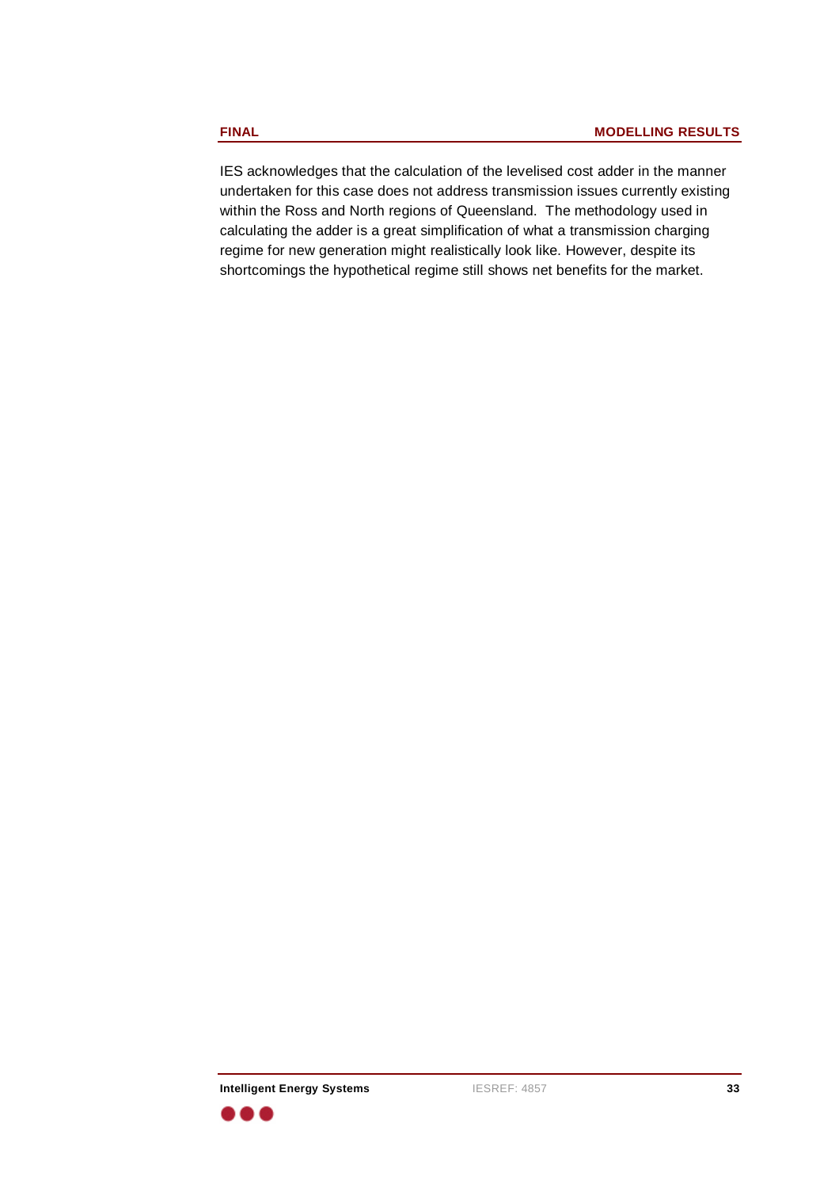IES acknowledges that the calculation of the levelised cost adder in the manner undertaken for this case does not address transmission issues currently existing within the Ross and North regions of Queensland.  The methodology used in calculating the adder is a great simplification of what a transmission charging regime for new generation might realistically look like. However, despite its shortcomings the hypothetical regime still shows net benefits for the market.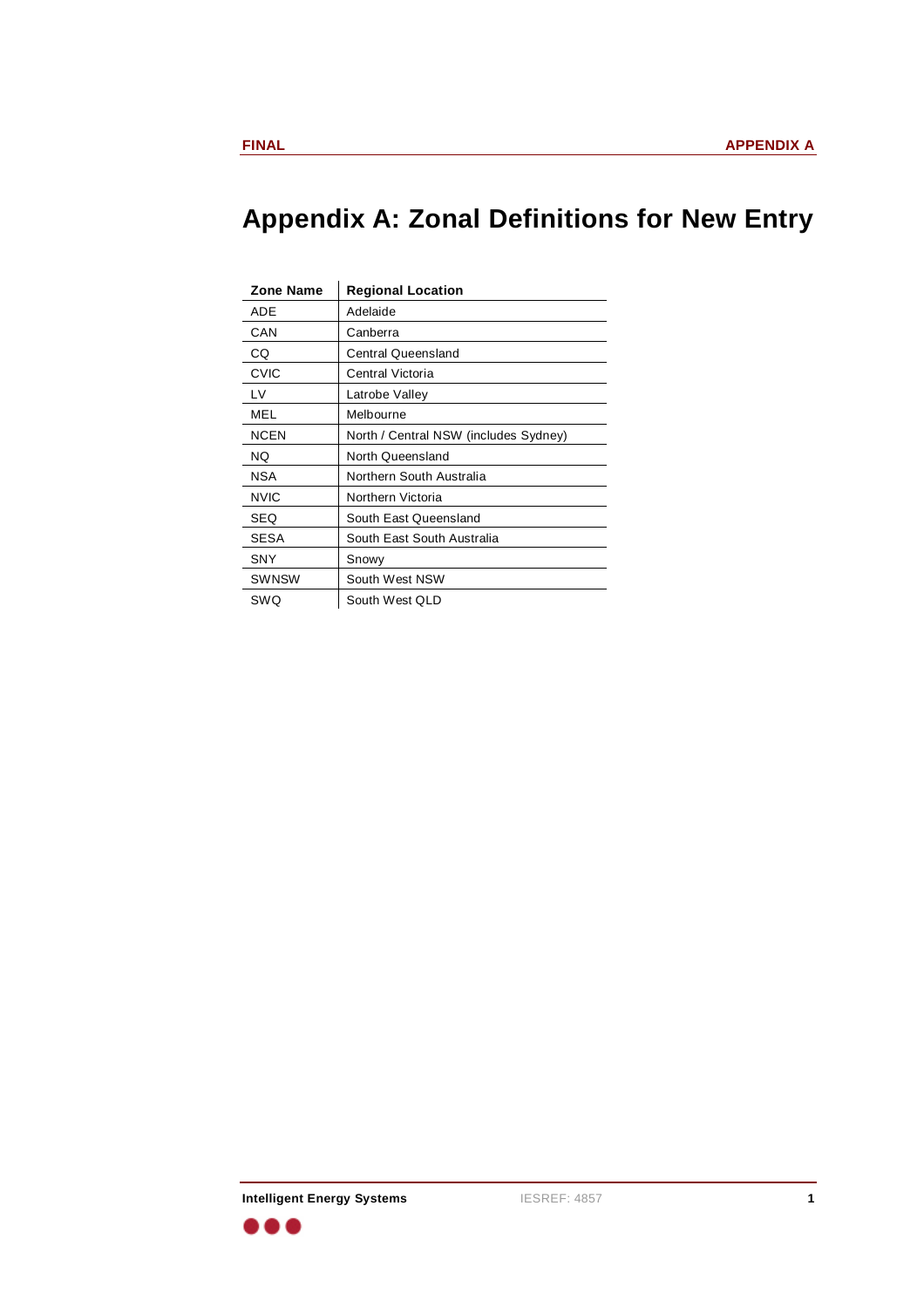# Appendix A: Zonal Definitions for New Entry

| Zone Name | Regional Location |
|---|---|
| ADE | Adelaide |
| CAN | Canberra |
| CQ | Central Queensland |
| CVIC | Central Victoria |
| LV | Latrobe Valley |
| MEL | Melbourne |
| NCEN | North / Central NSW (includes Sydney) |
| NQ | North Queensland |
| NSA | Northern South Australia |
| NVIC | Northern Victoria |
| SEQ | South East Queensland |
| SESA | South East South Australia |
| SNY | Snowy |
| SWNSW | South West NSW |
| SWQ | South West QLD |